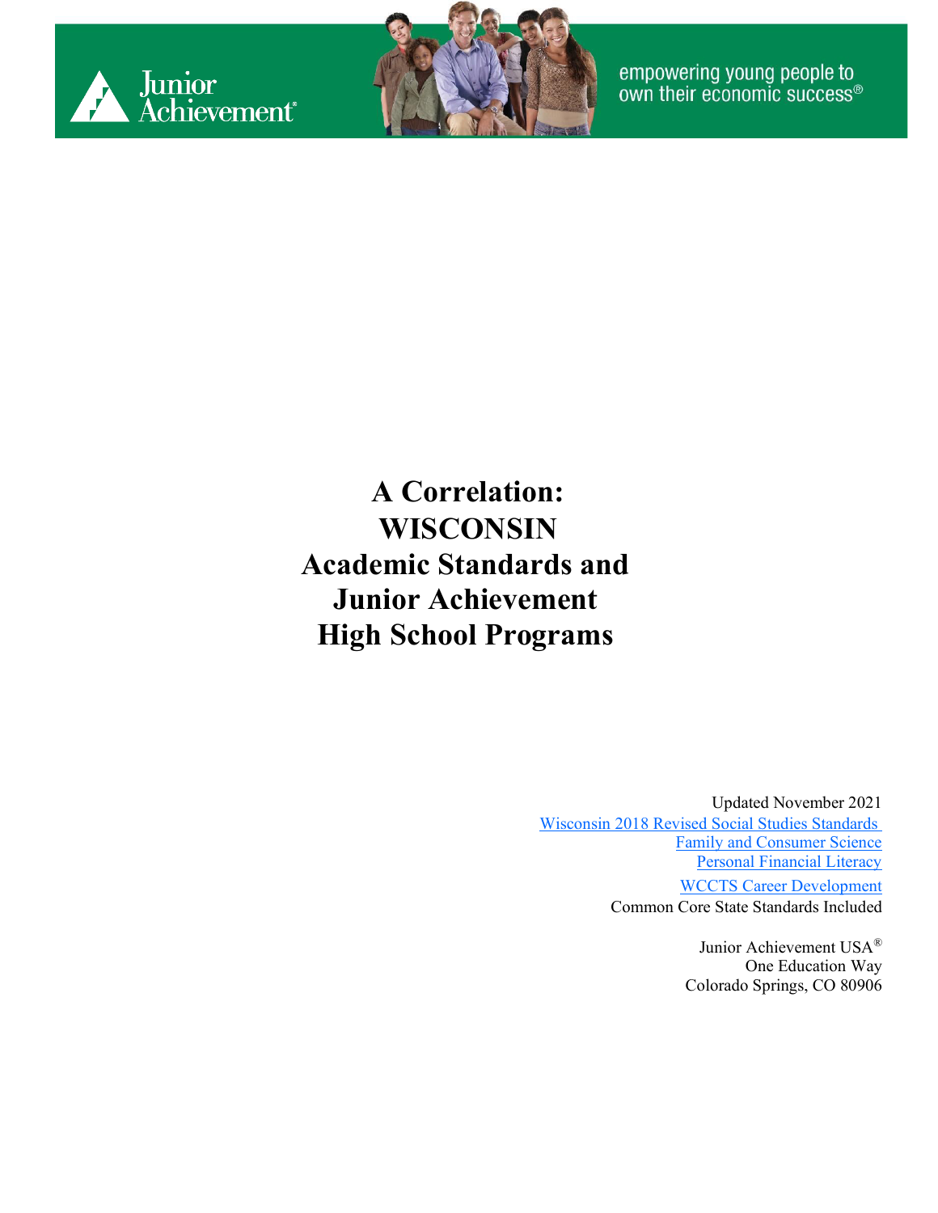Junior Achievement®

empowering young people to own their economic success®

# A Correlation: WISCONSIN Academic Standards and Junior Achievement High School Programs

Updated November 2021

Wisconsin 2018 Revised Social Studies Standards

Family and Consumer Science

Personal Financial Literacy

WCCTS Career Development

Common Core State Standards Included

Junior Achievement USA®
One Education Way
Colorado Springs, CO 80906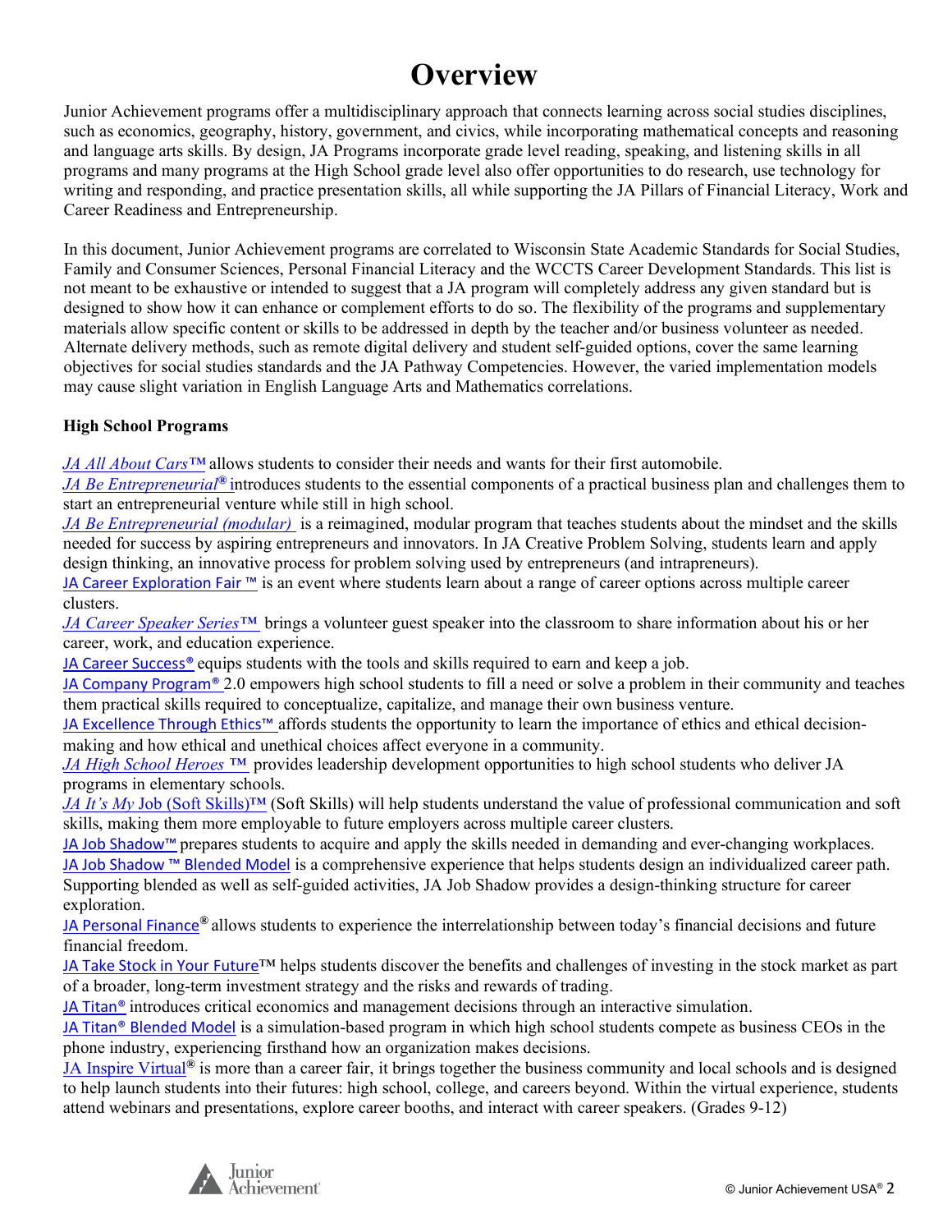# Overview

Junior Achievement programs offer a multidisciplinary approach that connects learning across social studies disciplines, such as economics, geography, history, government, and civics, while incorporating mathematical concepts and reasoning and language arts skills. By design, JA Programs incorporate grade level reading, speaking, and listening skills in all programs and many programs at the High School grade level also offer opportunities to do research, use technology for writing and responding, and practice presentation skills, all while supporting the JA Pillars of Financial Literacy, Work and Career Readiness and Entrepreneurship.

In this document, Junior Achievement programs are correlated to Wisconsin State Academic Standards for Social Studies, Family and Consumer Sciences, Personal Financial Literacy and the WCCTS Career Development Standards. This list is not meant to be exhaustive or intended to suggest that a JA program will completely address any given standard but is designed to show how it can enhance or complement efforts to do so. The flexibility of the programs and supplementary materials allow specific content or skills to be addressed in depth by the teacher and/or business volunteer as needed. Alternate delivery methods, such as remote digital delivery and student self-guided options, cover the same learning objectives for social studies standards and the JA Pathway Competencies. However, the varied implementation models may cause slight variation in English Language Arts and Mathematics correlations.

**High School Programs**

*JA All About Cars™* allows students to consider their needs and wants for their first automobile.
*JA Be Entrepreneurial®* introduces students to the essential components of a practical business plan and challenges them to start an entrepreneurial venture while still in high school.
*JA Be Entrepreneurial (modular)* is a reimagined, modular program that teaches students about the mindset and the skills needed for success by aspiring entrepreneurs and innovators. In JA Creative Problem Solving, students learn and apply design thinking, an innovative process for problem solving used by entrepreneurs (and intrapreneurs).
JA Career Exploration Fair ™ is an event where students learn about a range of career options across multiple career clusters.
*JA Career Speaker Series™* brings a volunteer guest speaker into the classroom to share information about his or her career, work, and education experience.
JA Career Success® equips students with the tools and skills required to earn and keep a job.
JA Company Program® 2.0 empowers high school students to fill a need or solve a problem in their community and teaches them practical skills required to conceptualize, capitalize, and manage their own business venture.
JA Excellence Through Ethics™ affords students the opportunity to learn the importance of ethics and ethical decision-making and how ethical and unethical choices affect everyone in a community.
*JA High School Heroes ™* provides leadership development opportunities to high school students who deliver JA programs in elementary schools.
*JA It's My* Job (Soft Skills)™ (Soft Skills) will help students understand the value of professional communication and soft skills, making them more employable to future employers across multiple career clusters.
JA Job Shadow™ prepares students to acquire and apply the skills needed in demanding and ever-changing workplaces.
JA Job Shadow ™ Blended Model is a comprehensive experience that helps students design an individualized career path. Supporting blended as well as self-guided activities, JA Job Shadow provides a design-thinking structure for career exploration.
JA Personal Finance® allows students to experience the interrelationship between today's financial decisions and future financial freedom.
JA Take Stock in Your Future™ helps students discover the benefits and challenges of investing in the stock market as part of a broader, long-term investment strategy and the risks and rewards of trading.
JA Titan® introduces critical economics and management decisions through an interactive simulation.
JA Titan® Blended Model is a simulation-based program in which high school students compete as business CEOs in the phone industry, experiencing firsthand how an organization makes decisions.
JA Inspire Virtual® is more than a career fair, it brings together the business community and local schools and is designed to help launch students into their futures: high school, college, and careers beyond. Within the virtual experience, students attend webinars and presentations, explore career booths, and interact with career speakers. (Grades 9-12)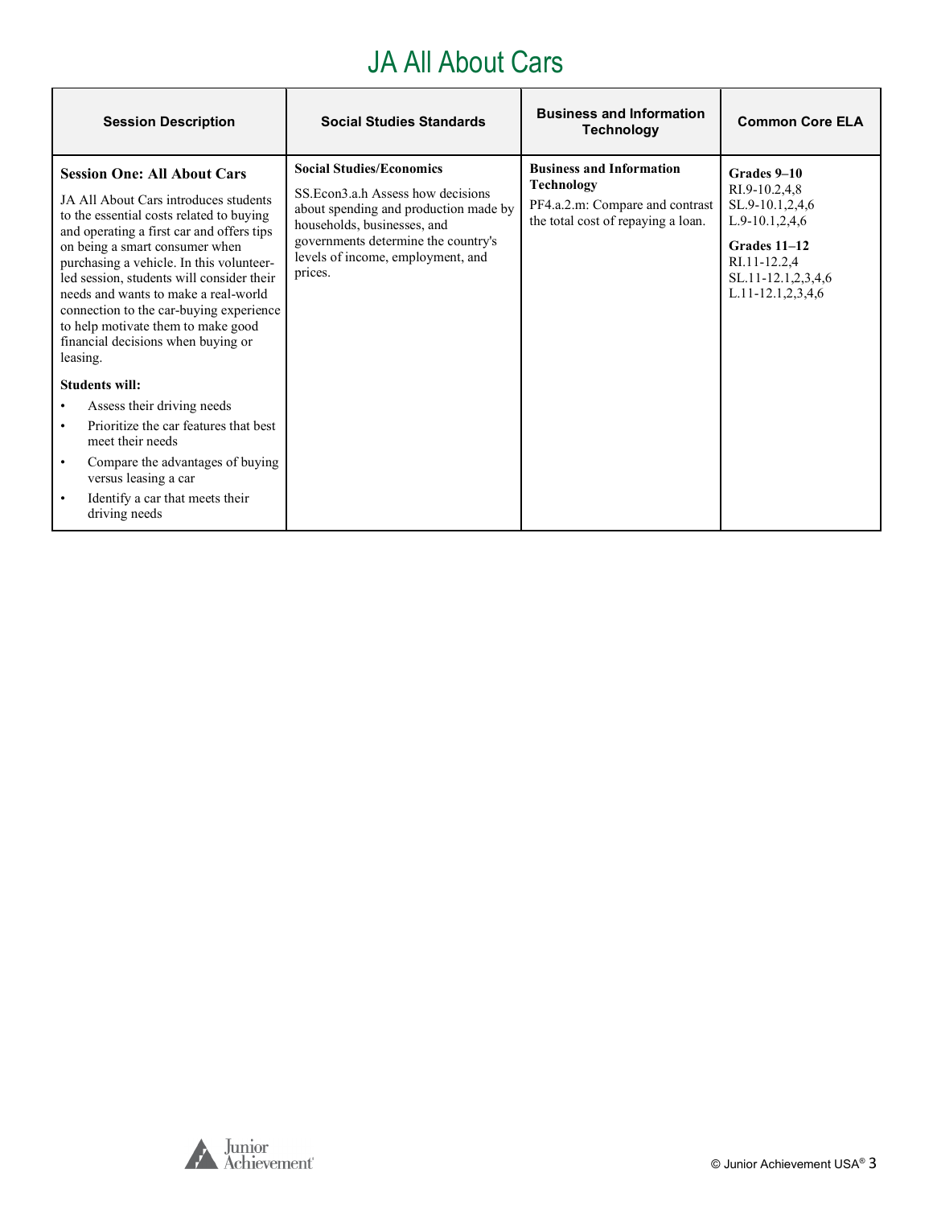# JA All About Cars

| Session Description | Social Studies Standards | Business and Information Technology | Common Core ELA |
| --- | --- | --- | --- |
| **Session One: All About Cars**<br><br>JA All About Cars introduces students to the essential costs related to buying and operating a first car and offers tips on being a smart consumer when purchasing a vehicle. In this volunteer-led session, students will consider their needs and wants to make a real-world connection to the car-buying experience to help motivate them to make good financial decisions when buying or leasing.<br><br>**Students will:**<br>• Assess their driving needs<br>• Prioritize the car features that best meet their needs<br>• Compare the advantages of buying versus leasing a car<br>• Identify a car that meets their driving needs | **Social Studies/Economics**<br><br>SS.Econ3.a.h Assess how decisions about spending and production made by households, businesses, and governments determine the country's levels of income, employment, and prices. | **Business and Information Technology**<br><br>PF4.a.2.m: Compare and contrast the total cost of repaying a loan. | **Grades 9–10**<br>RI.9-10.2,4,8<br>SL.9-10.1,2,4,6<br>L.9-10.1,2,4,6<br><br>**Grades 11–12**<br>RI.11-12.2,4<br>SL.11-12.1,2,3,4,6<br>L.11-12.1,2,3,4,6 |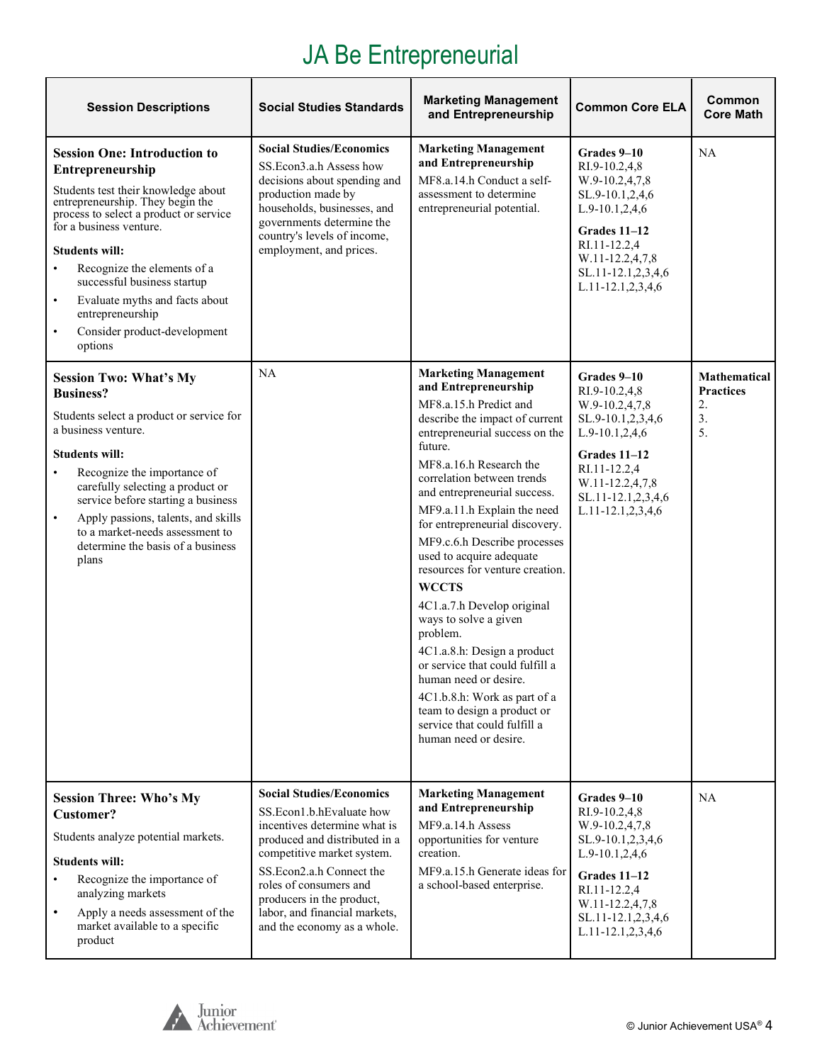# JA Be Entrepreneurial

| Session Descriptions | Social Studies Standards | Marketing Management and Entrepreneurship | Common Core ELA | Common Core Math |
|---|---|---|---|---|
| **Session One: Introduction to Entrepreneurship**<br>Students test their knowledge about entrepreneurship. They begin the process to select a product or service for a business venture.<br>**Students will:**<br>• Recognize the elements of a successful business startup<br>• Evaluate myths and facts about entrepreneurship<br>• Consider product-development options | **Social Studies/Economics**<br>SS.Econ3.a.h Assess how decisions about spending and production made by households, businesses, and governments determine the country's levels of income, employment, and prices. | **Marketing Management and Entrepreneurship**<br>MF8.a.14.h Conduct a self-assessment to determine entrepreneurial potential. | **Grades 9–10**<br>RI.9-10.2,4,8<br>W.9-10.2,4,7,8<br>SL.9-10.1,2,4,6<br>L.9-10.1,2,4,6<br>**Grades 11–12**<br>RI.11-12.2,4<br>W.11-12.2,4,7,8<br>SL.11-12.1,2,3,4,6<br>L.11-12.1,2,3,4,6 | NA |
| **Session Two: What's My Business?**<br>Students select a product or service for a business venture.<br>**Students will:**<br>• Recognize the importance of carefully selecting a product or service before starting a business<br>• Apply passions, talents, and skills to a market-needs assessment to determine the basis of a business plans | NA | **Marketing Management and Entrepreneurship**<br>MF8.a.15.h Predict and describe the impact of current entrepreneurial success on the future.<br>MF8.a.16.h Research the correlation between trends and entrepreneurial success.<br>MF9.a.11.h Explain the need for entrepreneurial discovery.<br>MF9.c.6.h Describe processes used to acquire adequate resources for venture creation.<br>**WCCTS**<br>4C1.a.7.h Develop original ways to solve a given problem.<br>4C1.a.8.h: Design a product or service that could fulfill a human need or desire.<br>4C1.b.8.h: Work as part of a team to design a product or service that could fulfill a human need or desire. | **Grades 9–10**<br>RI.9-10.2,4,8<br>W.9-10.2,4,7,8<br>SL.9-10.1,2,3,4,6<br>L.9-10.1,2,4,6<br>**Grades 11–12**<br>RI.11-12.2,4<br>W.11-12.2,4,7,8<br>SL.11-12.1,2,3,4,6<br>L.11-12.1,2,3,4,6 | **Mathematical Practices**<br>2.<br>3.<br>5. |
| **Session Three: Who's My Customer?**<br>Students analyze potential markets.<br>**Students will:**<br>• Recognize the importance of analyzing markets<br>• Apply a needs assessment of the market available to a specific product | **Social Studies/Economics**<br>SS.Econ1.b.hEvaluate how incentives determine what is produced and distributed in a competitive market system.<br>SS.Econ2.a.h Connect the roles of consumers and producers in the product, labor, and financial markets, and the economy as a whole. | **Marketing Management and Entrepreneurship**<br>MF9.a.14.h Assess opportunities for venture creation.<br>MF9.a.15.h Generate ideas for a school-based enterprise. | **Grades 9–10**<br>RI.9-10.2,4,8<br>W.9-10.2,4,7,8<br>SL.9-10.1,2,3,4,6<br>L.9-10.1,2,4,6<br>**Grades 11–12**<br>RI.11-12.2,4<br>W.11-12.2,4,7,8<br>SL.11-12.1,2,3,4,6<br>L.11-12.1,2,3,4,6 | NA |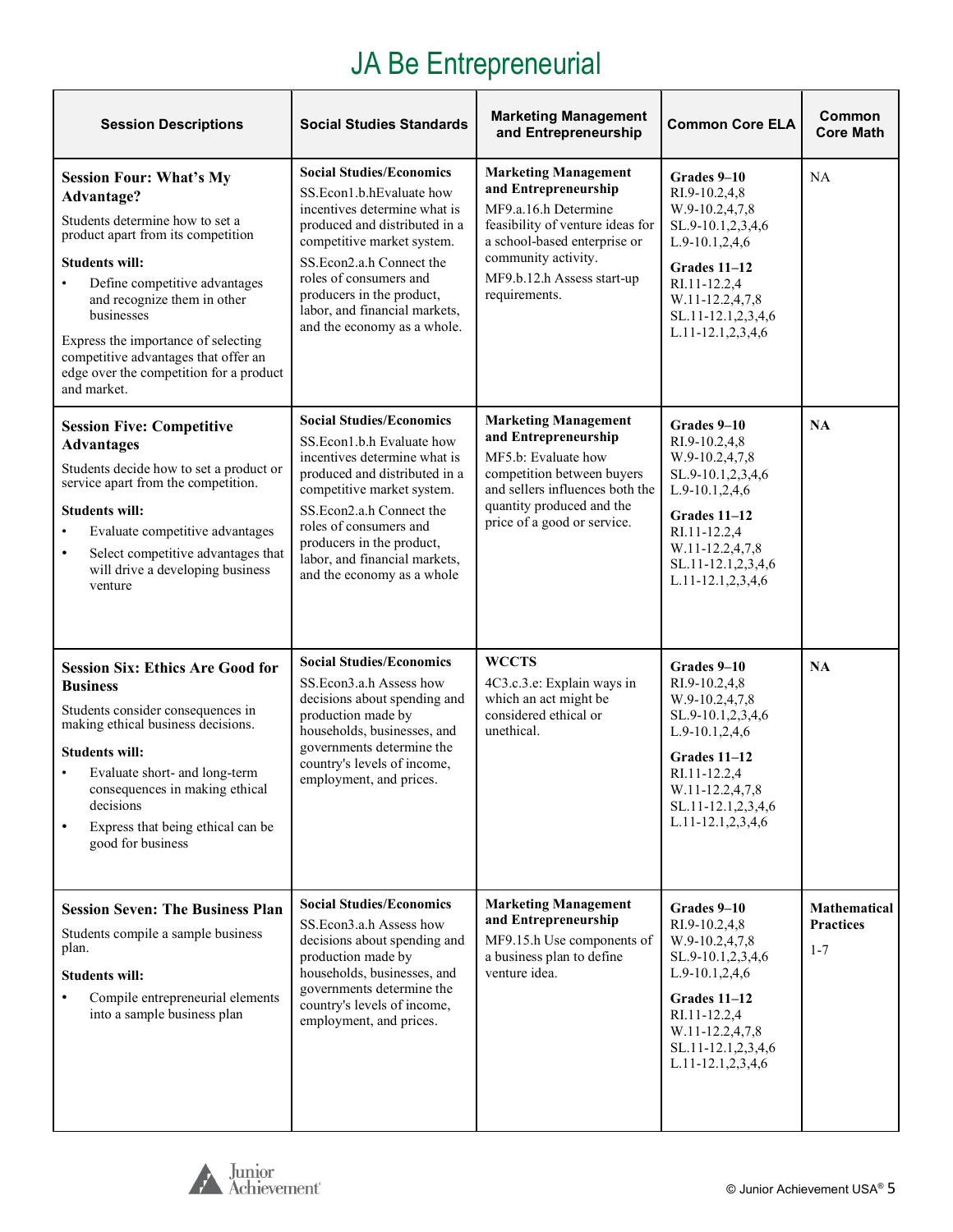# JA Be Entrepreneurial

| Session Descriptions | Social Studies Standards | Marketing Management and Entrepreneurship | Common Core ELA | Common Core Math |
|---|---|---|---|---|
| **Session Four: What's My Advantage?**<br>Students determine how to set a product apart from its competition<br>**Students will:**<br>• Define competitive advantages and recognize them in other businesses<br>Express the importance of selecting competitive advantages that offer an edge over the competition for a product and market. | **Social Studies/Economics**<br>SS.Econ1.b.hEvaluate how incentives determine what is produced and distributed in a competitive market system.<br>SS.Econ2.a.h Connect the roles of consumers and producers in the product, labor, and financial markets, and the economy as a whole. | **Marketing Management and Entrepreneurship**<br>MF9.a.16.h Determine feasibility of venture ideas for a school-based enterprise or community activity.<br>MF9.b.12.h Assess start-up requirements. | **Grades 9–10**<br>RI.9-10.2,4,8<br>W.9-10.2,4,7,8<br>SL.9-10.1,2,3,4,6<br>L.9-10.1,2,4,6<br>**Grades 11–12**<br>RI.11-12.2,4<br>W.11-12.2,4,7,8<br>SL.11-12.1,2,3,4,6<br>L.11-12.1,2,3,4,6 | NA |
| **Session Five: Competitive Advantages**<br>Students decide how to set a product or service apart from the competition.<br>**Students will:**<br>• Evaluate competitive advantages<br>• Select competitive advantages that will drive a developing business venture | **Social Studies/Economics**<br>SS.Econ1.b.h Evaluate how incentives determine what is produced and distributed in a competitive market system.<br>SS.Econ2.a.h Connect the roles of consumers and producers in the product, labor, and financial markets, and the economy as a whole | **Marketing Management and Entrepreneurship**<br>MF5.b: Evaluate how competition between buyers and sellers influences both the quantity produced and the price of a good or service. | **Grades 9–10**<br>RI.9-10.2,4,8<br>W.9-10.2,4,7,8<br>SL.9-10.1,2,3,4,6<br>L.9-10.1,2,4,6<br>**Grades 11–12**<br>RI.11-12.2,4<br>W.11-12.2,4,7,8<br>SL.11-12.1,2,3,4,6<br>L.11-12.1,2,3,4,6 | **NA** |
| **Session Six: Ethics Are Good for Business**<br>Students consider consequences in making ethical business decisions.<br>**Students will:**<br>• Evaluate short- and long-term consequences in making ethical decisions<br>• Express that being ethical can be good for business | **Social Studies/Economics**<br>SS.Econ3.a.h Assess how decisions about spending and production made by households, businesses, and governments determine the country's levels of income, employment, and prices. | **WCCTS**<br>4C3.c.3.e: Explain ways in which an act might be considered ethical or unethical. | **Grades 9–10**<br>RI.9-10.2,4,8<br>W.9-10.2,4,7,8<br>SL.9-10.1,2,3,4,6<br>L.9-10.1,2,4,6<br>**Grades 11–12**<br>RI.11-12.2,4<br>W.11-12.2,4,7,8<br>SL.11-12.1,2,3,4,6<br>L.11-12.1,2,3,4,6 | **NA** |
| **Session Seven: The Business Plan**<br>Students compile a sample business plan.<br>**Students will:**<br>• Compile entrepreneurial elements into a sample business plan | **Social Studies/Economics**<br>SS.Econ3.a.h Assess how decisions about spending and production made by households, businesses, and governments determine the country's levels of income, employment, and prices. | **Marketing Management and Entrepreneurship**<br>MF9.15.h Use components of a business plan to define venture idea. | **Grades 9–10**<br>RI.9-10.2,4,8<br>W.9-10.2,4,7,8<br>SL.9-10.1,2,3,4,6<br>L.9-10.1,2,4,6<br>**Grades 11–12**<br>RI.11-12.2,4<br>W.11-12.2,4,7,8<br>SL.11-12.1,2,3,4,6<br>L.11-12.1,2,3,4,6 | **Mathematical Practices**<br>1-7 |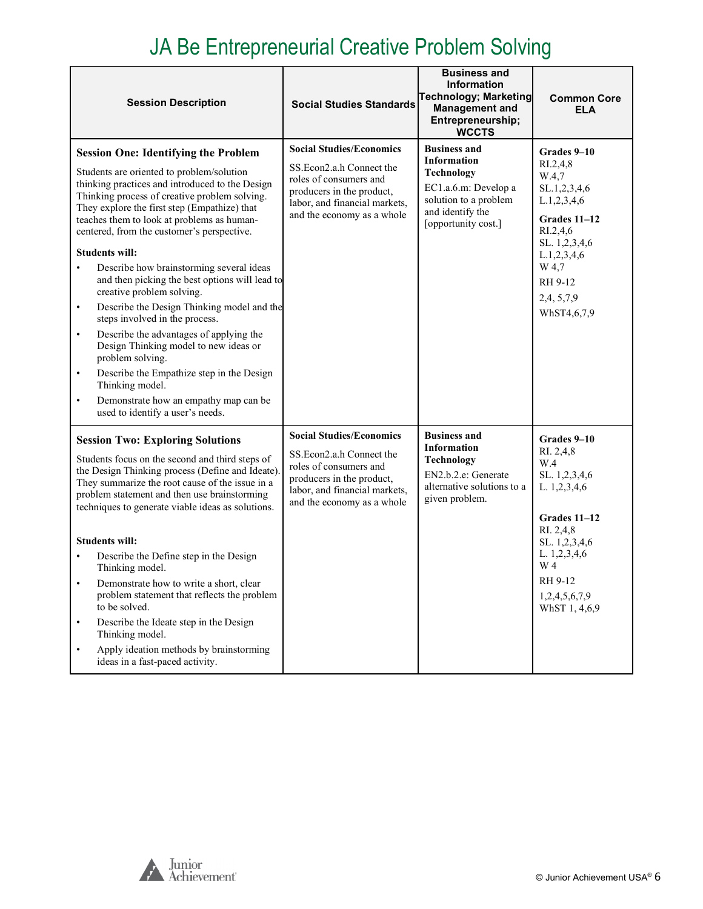# JA Be Entrepreneurial Creative Problem Solving

| Session Description | Social Studies Standards | Business and Information Technology; Marketing Management and Entrepreneurship; WCCTS | Common Core ELA |
|---|---|---|---|
| **Session One: Identifying the Problem**<br><br>Students are oriented to problem/solution thinking practices and introduced to the Design Thinking process of creative problem solving. They explore the first step (Empathize) that teaches them to look at problems as human-centered, from the customer's perspective.<br><br>**Students will:**<br>• Describe how brainstorming several ideas and then picking the best options will lead to creative problem solving.<br>• Describe the Design Thinking model and the steps involved in the process.<br>• Describe the advantages of applying the Design Thinking model to new ideas or problem solving.<br>• Describe the Empathize step in the Design Thinking model.<br>• Demonstrate how an empathy map can be used to identify a user's needs. | **Social Studies/Economics**<br><br>SS.Econ2.a.h Connect the roles of consumers and producers in the product, labor, and financial markets, and the economy as a whole | **Business and Information Technology**<br><br>EC1.a.6.m: Develop a solution to a problem and identify the [opportunity cost.] | **Grades 9–10**<br>RI.2,4,8<br>W.4,7<br>SL.1,2,3,4,6<br>L.1,2,3,4,6<br><br>**Grades 11–12**<br>RI.2,4,6<br>SL. 1,2,3,4,6<br>L.1,2,3,4,6<br>W 4,7<br>RH 9-12<br>2,4, 5,7,9<br>WhST4,6,7,9 |
| **Session Two: Exploring Solutions**<br><br>Students focus on the second and third steps of the Design Thinking process (Define and Ideate). They summarize the root cause of the issue in a problem statement and then use brainstorming techniques to generate viable ideas as solutions.<br><br>**Students will:**<br>• Describe the Define step in the Design Thinking model.<br>• Demonstrate how to write a short, clear problem statement that reflects the problem to be solved.<br>• Describe the Ideate step in the Design Thinking model.<br>• Apply ideation methods by brainstorming ideas in a fast-paced activity. | **Social Studies/Economics**<br><br>SS.Econ2.a.h Connect the roles of consumers and producers in the product, labor, and financial markets, and the economy as a whole | **Business and Information Technology**<br><br>EN2.b.2.e: Generate alternative solutions to a given problem. | **Grades 9–10**<br>RI. 2,4,8<br>W.4<br>SL. 1,2,3,4,6<br>L. 1,2,3,4,6<br><br>**Grades 11–12**<br>RI. 2,4,8<br>SL. 1,2,3,4,6<br>L. 1,2,3,4,6<br>W 4<br>RH 9-12<br>1,2,4,5,6,7,9<br>WhST 1, 4,6,9 |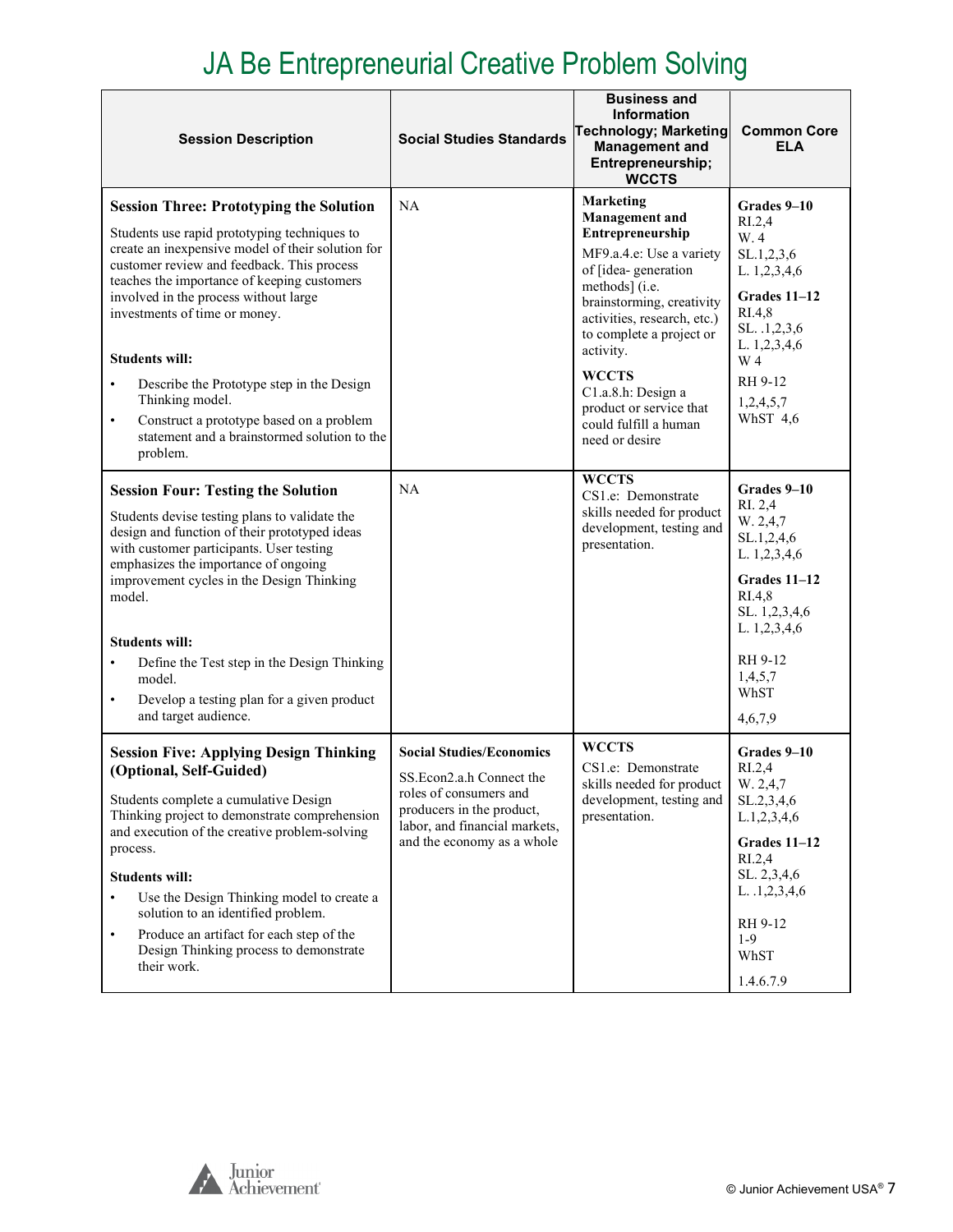# JA Be Entrepreneurial Creative Problem Solving

| Session Description | Social Studies Standards | Business and Information Technology; Marketing Management and Entrepreneurship; WCCTS | Common Core ELA |
|---|---|---|---|
| **Session Three: Prototyping the Solution**<br><br>Students use rapid prototyping techniques to create an inexpensive model of their solution for customer review and feedback. This process teaches the importance of keeping customers involved in the process without large investments of time or money.<br><br>**Students will:**<br>• Describe the Prototype step in the Design Thinking model.<br>• Construct a prototype based on a problem statement and a brainstormed solution to the problem. | NA | **Marketing Management and Entrepreneurship**<br>MF9.a.4.e: Use a variety of [idea- generation methods] (i.e. brainstorming, creativity activities, research, etc.) to complete a project or activity.<br>**WCCTS**<br>C1.a.8.h: Design a product or service that could fulfill a human need or desire | **Grades 9–10**<br>RI.2,4<br>W. 4<br>SL.1,2,3,6<br>L. 1,2,3,4,6<br>**Grades 11–12**<br>RI.4,8<br>SL. .1,2,3,6<br>L. 1,2,3,4,6<br>W 4<br>RH 9-12<br>1,2,4,5,7<br>WhST 4,6 |
| **Session Four: Testing the Solution**<br><br>Students devise testing plans to validate the design and function of their prototyped ideas with customer participants. User testing emphasizes the importance of ongoing improvement cycles in the Design Thinking model.<br><br>**Students will:**<br>• Define the Test step in the Design Thinking model.<br>• Develop a testing plan for a given product and target audience. | NA | **WCCTS**<br>CS1.e: Demonstrate skills needed for product development, testing and presentation. | **Grades 9–10**<br>RI. 2,4<br>W. 2,4,7<br>SL.1,2,4,6<br>L. 1,2,3,4,6<br>**Grades 11–12**<br>RI.4,8<br>SL. 1,2,3,4,6<br>L. 1,2,3,4,6<br>RH 9-12<br>1,4,5,7<br>WhST<br>4,6,7,9 |
| **Session Five: Applying Design Thinking (Optional, Self-Guided)**<br><br>Students complete a cumulative Design Thinking project to demonstrate comprehension and execution of the creative problem-solving process.<br><br>**Students will:**<br>• Use the Design Thinking model to create a solution to an identified problem.<br>• Produce an artifact for each step of the Design Thinking process to demonstrate their work. | **Social Studies/Economics**<br>SS.Econ2.a.h Connect the roles of consumers and producers in the product, labor, and financial markets, and the economy as a whole | **WCCTS**<br>CS1.e: Demonstrate skills needed for product development, testing and presentation. | **Grades 9–10**<br>RI.2,4<br>W. 2,4,7<br>SL.2,3,4,6<br>L.1,2,3,4,6<br>**Grades 11–12**<br>RI.2,4<br>SL. 2,3,4,6<br>L. .1,2,3,4,6<br>RH 9-12<br>1-9<br>WhST<br>1.4.6.7.9 |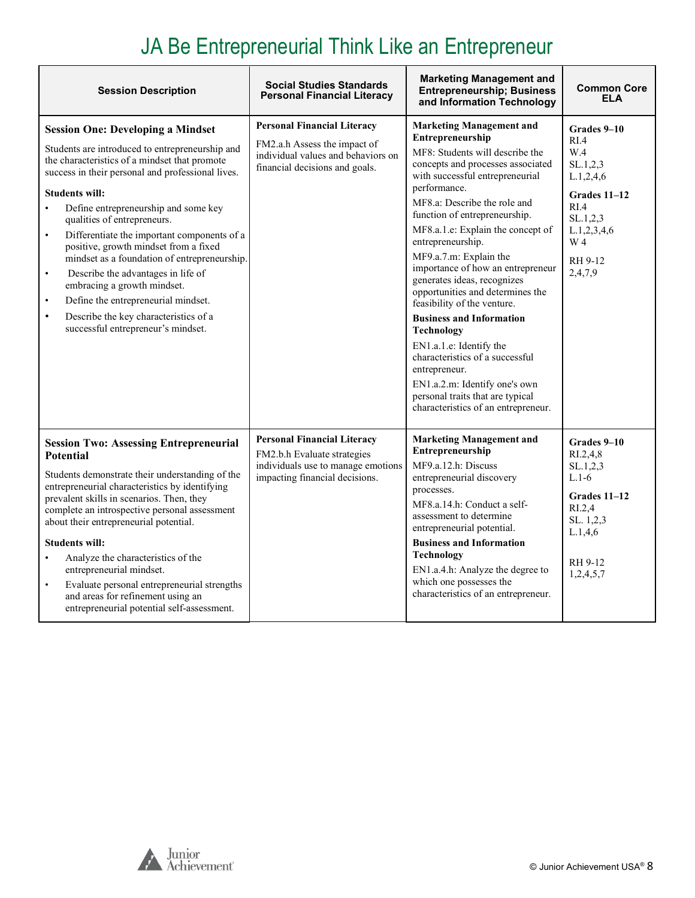# JA Be Entrepreneurial Think Like an Entrepreneur

| Session Description | Social Studies Standards Personal Financial Literacy | Marketing Management and Entrepreneurship; Business and Information Technology | Common Core ELA |
|---|---|---|---|
| **Session One: Developing a Mindset**<br><br>Students are introduced to entrepreneurship and the characteristics of a mindset that promote success in their personal and professional lives.<br><br>**Students will:**<br>• Define entrepreneurship and some key qualities of entrepreneurs.<br>• Differentiate the important components of a positive, growth mindset from a fixed mindset as a foundation of entrepreneurship.<br>• Describe the advantages in life of embracing a growth mindset.<br>• Define the entrepreneurial mindset.<br>• Describe the key characteristics of a successful entrepreneur's mindset. | **Personal Financial Literacy**<br><br>FM2.a.h Assess the impact of individual values and behaviors on financial decisions and goals. | **Marketing Management and Entrepreneurship**<br><br>MF8: Students will describe the concepts and processes associated with successful entrepreneurial performance.<br><br>MF8.a: Describe the role and function of entrepreneurship.<br><br>MF8.a.1.e: Explain the concept of entrepreneurship.<br><br>MF9.a.7.m: Explain the importance of how an entrepreneur generates ideas, recognizes opportunities and determines the feasibility of the venture.<br><br>**Business and Information Technology**<br><br>EN1.a.1.e: Identify the characteristics of a successful entrepreneur.<br><br>EN1.a.2.m: Identify one's own personal traits that are typical characteristics of an entrepreneur. | **Grades 9–10**<br>RI.4<br>W.4<br>SL.1,2,3<br>L.1,2,4,6<br><br>**Grades 11–12**<br>RI.4<br>SL.1,2,3<br>L.1,2,3,4,6<br>W 4<br><br>RH 9-12<br>2,4,7,9 |
| **Session Two: Assessing Entrepreneurial Potential**<br><br>Students demonstrate their understanding of the entrepreneurial characteristics by identifying prevalent skills in scenarios. Then, they complete an introspective personal assessment about their entrepreneurial potential.<br><br>**Students will:**<br>• Analyze the characteristics of the entrepreneurial mindset.<br>• Evaluate personal entrepreneurial strengths and areas for refinement using an entrepreneurial potential self-assessment. | **Personal Financial Literacy**<br><br>FM2.b.h Evaluate strategies individuals use to manage emotions impacting financial decisions. | **Marketing Management and Entrepreneurship**<br><br>MF9.a.12.h: Discuss entrepreneurial discovery processes.<br><br>MF8.a.14.h: Conduct a self-assessment to determine entrepreneurial potential.<br><br>**Business and Information Technology**<br><br>EN1.a.4.h: Analyze the degree to which one possesses the characteristics of an entrepreneur. | **Grades 9–10**<br>RI.2,4,8<br>SL.1,2,3<br>L.1-6<br><br>**Grades 11–12**<br>RI.2,4<br>SL. 1,2,3<br>L.1,4,6<br><br>RH 9-12<br>1,2,4,5,7 |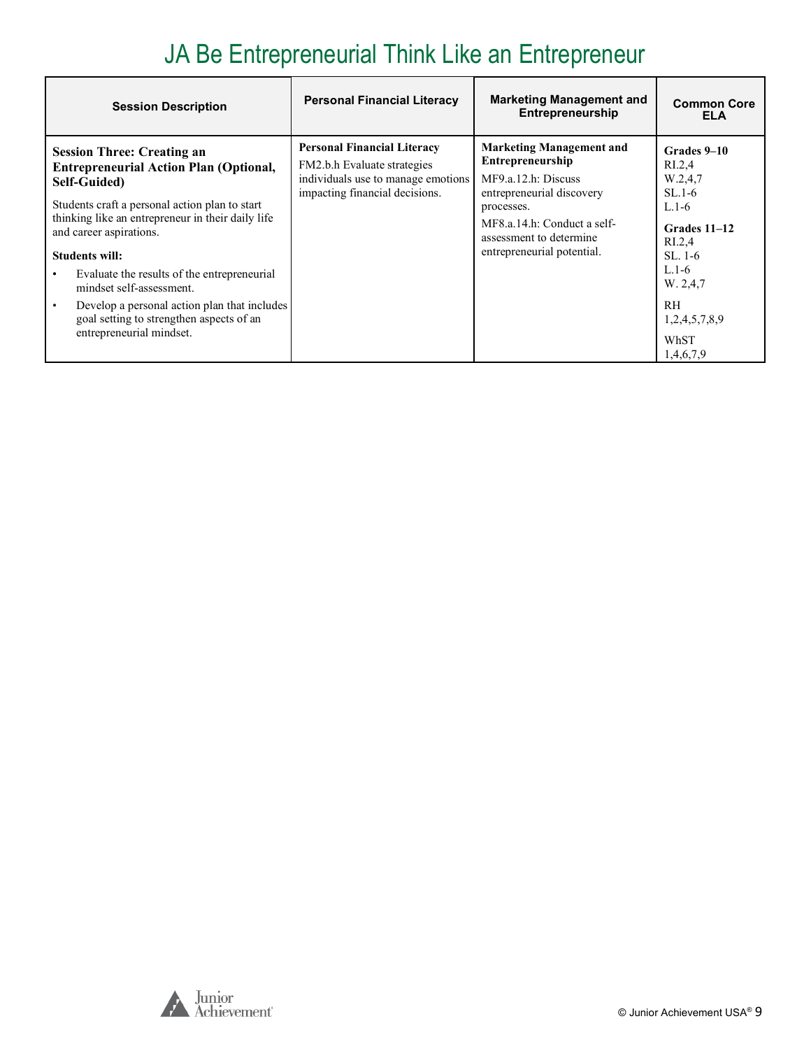# JA Be Entrepreneurial Think Like an Entrepreneur

| Session Description | Personal Financial Literacy | Marketing Management and Entrepreneurship | Common Core ELA |
|---|---|---|---|
| **Session Three: Creating an Entrepreneurial Action Plan (Optional, Self-Guided)**<br>Students craft a personal action plan to start thinking like an entrepreneur in their daily life and career aspirations.<br>**Students will:**<br>• Evaluate the results of the entrepreneurial mindset self-assessment.<br>• Develop a personal action plan that includes goal setting to strengthen aspects of an entrepreneurial mindset. | **Personal Financial Literacy**<br>FM2.b.h Evaluate strategies individuals use to manage emotions impacting financial decisions. | **Marketing Management and Entrepreneurship**<br>MF9.a.12.h: Discuss entrepreneurial discovery processes.<br>MF8.a.14.h: Conduct a self-assessment to determine entrepreneurial potential. | **Grades 9–10**<br>RI.2,4<br>W.2,4,7<br>SL.1-6<br>L.1-6<br>**Grades 11–12**<br>RI.2,4<br>SL. 1-6<br>L.1-6<br>W. 2,4,7<br>RH 1,2,4,5,7,8,9<br>WhST 1,4,6,7,9 |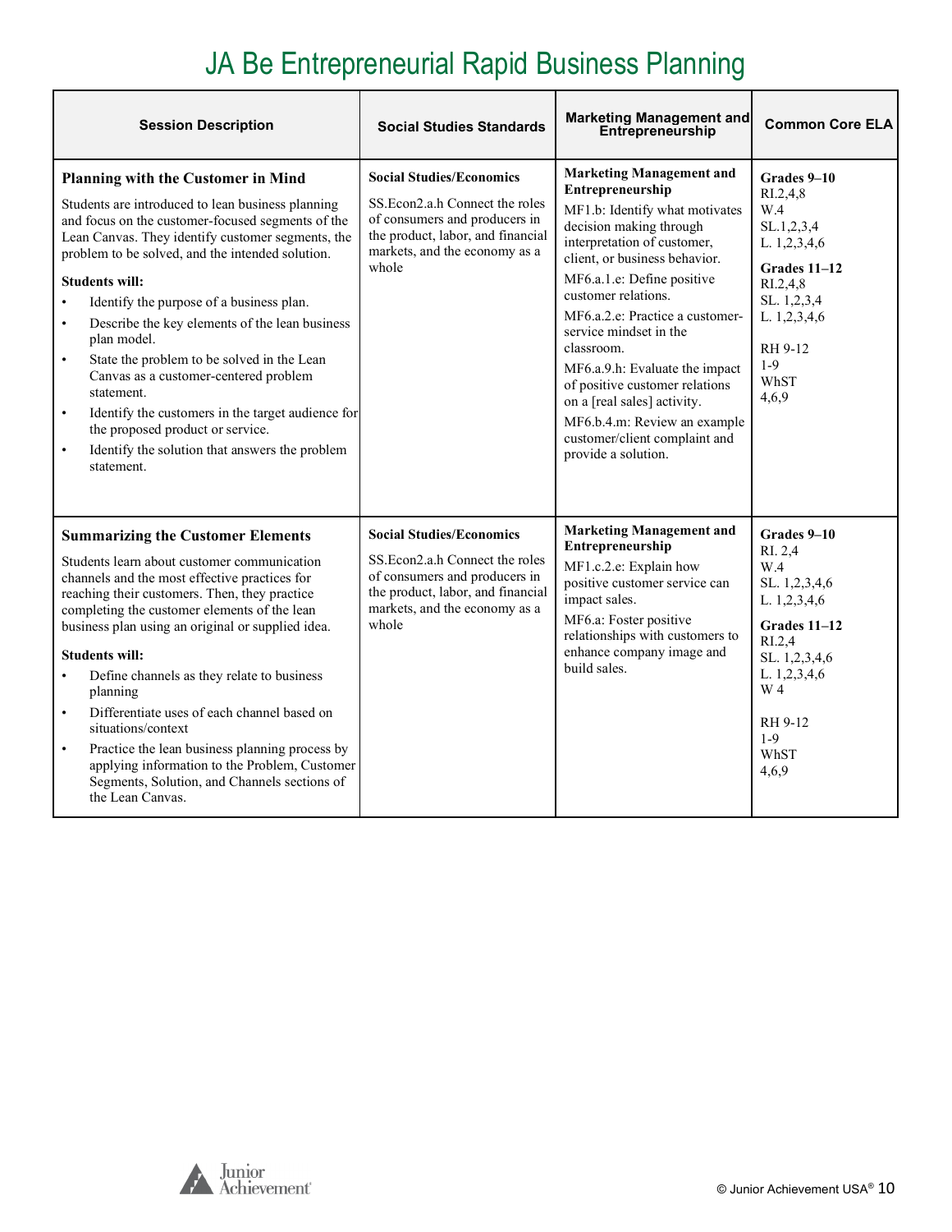# JA Be Entrepreneurial Rapid Business Planning

| Session Description | Social Studies Standards | Marketing Management and Entrepreneurship | Common Core ELA |
|---|---|---|---|
| **Planning with the Customer in Mind**<br><br>Students are introduced to lean business planning and focus on the customer-focused segments of the Lean Canvas. They identify customer segments, the problem to be solved, and the intended solution.<br><br>**Students will:**<br>• Identify the purpose of a business plan.<br>• Describe the key elements of the lean business plan model.<br>• State the problem to be solved in the Lean Canvas as a customer-centered problem statement.<br>• Identify the customers in the target audience for the proposed product or service.<br>• Identify the solution that answers the problem statement. | **Social Studies/Economics**<br><br>SS.Econ2.a.h Connect the roles of consumers and producers in the product, labor, and financial markets, and the economy as a whole | **Marketing Management and Entrepreneurship**<br><br>MF1.b: Identify what motivates decision making through interpretation of customer, client, or business behavior.<br>MF6.a.1.e: Define positive customer relations.<br>MF6.a.2.e: Practice a customer-service mindset in the classroom.<br>MF6.a.9.h: Evaluate the impact of positive customer relations on a [real sales] activity.<br>MF6.b.4.m: Review an example customer/client complaint and provide a solution. | **Grades 9–10**<br>RI.2,4,8<br>W.4<br>SL.1,2,3,4<br>L. 1,2,3,4,6<br><br>**Grades 11–12**<br>RI.2,4,8<br>SL. 1,2,3,4<br>L. 1,2,3,4,6<br><br>RH 9-12<br>1-9<br>WhST<br>4,6,9 |
| **Summarizing the Customer Elements**<br><br>Students learn about customer communication channels and the most effective practices for reaching their customers. Then, they practice completing the customer elements of the lean business plan using an original or supplied idea.<br><br>**Students will:**<br>• Define channels as they relate to business planning<br>• Differentiate uses of each channel based on situations/context<br>• Practice the lean business planning process by applying information to the Problem, Customer Segments, Solution, and Channels sections of the Lean Canvas. | **Social Studies/Economics**<br><br>SS.Econ2.a.h Connect the roles of consumers and producers in the product, labor, and financial markets, and the economy as a whole | **Marketing Management and Entrepreneurship**<br><br>MF1.c.2.e: Explain how positive customer service can impact sales.<br>MF6.a: Foster positive relationships with customers to enhance company image and build sales. | **Grades 9–10**<br>RI. 2,4<br>W.4<br>SL. 1,2,3,4,6<br>L. 1,2,3,4,6<br><br>**Grades 11–12**<br>RI.2,4<br>SL. 1,2,3,4,6<br>L. 1,2,3,4,6<br>W 4<br><br>RH 9-12<br>1-9<br>WhST<br>4,6,9 |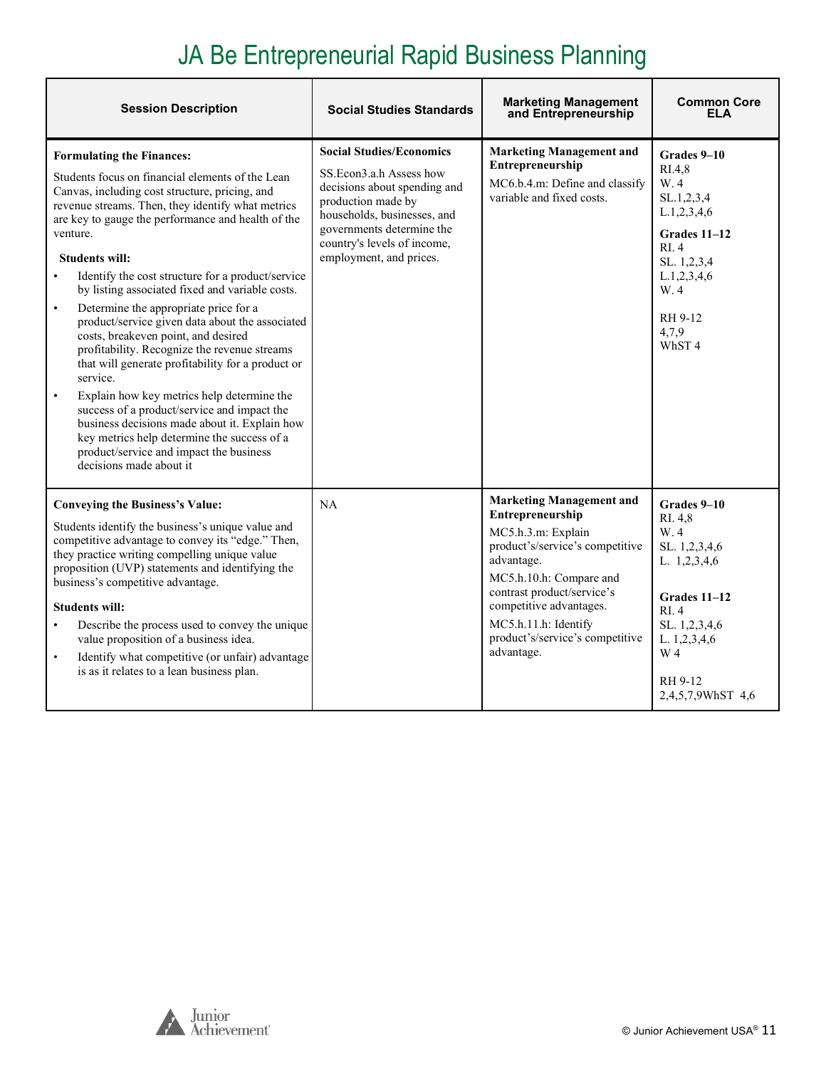# JA Be Entrepreneurial Rapid Business Planning

| Session Description | Social Studies Standards | Marketing Management and Entrepreneurship | Common Core ELA |
|---|---|---|---|
| **Formulating the Finances:**<br><br>Students focus on financial elements of the Lean Canvas, including cost structure, pricing, and revenue streams. Then, they identify what metrics are key to gauge the performance and health of the venture.<br><br>**Students will:**<br>• Identify the cost structure for a product/service by listing associated fixed and variable costs.<br>• Determine the appropriate price for a product/service given data about the associated costs, breakeven point, and desired profitability. Recognize the revenue streams that will generate profitability for a product or service.<br>• Explain how key metrics help determine the success of a product/service and impact the business decisions made about it. Explain how key metrics help determine the success of a product/service and impact the business decisions made about it | **Social Studies/Economics**<br><br>SS.Econ3.a.h Assess how decisions about spending and production made by households, businesses, and governments determine the country's levels of income, employment, and prices. | **Marketing Management and Entrepreneurship**<br><br>MC6.b.4.m: Define and classify variable and fixed costs. | **Grades 9–10**<br>RI.4,8<br>W. 4<br>SL.1,2,3,4<br>L.1,2,3,4,6<br><br>**Grades 11–12**<br>RI. 4<br>SL. 1,2,3,4<br>L.1,2,3,4,6<br>W. 4<br><br>RH 9-12<br>4,7,9<br>WhST 4 |
| **Conveying the Business's Value:**<br><br>Students identify the business's unique value and competitive advantage to convey its "edge." Then, they practice writing compelling unique value proposition (UVP) statements and identifying the business's competitive advantage.<br><br>**Students will:**<br>• Describe the process used to convey the unique value proposition of a business idea.<br>• Identify what competitive (or unfair) advantage is as it relates to a lean business plan. | NA | **Marketing Management and Entrepreneurship**<br><br>MC5.h.3.m: Explain product's/service's competitive advantage.<br><br>MC5.h.10.h: Compare and contrast product/service's competitive advantages.<br><br>MC5.h.11.h: Identify product's/service's competitive advantage. | **Grades 9–10**<br>RI. 4,8<br>W. 4<br>SL. 1,2,3,4,6<br>L. 1,2,3,4,6<br><br>**Grades 11–12**<br>RI. 4<br>SL. 1,2,3,4,6<br>L. 1,2,3,4,6<br>W 4<br><br>RH 9-12<br>2,4,5,7,9WhST 4,6 |

© Junior Achievement USA®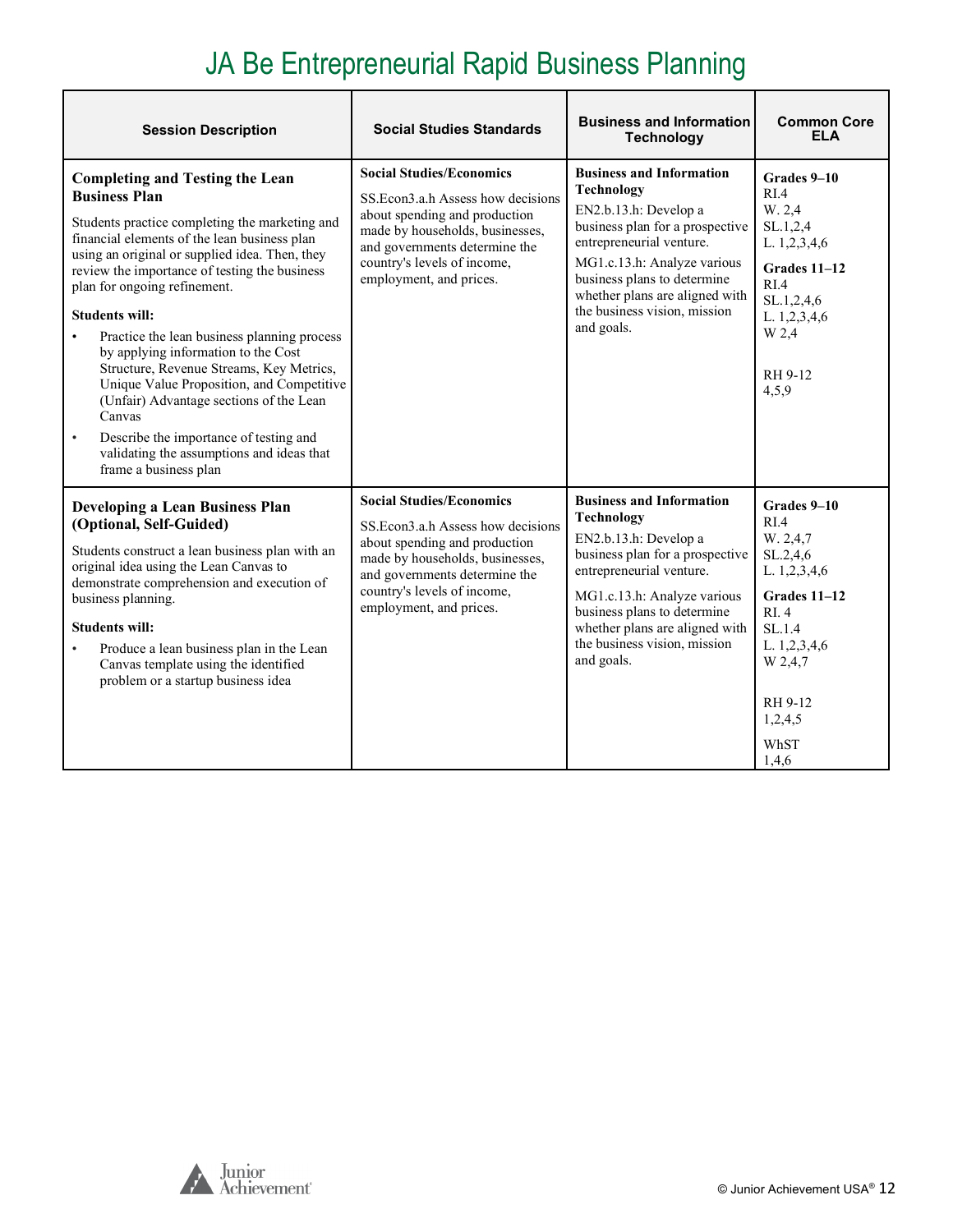# JA Be Entrepreneurial Rapid Business Planning

| Session Description | Social Studies Standards | Business and Information Technology | Common Core ELA |
|---|---|---|---|
| **Completing and Testing the Lean Business Plan**<br><br>Students practice completing the marketing and financial elements of the lean business plan using an original or supplied idea. Then, they review the importance of testing the business plan for ongoing refinement.<br><br>**Students will:**<br>• Practice the lean business planning process by applying information to the Cost Structure, Revenue Streams, Key Metrics, Unique Value Proposition, and Competitive (Unfair) Advantage sections of the Lean Canvas<br>• Describe the importance of testing and validating the assumptions and ideas that frame a business plan | **Social Studies/Economics**<br><br>SS.Econ3.a.h Assess how decisions about spending and production made by households, businesses, and governments determine the country's levels of income, employment, and prices. | **Business and Information Technology**<br><br>EN2.b.13.h: Develop a business plan for a prospective entrepreneurial venture.<br><br>MG1.c.13.h: Analyze various business plans to determine whether plans are aligned with the business vision, mission and goals. | **Grades 9–10**<br>RI.4<br>W. 2,4<br>SL.1,2,4<br>L. 1,2,3,4,6<br><br>**Grades 11–12**<br>RI.4<br>SL.1,2,4,6<br>L. 1,2,3,4,6<br>W 2,4<br><br>RH 9-12<br>4,5,9 |
| **Developing a Lean Business Plan (Optional, Self-Guided)**<br><br>Students construct a lean business plan with an original idea using the Lean Canvas to demonstrate comprehension and execution of business planning.<br><br>**Students will:**<br>• Produce a lean business plan in the Lean Canvas template using the identified problem or a startup business idea | **Social Studies/Economics**<br><br>SS.Econ3.a.h Assess how decisions about spending and production made by households, businesses, and governments determine the country's levels of income, employment, and prices. | **Business and Information Technology**<br><br>EN2.b.13.h: Develop a business plan for a prospective entrepreneurial venture.<br><br>MG1.c.13.h: Analyze various business plans to determine whether plans are aligned with the business vision, mission and goals. | **Grades 9–10**<br>RI.4<br>W. 2,4,7<br>SL.2,4,6<br>L. 1,2,3,4,6<br><br>**Grades 11–12**<br>RI. 4<br>SL.1.4<br>L. 1,2,3,4,6<br>W 2,4,7<br><br>RH 9-12<br>1,2,4,5<br><br>WhST<br>1,4,6 |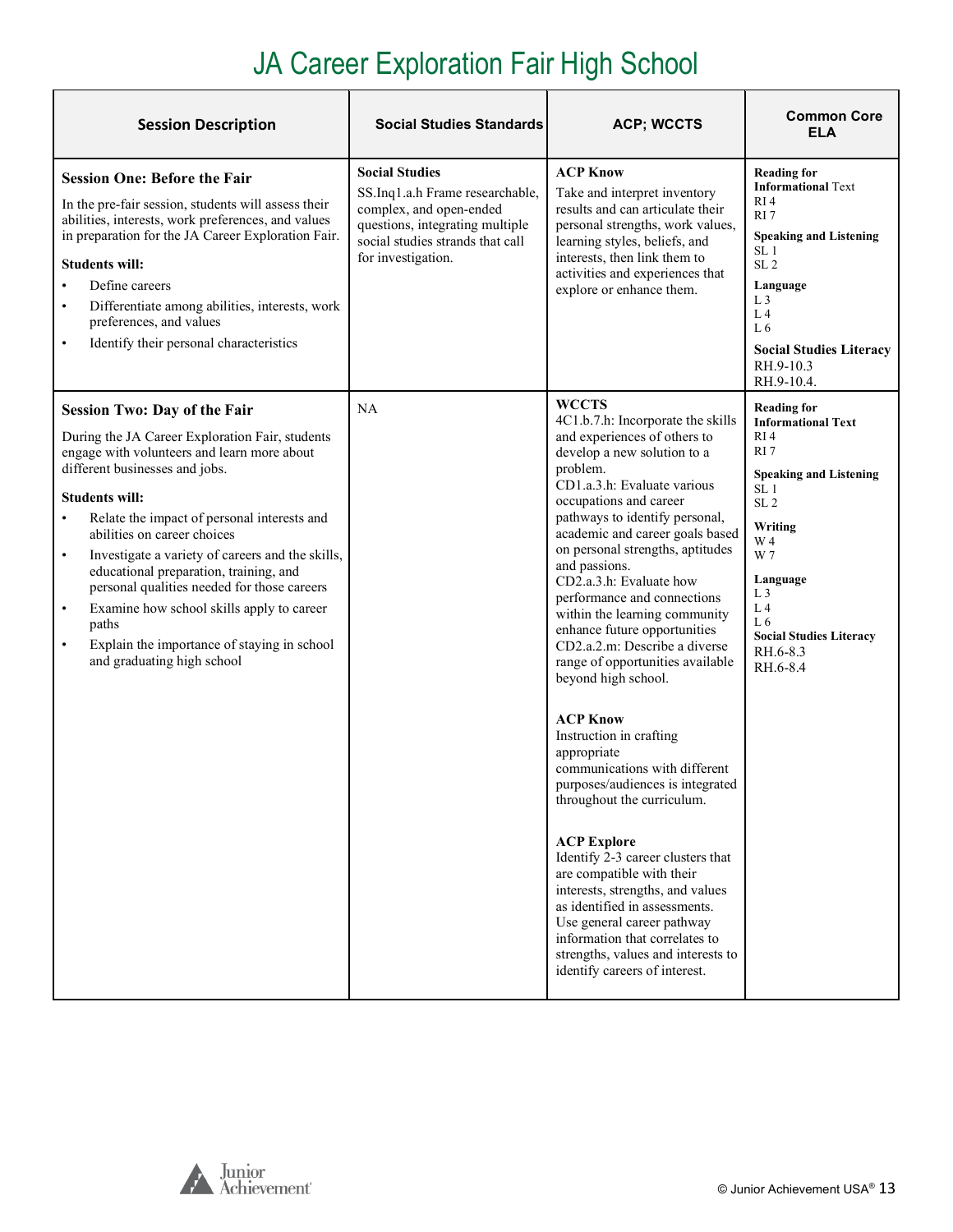# JA Career Exploration Fair High School

| Session Description | Social Studies Standards | ACP; WCCTS | Common Core ELA |
|---|---|---|---|
| **Session One: Before the Fair**<br><br>In the pre-fair session, students will assess their abilities, interests, work preferences, and values in preparation for the JA Career Exploration Fair.<br><br>**Students will:**<br>• Define careers<br>• Differentiate among abilities, interests, work preferences, and values<br>• Identify their personal characteristics | **Social Studies**<br>SS.Inq1.a.h Frame researchable, complex, and open-ended questions, integrating multiple social studies strands that call for investigation. | **ACP Know**<br>Take and interpret inventory results and can articulate their personal strengths, work values, learning styles, beliefs, and interests, then link them to activities and experiences that explore or enhance them. | **Reading for Informational** Text<br>RI 4<br>RI 7<br><br>**Speaking and Listening**<br>SL 1<br>SL 2<br><br>**Language**<br>L 3<br>L 4<br>L 6<br><br>**Social Studies Literacy**<br>RH.9-10.3<br>RH.9-10.4. |
| **Session Two: Day of the Fair**<br><br>During the JA Career Exploration Fair, students engage with volunteers and learn more about different businesses and jobs.<br><br>**Students will:**<br>• Relate the impact of personal interests and abilities on career choices<br>• Investigate a variety of careers and the skills, educational preparation, training, and personal qualities needed for those careers<br>• Examine how school skills apply to career paths<br>• Explain the importance of staying in school and graduating high school | NA | **WCCTS**<br>4C1.b.7.h: Incorporate the skills and experiences of others to develop a new solution to a problem.<br>CD1.a.3.h: Evaluate various occupations and career pathways to identify personal, academic and career goals based on personal strengths, aptitudes and passions.<br>CD2.a.3.h: Evaluate how performance and connections within the learning community enhance future opportunities<br>CD2.a.2.m: Describe a diverse range of opportunities available beyond high school.<br><br>**ACP Know**<br>Instruction in crafting appropriate communications with different purposes/audiences is integrated throughout the curriculum.<br><br>**ACP Explore**<br>Identify 2-3 career clusters that are compatible with their interests, strengths, and values as identified in assessments. Use general career pathway information that correlates to strengths, values and interests to identify careers of interest. | **Reading for Informational Text**<br>RI 4<br>RI 7<br><br>**Speaking and Listening**<br>SL 1<br>SL 2<br><br>**Writing**<br>W 4<br>W 7<br><br>**Language**<br>L 3<br>L 4<br>L 6<br>**Social Studies Literacy**<br>RH.6-8.3<br>RH.6-8.4 |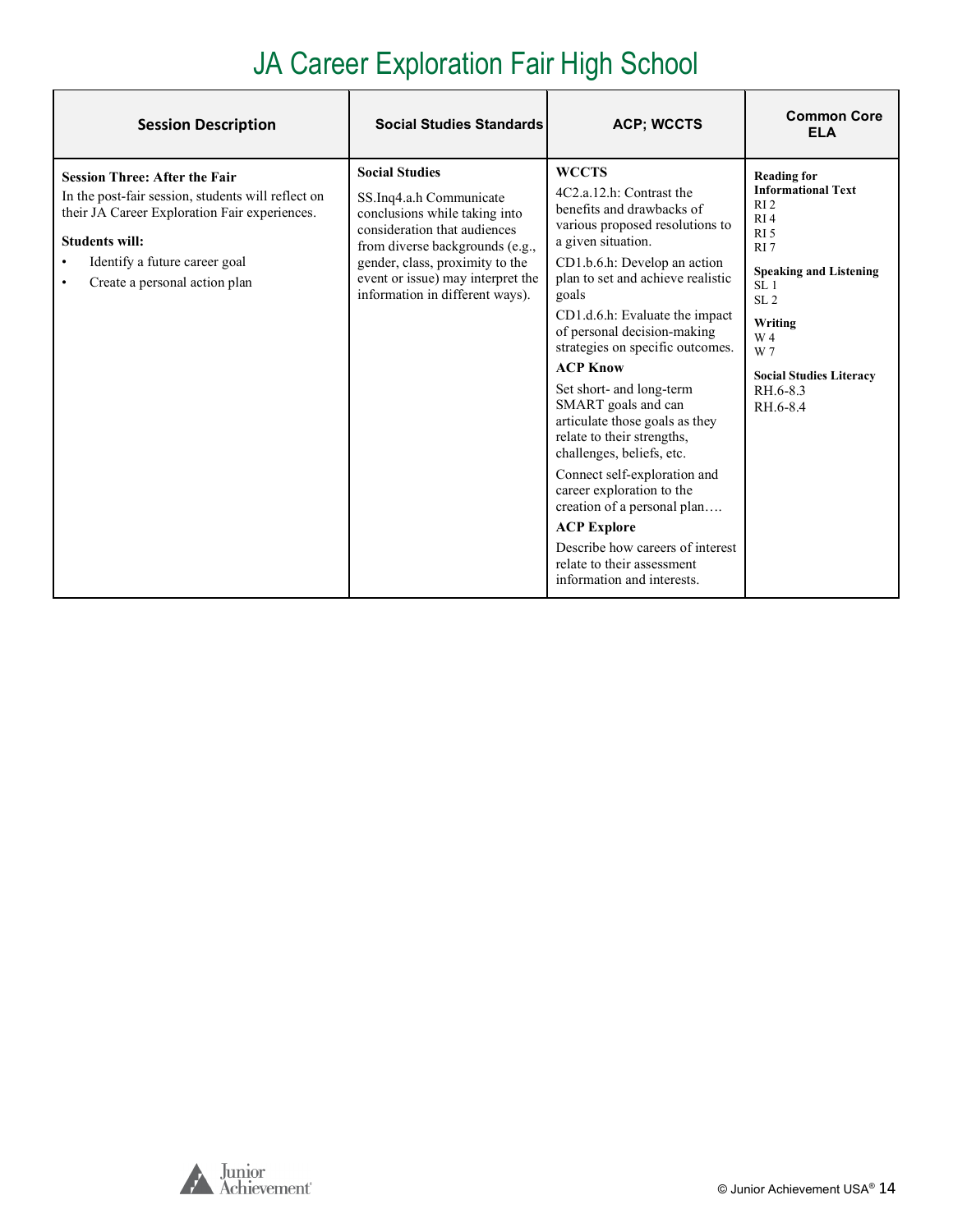# JA Career Exploration Fair High School

| Session Description | Social Studies Standards | ACP; WCCTS | Common Core ELA |
|---|---|---|---|
| **Session Three: After the Fair**<br>In the post-fair session, students will reflect on their JA Career Exploration Fair experiences.<br><br>**Students will:**<br>• Identify a future career goal<br>• Create a personal action plan | **Social Studies**<br>SS.Inq4.a.h Communicate conclusions while taking into consideration that audiences from diverse backgrounds (e.g., gender, class, proximity to the event or issue) may interpret the information in different ways). | **WCCTS**<br>4C2.a.12.h: Contrast the benefits and drawbacks of various proposed resolutions to a given situation.<br>CD1.b.6.h: Develop an action plan to set and achieve realistic goals<br>CD1.d.6.h: Evaluate the impact of personal decision-making strategies on specific outcomes.<br>**ACP Know**<br>Set short- and long-term SMART goals and can articulate those goals as they relate to their strengths, challenges, beliefs, etc.<br>Connect self-exploration and career exploration to the creation of a personal plan….<br>**ACP Explore**<br>Describe how careers of interest relate to their assessment information and interests. | **Reading for Informational Text**<br>RI 2<br>RI 4<br>RI 5<br>RI 7<br><br>**Speaking and Listening**<br>SL 1<br>SL 2<br><br>**Writing**<br>W 4<br>W 7<br><br>**Social Studies Literacy**<br>RH.6-8.3<br>RH.6-8.4 |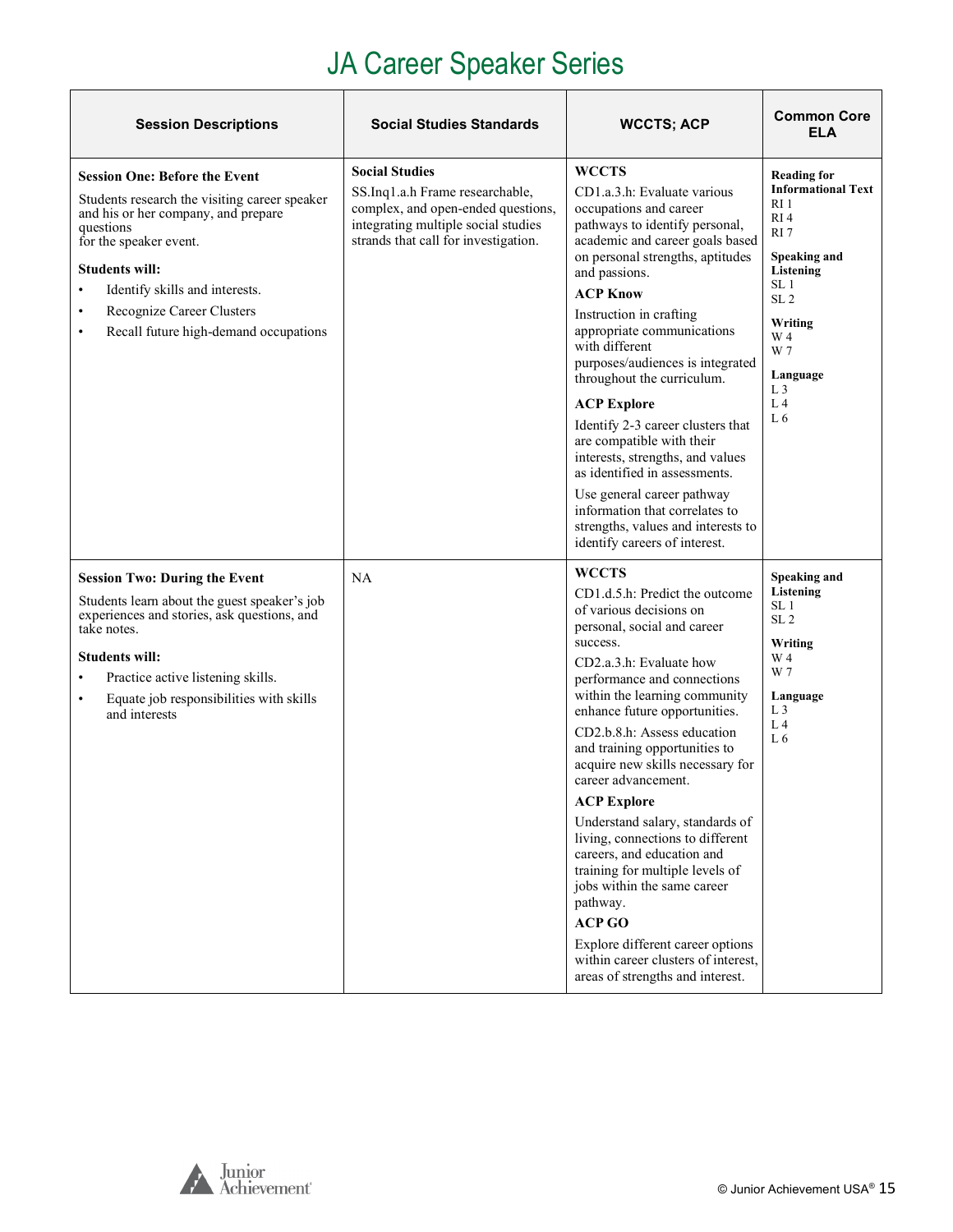# JA Career Speaker Series

| Session Descriptions | Social Studies Standards | WCCTS; ACP | Common Core ELA |
|---|---|---|---|
| **Session One: Before the Event**<br>Students research the visiting career speaker and his or her company, and prepare questions for the speaker event.<br>**Students will:**<br>• Identify skills and interests.<br>• Recognize Career Clusters<br>• Recall future high-demand occupations | **Social Studies**<br>SS.Inq1.a.h Frame researchable, complex, and open-ended questions, integrating multiple social studies strands that call for investigation. | **WCCTS**<br>CD1.a.3.h: Evaluate various occupations and career pathways to identify personal, academic and career goals based on personal strengths, aptitudes and passions.<br>**ACP Know**<br>Instruction in crafting appropriate communications with different purposes/audiences is integrated throughout the curriculum.<br>**ACP Explore**<br>Identify 2-3 career clusters that are compatible with their interests, strengths, and values as identified in assessments.<br>Use general career pathway information that correlates to strengths, values and interests to identify careers of interest. | **Reading for Informational Text**<br>RI 1<br>RI 4<br>RI 7<br>**Speaking and Listening**<br>SL 1<br>SL 2<br>**Writing**<br>W 4<br>W 7<br>**Language**<br>L 3<br>L 4<br>L 6 |
| **Session Two: During the Event**<br>Students learn about the guest speaker's job experiences and stories, ask questions, and take notes.<br>**Students will:**<br>• Practice active listening skills.<br>• Equate job responsibilities with skills and interests | NA | **WCCTS**<br>CD1.d.5.h: Predict the outcome of various decisions on personal, social and career success.<br>CD2.a.3.h: Evaluate how performance and connections within the learning community enhance future opportunities.<br>CD2.b.8.h: Assess education and training opportunities to acquire new skills necessary for career advancement.<br>**ACP Explore**<br>Understand salary, standards of living, connections to different careers, and education and training for multiple levels of jobs within the same career pathway.<br>**ACP GO**<br>Explore different career options within career clusters of interest, areas of strengths and interest. | **Speaking and Listening**<br>SL 1<br>SL 2<br>**Writing**<br>W 4<br>W 7<br>**Language**<br>L 3<br>L 4<br>L 6 |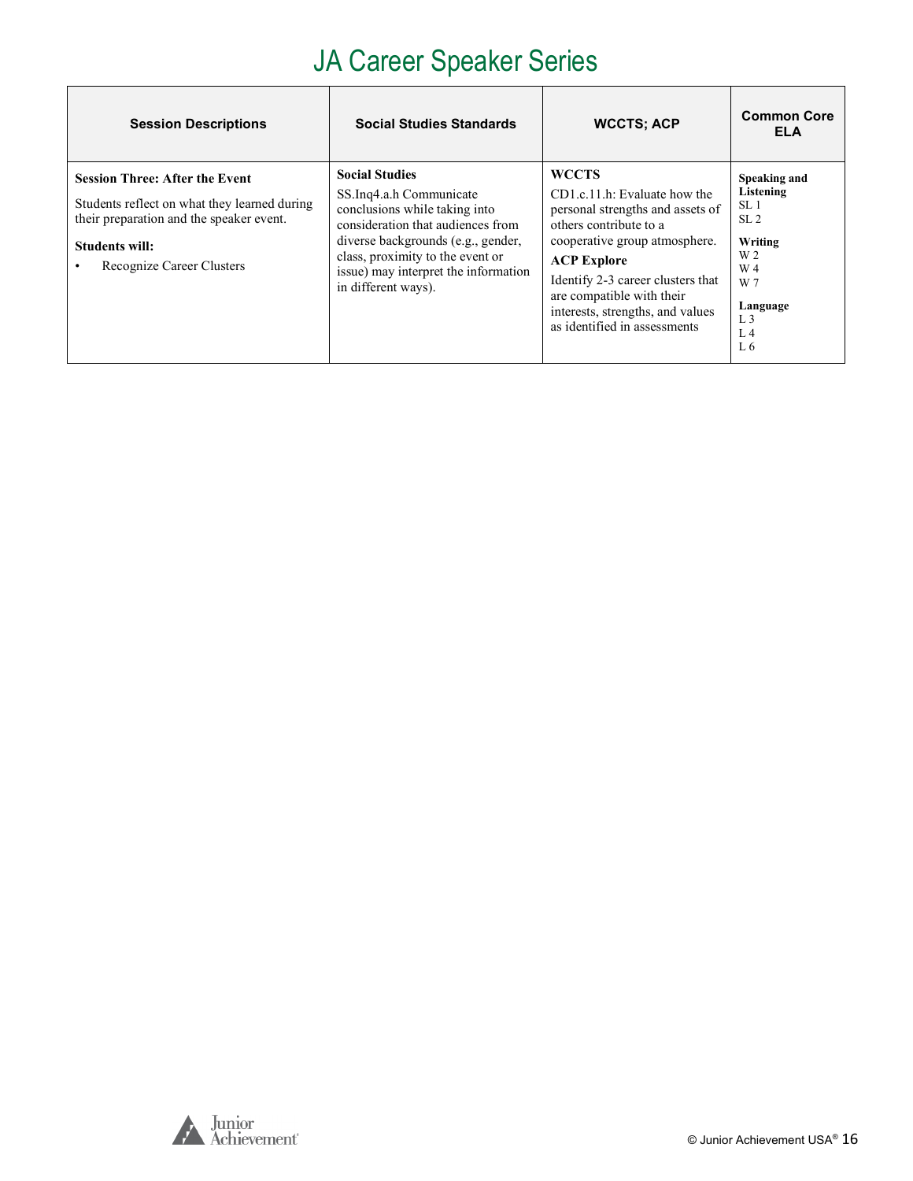# JA Career Speaker Series

| Session Descriptions | Social Studies Standards | WCCTS; ACP | Common Core ELA |
|---|---|---|---|
| **Session Three: After the Event**<br><br>Students reflect on what they learned during their preparation and the speaker event.<br><br>**Students will:**<br>• Recognize Career Clusters | **Social Studies**<br>SS.Inq4.a.h Communicate conclusions while taking into consideration that audiences from diverse backgrounds (e.g., gender, class, proximity to the event or issue) may interpret the information in different ways). | **WCCTS**<br>CD1.c.11.h: Evaluate how the personal strengths and assets of others contribute to a cooperative group atmosphere.<br>**ACP Explore**<br>Identify 2-3 career clusters that are compatible with their interests, strengths, and values as identified in assessments | **Speaking and Listening**<br>SL 1<br>SL 2<br><br>**Writing**<br>W 2<br>W 4<br>W 7<br><br>**Language**<br>L 3<br>L 4<br>L 6 |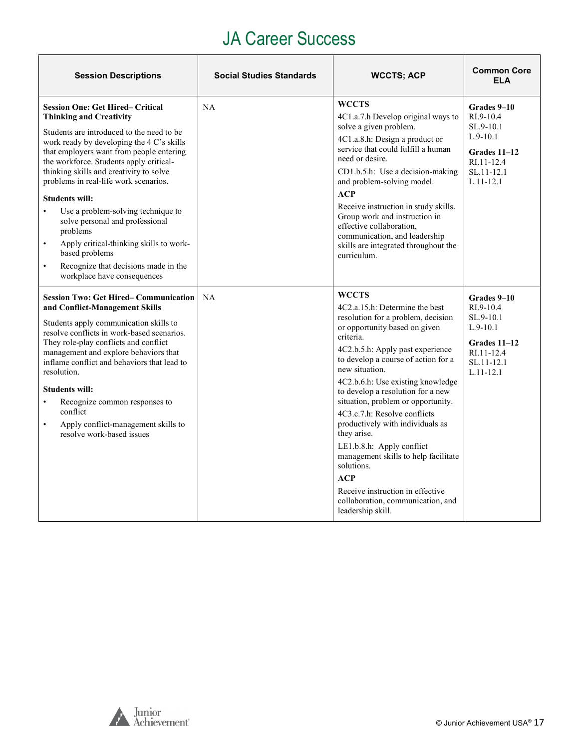# JA Career Success

| Session Descriptions | Social Studies Standards | WCCTS; ACP | Common Core ELA |
|---|---|---|---|
| **Session One: Get Hired– Critical Thinking and Creativity**<br><br>Students are introduced to the need to be work ready by developing the 4 C's skills that employers want from people entering the workforce. Students apply critical-thinking skills and creativity to solve problems in real-life work scenarios.<br><br>**Students will:**<br>• Use a problem-solving technique to solve personal and professional problems<br>• Apply critical-thinking skills to work-based problems<br>• Recognize that decisions made in the workplace have consequences | NA | **WCCTS**<br>4C1.a.7.h Develop original ways to solve a given problem.<br>4C1.a.8.h: Design a product or service that could fulfill a human need or desire.<br>CD1.b.5.h: Use a decision-making and problem-solving model.<br>**ACP**<br>Receive instruction in study skills. Group work and instruction in effective collaboration, communication, and leadership skills are integrated throughout the curriculum. | **Grades 9–10**<br>RI.9-10.4<br>SL.9-10.1<br>L.9-10.1<br><br>**Grades 11–12**<br>RI.11-12.4<br>SL.11-12.1<br>L.11-12.1 |
| **Session Two: Get Hired– Communication and Conflict-Management Skills**<br><br>Students apply communication skills to resolve conflicts in work-based scenarios. They role-play conflicts and conflict management and explore behaviors that inflame conflict and behaviors that lead to resolution.<br><br>**Students will:**<br>• Recognize common responses to conflict<br>• Apply conflict-management skills to resolve work-based issues | NA | **WCCTS**<br>4C2.a.15.h: Determine the best resolution for a problem, decision or opportunity based on given criteria.<br>4C2.b.5.h: Apply past experience to develop a course of action for a new situation.<br>4C2.b.6.h: Use existing knowledge to develop a resolution for a new situation, problem or opportunity.<br>4C3.c.7.h: Resolve conflicts productively with individuals as they arise.<br>LE1.b.8.h: Apply conflict management skills to help facilitate solutions.<br>**ACP**<br>Receive instruction in effective collaboration, communication, and leadership skill. | **Grades 9–10**<br>RI.9-10.4<br>SL.9-10.1<br>L.9-10.1<br><br>**Grades 11–12**<br>RI.11-12.4<br>SL.11-12.1<br>L.11-12.1 |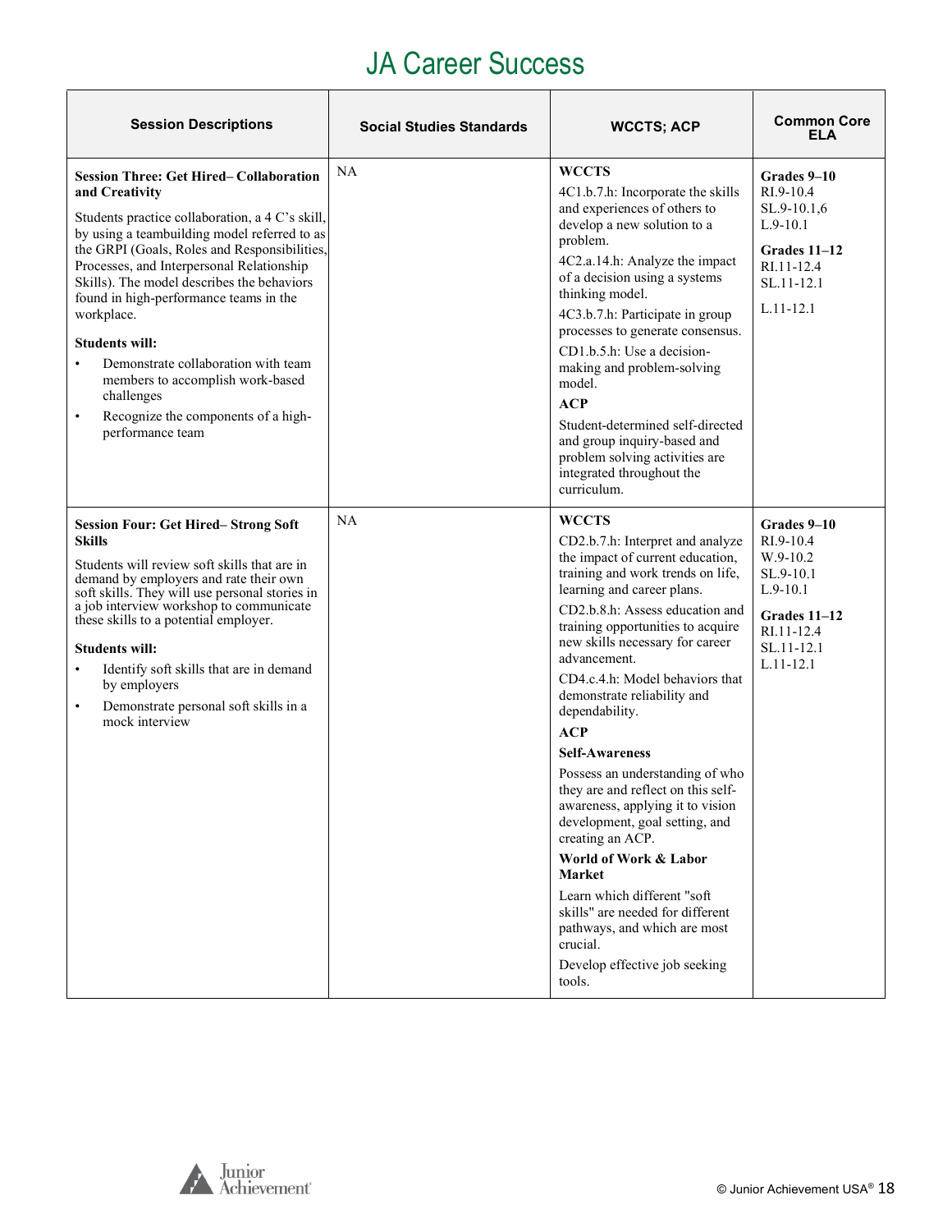# JA Career Success

| Session Descriptions | Social Studies Standards | WCCTS; ACP | Common Core ELA |
|---|---|---|---|
| **Session Three: Get Hired– Collaboration and Creativity**<br><br>Students practice collaboration, a 4 C's skill, by using a teambuilding model referred to as the GRPI (Goals, Roles and Responsibilities, Processes, and Interpersonal Relationship Skills). The model describes the behaviors found in high-performance teams in the workplace.<br><br>**Students will:**<br>• Demonstrate collaboration with team members to accomplish work-based challenges<br>• Recognize the components of a high-performance team | NA | **WCCTS**<br>4C1.b.7.h: Incorporate the skills and experiences of others to develop a new solution to a problem.<br>4C2.a.14.h: Analyze the impact of a decision using a systems thinking model.<br>4C3.b.7.h: Participate in group processes to generate consensus.<br>CD1.b.5.h: Use a decision-making and problem-solving model.<br>**ACP**<br>Student-determined self-directed and group inquiry-based and problem solving activities are integrated throughout the curriculum. | **Grades 9–10**<br>RI.9-10.4<br>SL.9-10.1,6<br>L.9-10.1<br>**Grades 11–12**<br>RI.11-12.4<br>SL.11-12.1<br>L.11-12.1 |
| **Session Four: Get Hired– Strong Soft Skills**<br><br>Students will review soft skills that are in demand by employers and rate their own soft skills. They will use personal stories in a job interview workshop to communicate these skills to a potential employer.<br><br>**Students will:**<br>• Identify soft skills that are in demand by employers<br>• Demonstrate personal soft skills in a mock interview | NA | **WCCTS**<br>CD2.b.7.h: Interpret and analyze the impact of current education, training and work trends on life, learning and career plans.<br>CD2.b.8.h: Assess education and training opportunities to acquire new skills necessary for career advancement.<br>CD4.c.4.h: Model behaviors that demonstrate reliability and dependability.<br>**ACP**<br>**Self-Awareness**<br>Possess an understanding of who they are and reflect on this self-awareness, applying it to vision development, goal setting, and creating an ACP.<br>**World of Work & Labor Market**<br>Learn which different "soft skills" are needed for different pathways, and which are most crucial.<br>Develop effective job seeking tools. | **Grades 9–10**<br>RI.9-10.4<br>W.9-10.2<br>SL.9-10.1<br>L.9-10.1<br>**Grades 11–12**<br>RI.11-12.4<br>SL.11-12.1<br>L.11-12.1 |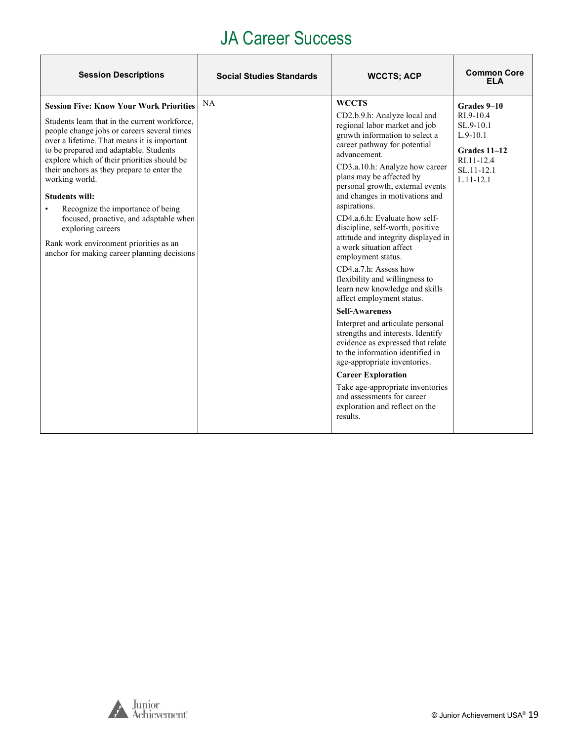# JA Career Success

| Session Descriptions | Social Studies Standards | WCCTS; ACP | Common Core ELA |
|---|---|---|---|
| **Session Five: Know Your Work Priorities**<br><br>Students learn that in the current workforce, people change jobs or careers several times over a lifetime. That means it is important to be prepared and adaptable. Students explore which of their priorities should be their anchors as they prepare to enter the working world.<br><br>**Students will:**<br>• Recognize the importance of being focused, proactive, and adaptable when exploring careers<br><br>Rank work environment priorities as an anchor for making career planning decisions | NA | **WCCTS**<br>CD2.b.9.h: Analyze local and regional labor market and job growth information to select a career pathway for potential advancement.<br>CD3.a.10.h: Analyze how career plans may be affected by personal growth, external events and changes in motivations and aspirations.<br>CD4.a.6.h: Evaluate how self-discipline, self-worth, positive attitude and integrity displayed in a work situation affect employment status.<br>CD4.a.7.h: Assess how flexibility and willingness to learn new knowledge and skills affect employment status.<br>**Self-Awareness**<br>Interpret and articulate personal strengths and interests. Identify evidence as expressed that relate to the information identified in age-appropriate inventories.<br>**Career Exploration**<br>Take age-appropriate inventories and assessments for career exploration and reflect on the results. | **Grades 9–10**<br>RI.9-10.4<br>SL.9-10.1<br>L.9-10.1<br><br>**Grades 11–12**<br>RI.11-12.4<br>SL.11-12.1<br>L.11-12.1 |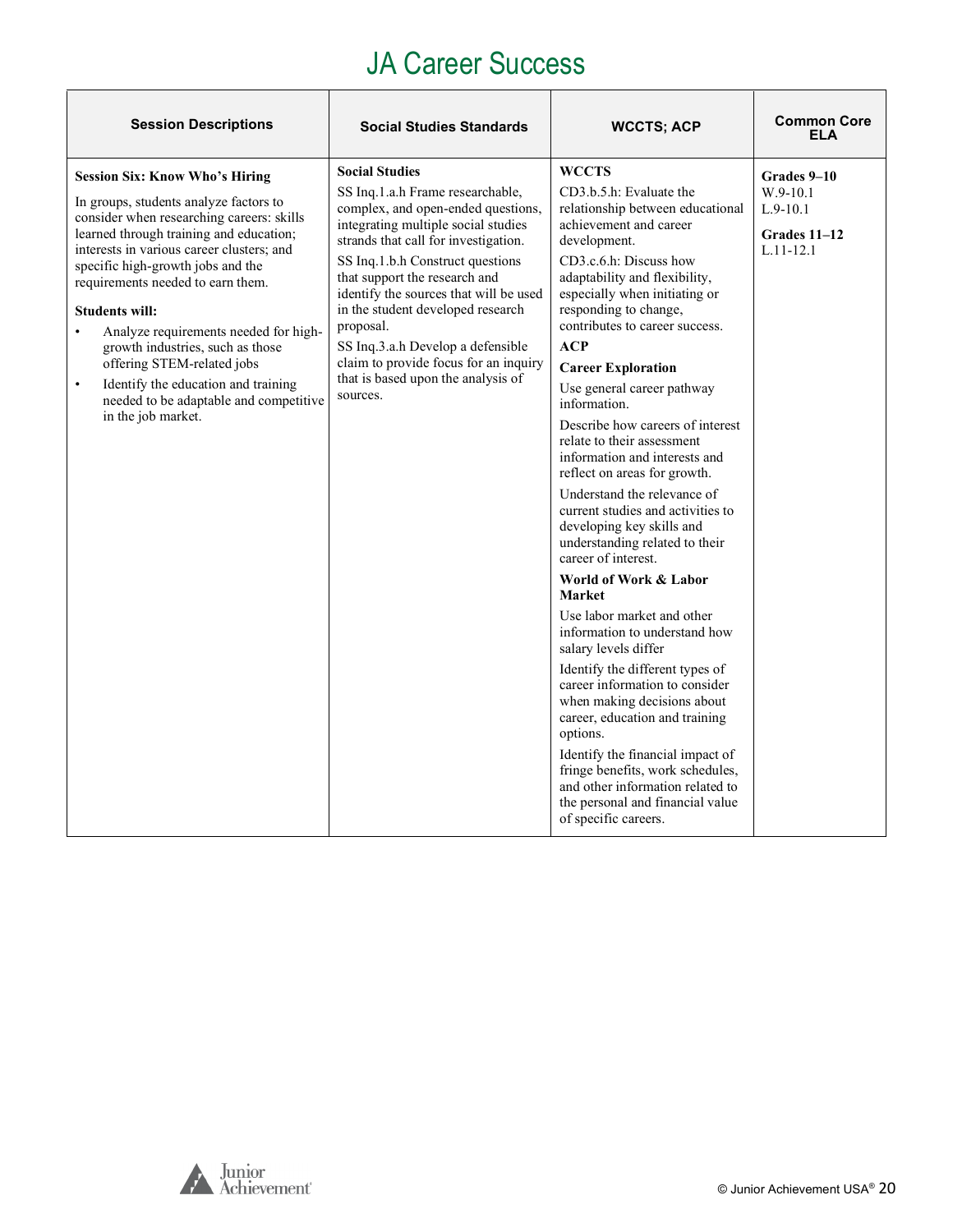# JA Career Success

| Session Descriptions | Social Studies Standards | WCCTS; ACP | Common Core ELA |
|---|---|---|---|
| **Session Six: Know Who's Hiring**<br><br>In groups, students analyze factors to consider when researching careers: skills learned through training and education; interests in various career clusters; and specific high-growth jobs and the requirements needed to earn them.<br><br>**Students will:**<br>• Analyze requirements needed for high-growth industries, such as those offering STEM-related jobs<br>• Identify the education and training needed to be adaptable and competitive in the job market. | **Social Studies**<br>SS Inq.1.a.h Frame researchable, complex, and open-ended questions, integrating multiple social studies strands that call for investigation.<br>SS Inq.1.b.h Construct questions that support the research and identify the sources that will be used in the student developed research proposal.<br>SS Inq.3.a.h Develop a defensible claim to provide focus for an inquiry that is based upon the analysis of sources. | **WCCTS**<br>CD3.b.5.h: Evaluate the relationship between educational achievement and career development.<br>CD3.c.6.h: Discuss how adaptability and flexibility, especially when initiating or responding to change, contributes to career success.<br>**ACP**<br>**Career Exploration**<br>Use general career pathway information.<br>Describe how careers of interest relate to their assessment information and interests and reflect on areas for growth.<br>Understand the relevance of current studies and activities to developing key skills and understanding related to their career of interest.<br>**World of Work & Labor Market**<br>Use labor market and other information to understand how salary levels differ<br>Identify the different types of career information to consider when making decisions about career, education and training options.<br>Identify the financial impact of fringe benefits, work schedules, and other information related to the personal and financial value of specific careers. | **Grades 9–10**<br>W.9-10.1<br>L.9-10.1<br><br>**Grades 11–12**<br>L.11-12.1 |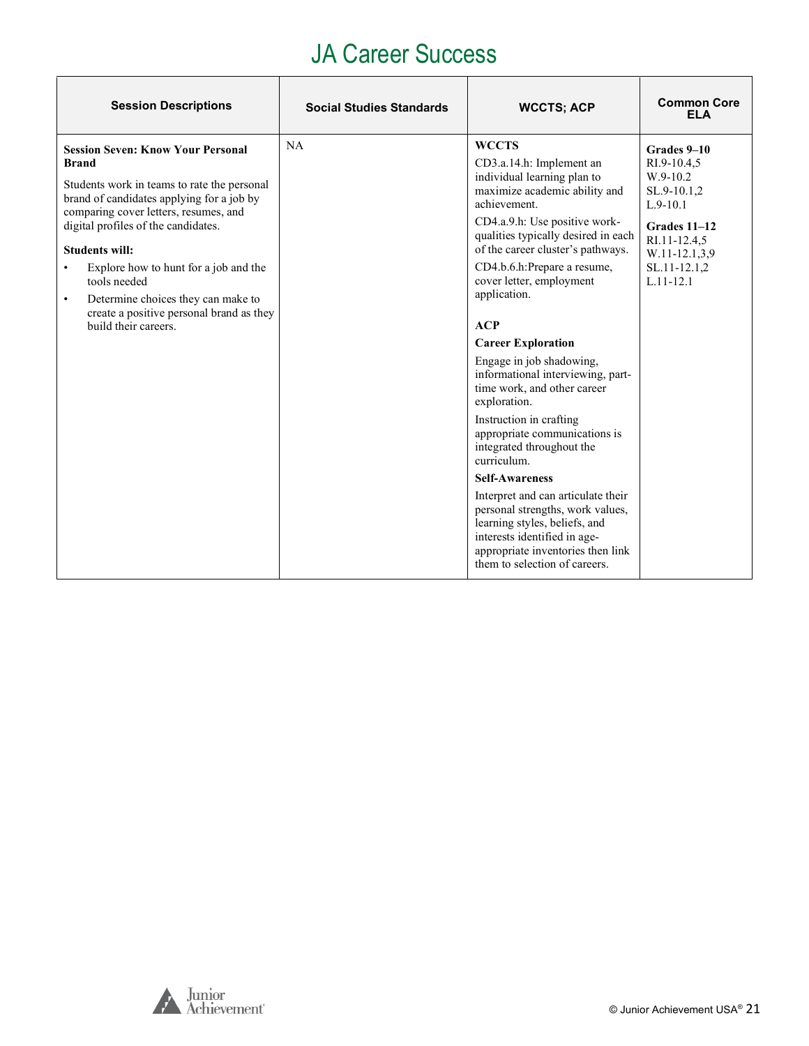# JA Career Success

| Session Descriptions | Social Studies Standards | WCCTS; ACP | Common Core ELA |
|---|---|---|---|
| **Session Seven: Know Your Personal Brand**<br><br>Students work in teams to rate the personal brand of candidates applying for a job by comparing cover letters, resumes, and digital profiles of the candidates.<br><br>**Students will:**<br>• Explore how to hunt for a job and the tools needed<br>• Determine choices they can make to create a positive personal brand as they build their careers. | NA | **WCCTS**<br>CD3.a.14.h: Implement an individual learning plan to maximize academic ability and achievement.<br>CD4.a.9.h: Use positive work-qualities typically desired in each of the career cluster's pathways.<br>CD4.b.6.h:Prepare a resume, cover letter, employment application.<br><br>**ACP**<br>**Career Exploration**<br>Engage in job shadowing, informational interviewing, part-time work, and other career exploration.<br>Instruction in crafting appropriate communications is integrated throughout the curriculum.<br>**Self-Awareness**<br>Interpret and can articulate their personal strengths, work values, learning styles, beliefs, and interests identified in age-appropriate inventories then link them to selection of careers. | **Grades 9–10**<br>RI.9-10.4,5<br>W.9-10.2<br>SL.9-10.1,2<br>L.9-10.1<br><br>**Grades 11–12**<br>RI.11-12.4,5<br>W.11-12.1,3,9<br>SL.11-12.1,2<br>L.11-12.1 |

© Junior Achievement USA®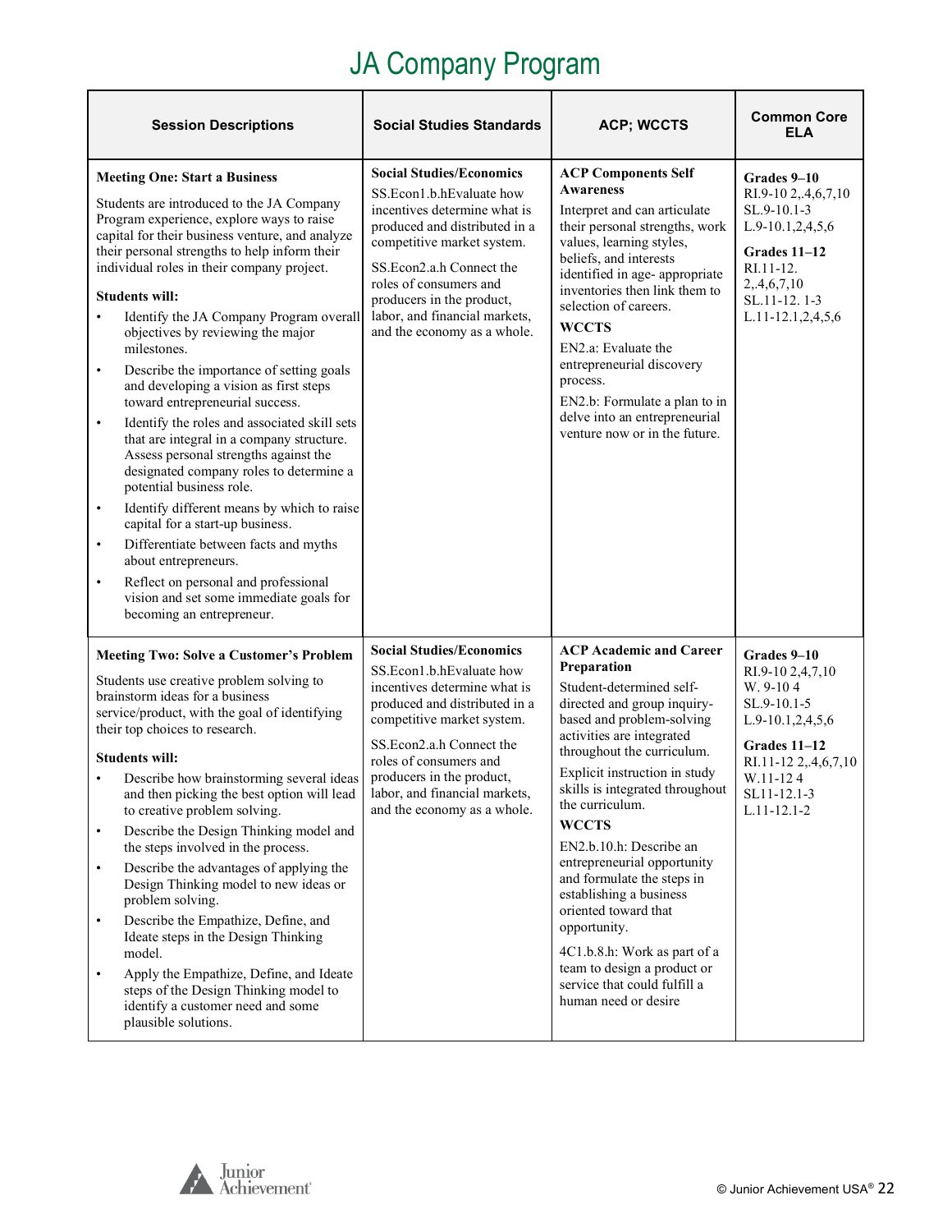# JA Company Program

| Session Descriptions | Social Studies Standards | ACP; WCCTS | Common Core ELA |
|---|---|---|---|
| **Meeting One: Start a Business**<br><br>Students are introduced to the JA Company Program experience, explore ways to raise capital for their business venture, and analyze their personal strengths to help inform their individual roles in their company project.<br><br>**Students will:**<br>• Identify the JA Company Program overall objectives by reviewing the major milestones.<br>• Describe the importance of setting goals and developing a vision as first steps toward entrepreneurial success.<br>• Identify the roles and associated skill sets that are integral in a company structure. Assess personal strengths against the designated company roles to determine a potential business role.<br>• Identify different means by which to raise capital for a start-up business.<br>• Differentiate between facts and myths about entrepreneurs.<br>• Reflect on personal and professional vision and set some immediate goals for becoming an entrepreneur. | **Social Studies/Economics**<br>SS.Econ1.b.hEvaluate how incentives determine what is produced and distributed in a competitive market system.<br><br>SS.Econ2.a.h Connect the roles of consumers and producers in the product, labor, and financial markets, and the economy as a whole. | **ACP Components Self Awareness**<br>Interpret and can articulate their personal strengths, work values, learning styles, beliefs, and interests identified in age- appropriate inventories then link them to selection of careers.<br><br>**WCCTS**<br>EN2.a: Evaluate the entrepreneurial discovery process.<br><br>EN2.b: Formulate a plan to in delve into an entrepreneurial venture now or in the future. | **Grades 9–10**<br>RI.9-10 2,.4,6,7,10<br>SL.9-10.1-3<br>L.9-10.1,2,4,5,6<br><br>**Grades 11–12**<br>RI.11-12. 2,.4,6,7,10<br>SL.11-12. 1-3<br>L.11-12.1,2,4,5,6 |
| **Meeting Two: Solve a Customer's Problem**<br><br>Students use creative problem solving to brainstorm ideas for a business service/product, with the goal of identifying their top choices to research.<br><br>**Students will:**<br>• Describe how brainstorming several ideas and then picking the best option will lead to creative problem solving.<br>• Describe the Design Thinking model and the steps involved in the process.<br>• Describe the advantages of applying the Design Thinking model to new ideas or problem solving.<br>• Describe the Empathize, Define, and Ideate steps in the Design Thinking model.<br>• Apply the Empathize, Define, and Ideate steps of the Design Thinking model to identify a customer need and some plausible solutions. | **Social Studies/Economics**<br>SS.Econ1.b.hEvaluate how incentives determine what is produced and distributed in a competitive market system.<br><br>SS.Econ2.a.h Connect the roles of consumers and producers in the product, labor, and financial markets, and the economy as a whole. | **ACP Academic and Career Preparation**<br>Student-determined self-directed and group inquiry-based and problem-solving activities are integrated throughout the curriculum.<br><br>Explicit instruction in study skills is integrated throughout the curriculum.<br><br>**WCCTS**<br>EN2.b.10.h: Describe an entrepreneurial opportunity and formulate the steps in establishing a business oriented toward that opportunity.<br><br>4C1.b.8.h: Work as part of a team to design a product or service that could fulfill a human need or desire | **Grades 9–10**<br>RI.9-10 2,4,7,10<br>W. 9-10 4<br>SL.9-10.1-5<br>L.9-10.1,2,4,5,6<br><br>**Grades 11–12**<br>RI.11-12 2,.4,6,7,10<br>W.11-12 4<br>SL11-12.1-3<br>L.11-12.1-2 |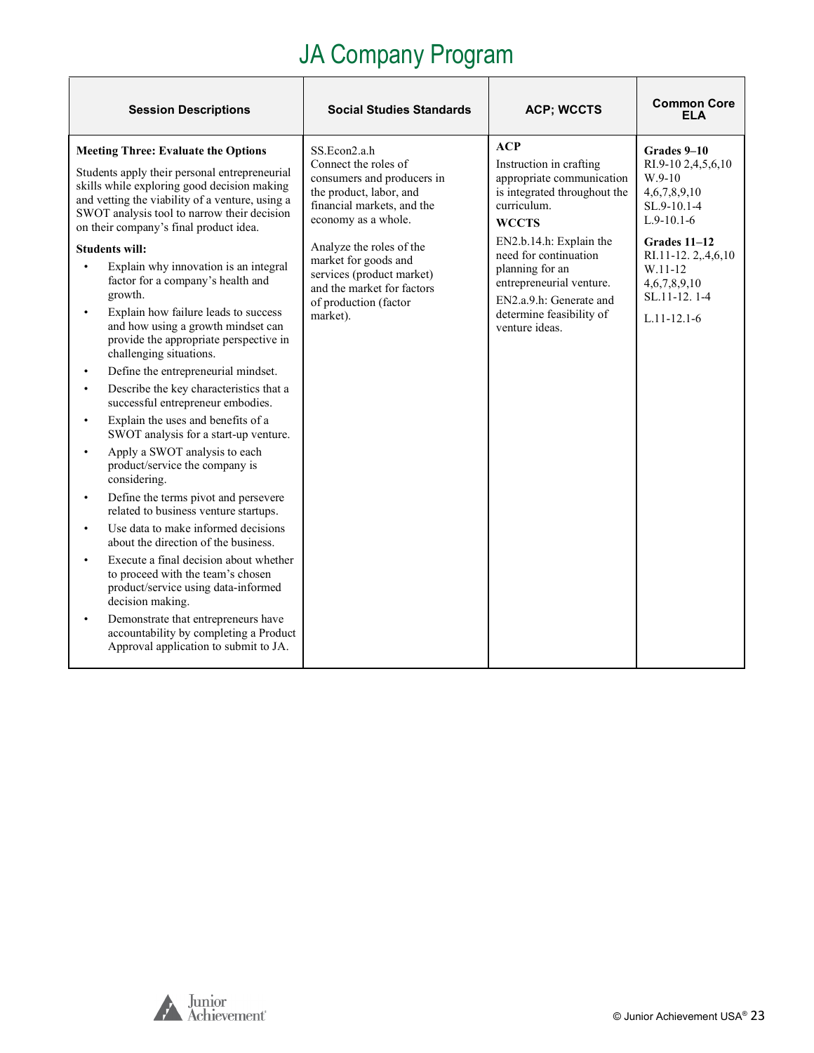# JA Company Program

| Session Descriptions | Social Studies Standards | ACP; WCCTS | Common Core ELA |
|---|---|---|---|
| **Meeting Three: Evaluate the Options**<br><br>Students apply their personal entrepreneurial skills while exploring good decision making and vetting the viability of a venture, using a SWOT analysis tool to narrow their decision on their company's final product idea.<br><br>**Students will:**<br>• Explain why innovation is an integral factor for a company's health and growth.<br>• Explain how failure leads to success and how using a growth mindset can provide the appropriate perspective in challenging situations.<br>• Define the entrepreneurial mindset.<br>• Describe the key characteristics that a successful entrepreneur embodies.<br>• Explain the uses and benefits of a SWOT analysis for a start-up venture.<br>• Apply a SWOT analysis to each product/service the company is considering.<br>• Define the terms pivot and persevere related to business venture startups.<br>• Use data to make informed decisions about the direction of the business.<br>• Execute a final decision about whether to proceed with the team's chosen product/service using data-informed decision making.<br>• Demonstrate that entrepreneurs have accountability by completing a Product Approval application to submit to JA. | SS.Econ2.a.h<br>Connect the roles of consumers and producers in the product, labor, and financial markets, and the economy as a whole.<br><br>Analyze the roles of the market for goods and services (product market) and the market for factors of production (factor market). | **ACP**<br>Instruction in crafting appropriate communication is integrated throughout the curriculum.<br><br>**WCCTS**<br>EN2.b.14.h: Explain the need for continuation planning for an entrepreneurial venture.<br><br>EN2.a.9.h: Generate and determine feasibility of venture ideas. | **Grades 9–10**<br>RI.9-10 2,4,5,6,10<br>W.9-10 4,6,7,8,9,10<br>SL.9-10.1-4<br>L.9-10.1-6<br><br>**Grades 11–12**<br>RI.11-12. 2,.4,6,10<br>W.11-12 4,6,7,8,9,10<br>SL.11-12. 1-4<br><br>L.11-12.1-6 |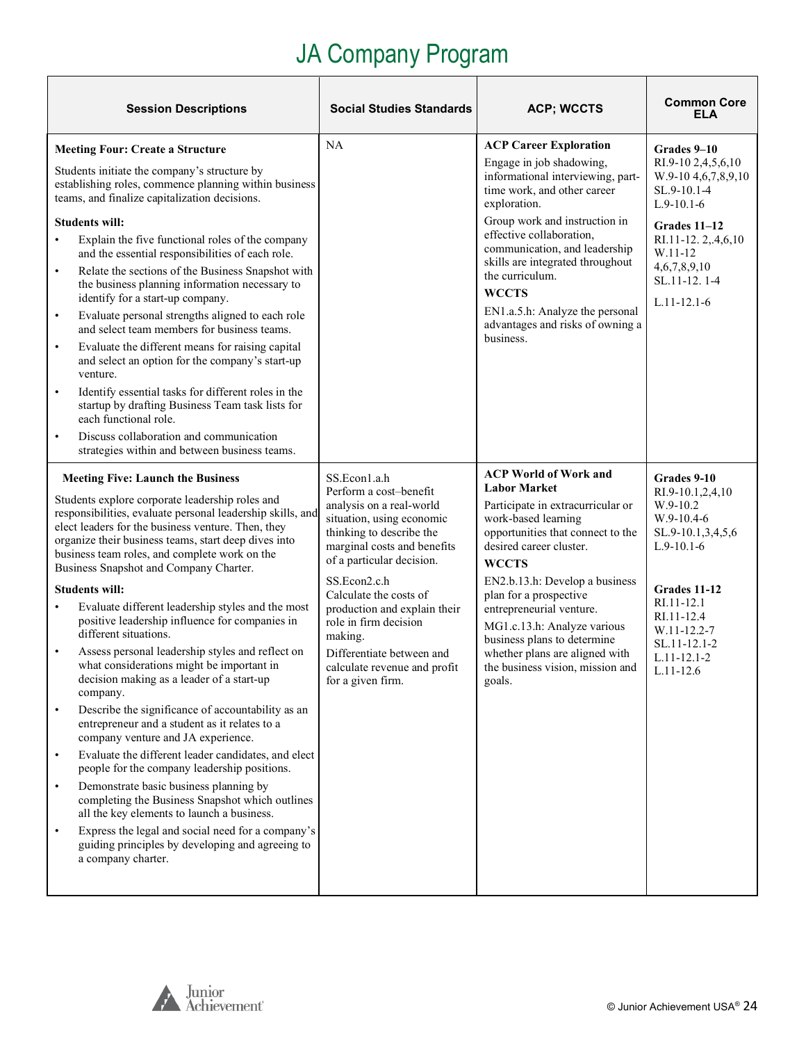# JA Company Program

| Session Descriptions | Social Studies Standards | ACP; WCCTS | Common Core ELA |
|---|---|---|---|
| **Meeting Four: Create a Structure**<br><br>Students initiate the company's structure by establishing roles, commence planning within business teams, and finalize capitalization decisions.<br><br>**Students will:**<br>• Explain the five functional roles of the company and the essential responsibilities of each role.<br>• Relate the sections of the Business Snapshot with the business planning information necessary to identify for a start-up company.<br>• Evaluate personal strengths aligned to each role and select team members for business teams.<br>• Evaluate the different means for raising capital and select an option for the company's start-up venture.<br>• Identify essential tasks for different roles in the startup by drafting Business Team task lists for each functional role.<br>• Discuss collaboration and communication strategies within and between business teams. | NA | **ACP Career Exploration**<br>Engage in job shadowing, informational interviewing, part-time work, and other career exploration.<br>Group work and instruction in effective collaboration, communication, and leadership skills are integrated throughout the curriculum.<br>**WCCTS**<br>EN1.a.5.h: Analyze the personal advantages and risks of owning a business. | **Grades 9–10**<br>RI.9-10 2,4,5,6,10<br>W.9-10 4,6,7,8,9,10<br>SL.9-10.1-4<br>L.9-10.1-6<br><br>**Grades 11–12**<br>RI.11-12. 2,.4,6,10<br>W.11-12 4,6,7,8,9,10<br>SL.11-12. 1-4<br>L.11-12.1-6 |
| **Meeting Five: Launch the Business**<br><br>Students explore corporate leadership roles and responsibilities, evaluate personal leadership skills, and elect leaders for the business venture. Then, they organize their business teams, start deep dives into business team roles, and complete work on the Business Snapshot and Company Charter.<br><br>**Students will:**<br>• Evaluate different leadership styles and the most positive leadership influence for companies in different situations.<br>• Assess personal leadership styles and reflect on what considerations might be important in decision making as a leader of a start-up company.<br>• Describe the significance of accountability as an entrepreneur and a student as it relates to a company venture and JA experience.<br>• Evaluate the different leader candidates, and elect people for the company leadership positions.<br>• Demonstrate basic business planning by completing the Business Snapshot which outlines all the key elements to launch a business.<br>• Express the legal and social need for a company's guiding principles by developing and agreeing to a company charter. | SS.Econ1.a.h<br>Perform a cost–benefit analysis on a real-world situation, using economic thinking to describe the marginal costs and benefits of a particular decision.<br>SS.Econ2.c.h<br>Calculate the costs of production and explain their role in firm decision making.<br>Differentiate between and calculate revenue and profit for a given firm. | **ACP World of Work and Labor Market**<br>Participate in extracurricular or work-based learning opportunities that connect to the desired career cluster.<br>**WCCTS**<br>EN2.b.13.h: Develop a business plan for a prospective entrepreneurial venture.<br>MG1.c.13.h: Analyze various business plans to determine whether plans are aligned with the business vision, mission and goals. | **Grades 9-10**<br>RI.9-10.1,2,4,10<br>W.9-10.2<br>W.9-10.4-6<br>SL.9-10.1,3,4,5,6<br>L.9-10.1-6<br><br>**Grades 11-12**<br>RI.11-12.1<br>RI.11-12.4<br>W.11-12.2-7<br>SL.11-12.1-2<br>L.11-12.1-2<br>L.11-12.6 |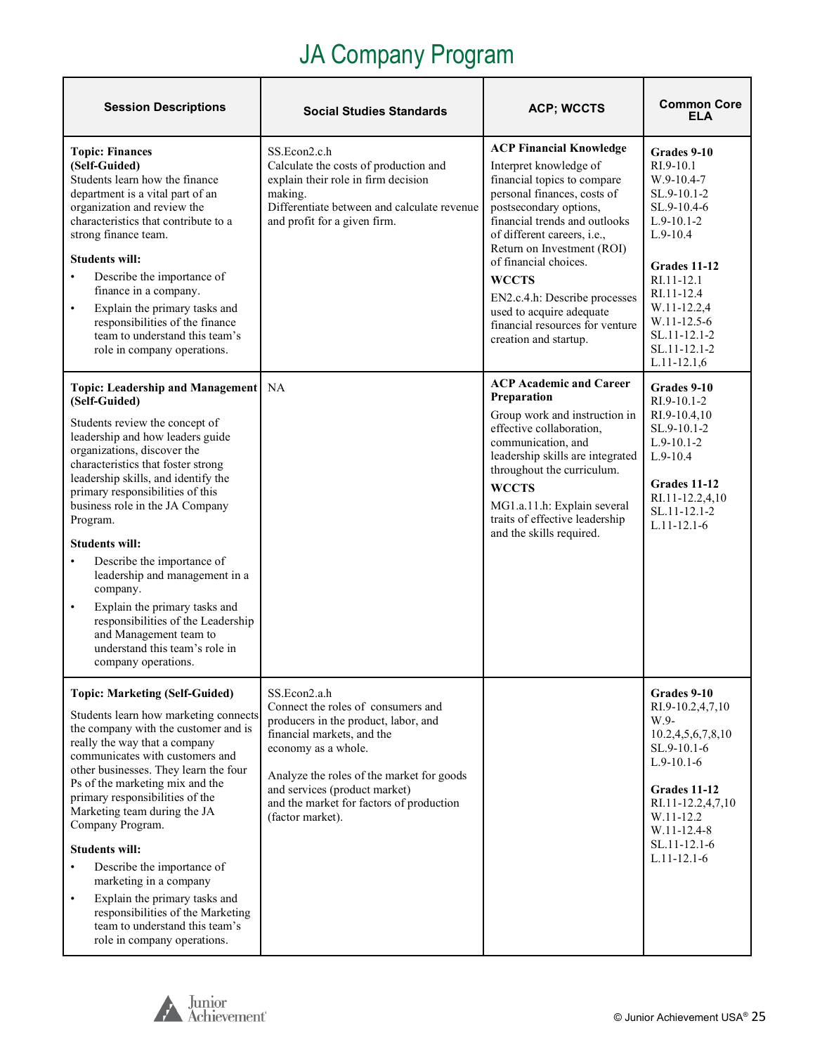# JA Company Program

| Session Descriptions | Social Studies Standards | ACP; WCCTS | Common Core ELA |
|---|---|---|---|
| **Topic: Finances (Self-Guided)**<br>Students learn how the finance department is a vital part of an organization and review the characteristics that contribute to a strong finance team.<br><br>**Students will:**<br>• Describe the importance of finance in a company.<br>• Explain the primary tasks and responsibilities of the finance team to understand this team's role in company operations. | SS.Econ2.c.h<br>Calculate the costs of production and explain their role in firm decision making.<br>Differentiate between and calculate revenue and profit for a given firm. | **ACP Financial Knowledge**<br>Interpret knowledge of financial topics to compare personal finances, costs of postsecondary options, financial trends and outlooks of different careers, i.e., Return on Investment (ROI) of financial choices.<br>**WCCTS**<br>EN2.c.4.h: Describe processes used to acquire adequate financial resources for venture creation and startup. | **Grades 9-10**<br>RI.9-10.1<br>W.9-10.4-7<br>SL.9-10.1-2<br>SL.9-10.4-6<br>L.9-10.1-2<br>L.9-10.4<br><br>**Grades 11-12**<br>RI.11-12.1<br>RI.11-12.4<br>W.11-12.2,4<br>W.11-12.5-6<br>SL.11-12.1-2<br>SL.11-12.1-2<br>L.11-12.1,6 |
| **Topic: Leadership and Management (Self-Guided)**<br>Students review the concept of leadership and how leaders guide organizations, discover the characteristics that foster strong leadership skills, and identify the primary responsibilities of this business role in the JA Company Program.<br><br>**Students will:**<br>• Describe the importance of leadership and management in a company.<br>• Explain the primary tasks and responsibilities of the Leadership and Management team to understand this team's role in company operations. | NA | **ACP Academic and Career Preparation**<br>Group work and instruction in effective collaboration, communication, and leadership skills are integrated throughout the curriculum.<br>**WCCTS**<br>MG1.a.11.h: Explain several traits of effective leadership and the skills required. | **Grades 9-10**<br>RI.9-10.1-2<br>RI.9-10.4,10<br>SL.9-10.1-2<br>L.9-10.1-2<br>L.9-10.4<br><br>**Grades 11-12**<br>RI.11-12.2,4,10<br>SL.11-12.1-2<br>L.11-12.1-6 |
| **Topic: Marketing (Self-Guided)**<br>Students learn how marketing connects the company with the customer and is really the way that a company communicates with customers and other businesses. They learn the four Ps of the marketing mix and the primary responsibilities of the Marketing team during the JA Company Program.<br><br>**Students will:**<br>• Describe the importance of marketing in a company<br>• Explain the primary tasks and responsibilities of the Marketing team to understand this team's role in company operations. | SS.Econ2.a.h<br>Connect the roles of consumers and producers in the product, labor, and financial markets, and the economy as a whole.<br><br>Analyze the roles of the market for goods and services (product market) and the market for factors of production (factor market). | | **Grades 9-10**<br>RI.9-10.2,4,7,10<br>W.9-10.2,4,5,6,7,8,10<br>SL.9-10.1-6<br>L.9-10.1-6<br><br>**Grades 11-12**<br>RI.11-12.2,4,7,10<br>W.11-12.2<br>W.11-12.4-8<br>SL.11-12.1-6<br>L.11-12.1-6 |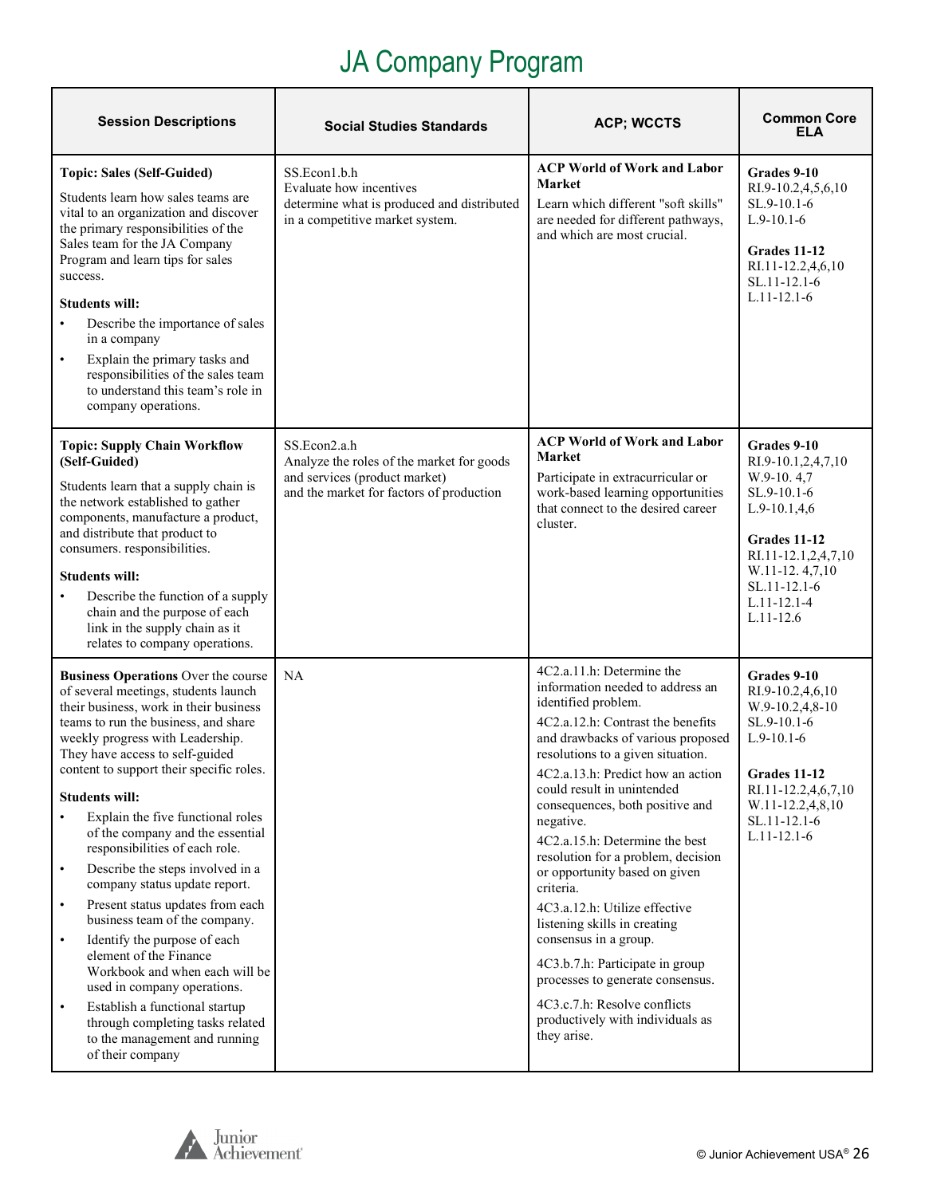# JA Company Program

| Session Descriptions | Social Studies Standards | ACP; WCCTS | Common Core ELA |
|---|---|---|---|
| **Topic: Sales (Self-Guided)**<br>Students learn how sales teams are vital to an organization and discover the primary responsibilities of the Sales team for the JA Company Program and learn tips for sales success.<br>**Students will:**<br>• Describe the importance of sales in a company<br>• Explain the primary tasks and responsibilities of the sales team to understand this team's role in company operations. | SS.Econ1.b.h<br>Evaluate how incentives determine what is produced and distributed in a competitive market system. | **ACP World of Work and Labor Market**<br>Learn which different "soft skills" are needed for different pathways, and which are most crucial. | **Grades 9-10**<br>RI.9-10.2,4,5,6,10<br>SL.9-10.1-6<br>L.9-10.1-6<br>**Grades 11-12**<br>RI.11-12.2,4,6,10<br>SL.11-12.1-6<br>L.11-12.1-6 |
| **Topic: Supply Chain Workflow (Self-Guided)**<br>Students learn that a supply chain is the network established to gather components, manufacture a product, and distribute that product to consumers. responsibilities.<br>**Students will:**<br>• Describe the function of a supply chain and the purpose of each link in the supply chain as it relates to company operations. | SS.Econ2.a.h<br>Analyze the roles of the market for goods and services (product market) and the market for factors of production | **ACP World of Work and Labor Market**<br>Participate in extracurricular or work-based learning opportunities that connect to the desired career cluster. | **Grades 9-10**<br>RI.9-10.1,2,4,7,10<br>W.9-10. 4,7<br>SL.9-10.1-6<br>L.9-10.1,4,6<br>**Grades 11-12**<br>RI.11-12.1,2,4,7,10<br>W.11-12. 4,7,10<br>SL.11-12.1-6<br>L.11-12.1-4<br>L.11-12.6 |
| **Business Operations** Over the course of several meetings, students launch their business, work in their business teams to run the business, and share weekly progress with Leadership. They have access to self-guided content to support their specific roles.<br>**Students will:**<br>• Explain the five functional roles of the company and the essential responsibilities of each role.<br>• Describe the steps involved in a company status update report.<br>• Present status updates from each business team of the company.<br>• Identify the purpose of each element of the Finance Workbook and when each will be used in company operations.<br>• Establish a functional startup through completing tasks related to the management and running of their company | NA | 4C2.a.11.h: Determine the information needed to address an identified problem.<br>4C2.a.12.h: Contrast the benefits and drawbacks of various proposed resolutions to a given situation.<br>4C2.a.13.h: Predict how an action could result in unintended consequences, both positive and negative.<br>4C2.a.15.h: Determine the best resolution for a problem, decision or opportunity based on given criteria.<br>4C3.a.12.h: Utilize effective listening skills in creating consensus in a group.<br>4C3.b.7.h: Participate in group processes to generate consensus.<br>4C3.c.7.h: Resolve conflicts productively with individuals as they arise. | **Grades 9-10**<br>RI.9-10.2,4,6,10<br>W.9-10.2,4,8-10<br>SL.9-10.1-6<br>L.9-10.1-6<br>**Grades 11-12**<br>RI.11-12.2,4,6,7,10<br>W.11-12.2,4,8,10<br>SL.11-12.1-6<br>L.11-12.1-6 |

© Junior Achievement USA®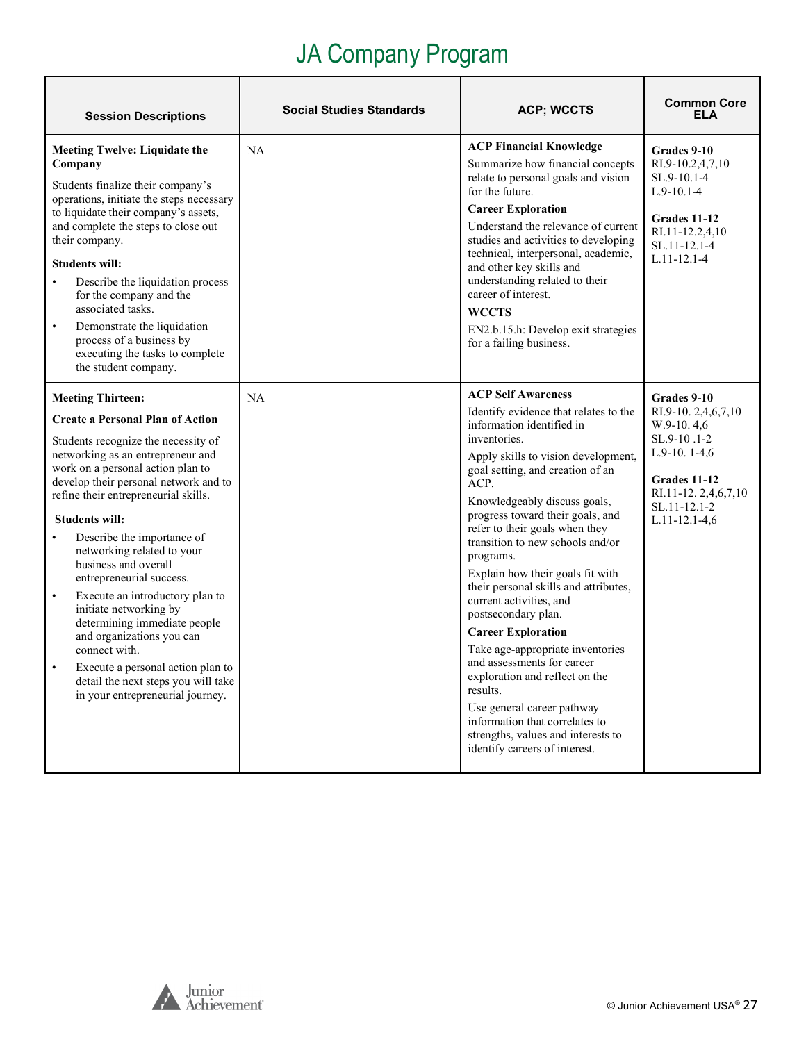# JA Company Program

| Session Descriptions | Social Studies Standards | ACP; WCCTS | Common Core ELA |
|---|---|---|---|
| **Meeting Twelve: Liquidate the Company**<br><br>Students finalize their company's operations, initiate the steps necessary to liquidate their company's assets, and complete the steps to close out their company.<br><br>**Students will:**<br>• Describe the liquidation process for the company and the associated tasks.<br>• Demonstrate the liquidation process of a business by executing the tasks to complete the student company. | NA | **ACP Financial Knowledge**<br>Summarize how financial concepts relate to personal goals and vision for the future.<br>**Career Exploration**<br>Understand the relevance of current studies and activities to developing technical, interpersonal, academic, and other key skills and understanding related to their career of interest.<br>**WCCTS**<br>EN2.b.15.h: Develop exit strategies for a failing business. | **Grades 9-10**<br>RI.9-10.2,4,7,10<br>SL.9-10.1-4<br>L.9-10.1-4<br><br>**Grades 11-12**<br>RI.11-12.2,4,10<br>SL.11-12.1-4<br>L.11-12.1-4 |
| **Meeting Thirteen:**<br>**Create a Personal Plan of Action**<br><br>Students recognize the necessity of networking as an entrepreneur and work on a personal action plan to develop their personal network and to refine their entrepreneurial skills.<br><br>**Students will:**<br>• Describe the importance of networking related to your business and overall entrepreneurial success.<br>• Execute an introductory plan to initiate networking by determining immediate people and organizations you can connect with.<br>• Execute a personal action plan to detail the next steps you will take in your entrepreneurial journey. | NA | **ACP Self Awareness**<br>Identify evidence that relates to the information identified in inventories.<br>Apply skills to vision development, goal setting, and creation of an ACP.<br>Knowledgeably discuss goals, progress toward their goals, and refer to their goals when they transition to new schools and/or programs.<br>Explain how their goals fit with their personal skills and attributes, current activities, and postsecondary plan.<br>**Career Exploration**<br>Take age-appropriate inventories and assessments for career exploration and reflect on the results.<br>Use general career pathway information that correlates to strengths, values and interests to identify careers of interest. | **Grades 9-10**<br>RI.9-10. 2,4,6,7,10<br>W.9-10. 4,6<br>SL.9-10 .1-2<br>L.9-10. 1-4,6<br><br>**Grades 11-12**<br>RI.11-12. 2,4,6,7,10<br>SL.11-12.1-2<br>L.11-12.1-4,6 |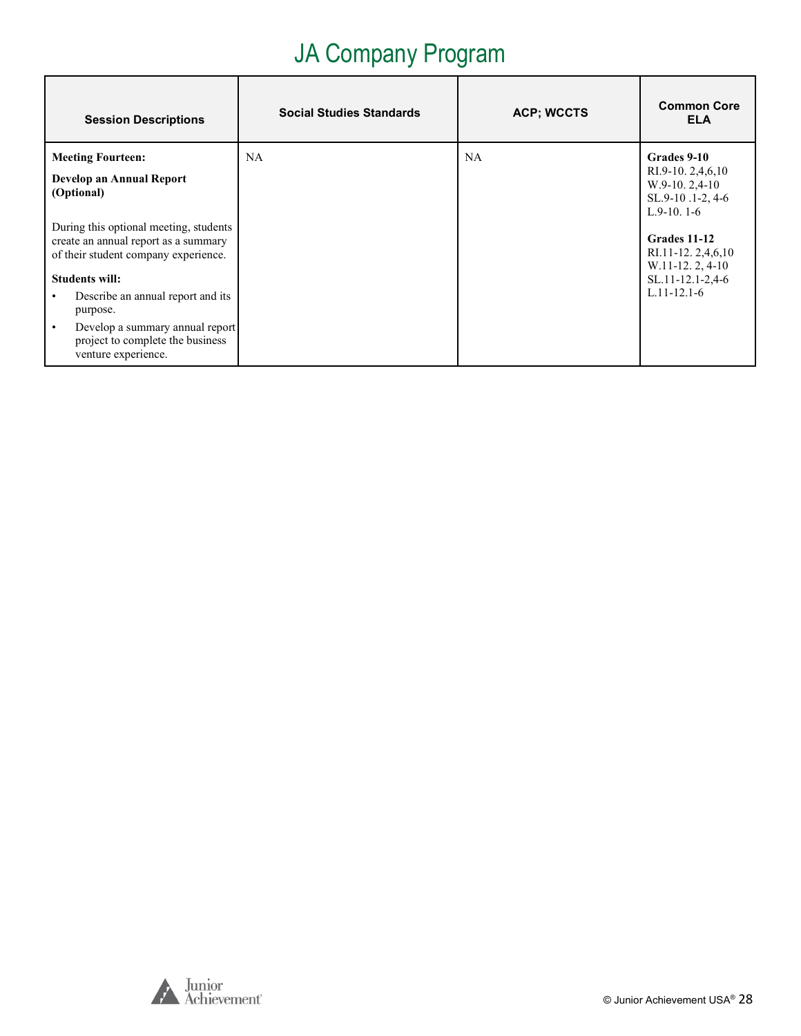# JA Company Program

| Session Descriptions | Social Studies Standards | ACP; WCCTS | Common Core ELA |
|---|---|---|---|
| **Meeting Fourteen:**<br><br>**Develop an Annual Report (Optional)**<br><br>During this optional meeting, students create an annual report as a summary of their student company experience.<br><br>**Students will:**<br>• Describe an annual report and its purpose.<br>• Develop a summary annual report project to complete the business venture experience. | NA | NA | **Grades 9-10**<br>RI.9-10. 2,4,6,10<br>W.9-10. 2,4-10<br>SL.9-10 .1-2, 4-6<br>L.9-10. 1-6<br><br>**Grades 11-12**<br>RI.11-12. 2,4,6,10<br>W.11-12. 2, 4-10<br>SL.11-12.1-2,4-6<br>L.11-12.1-6 |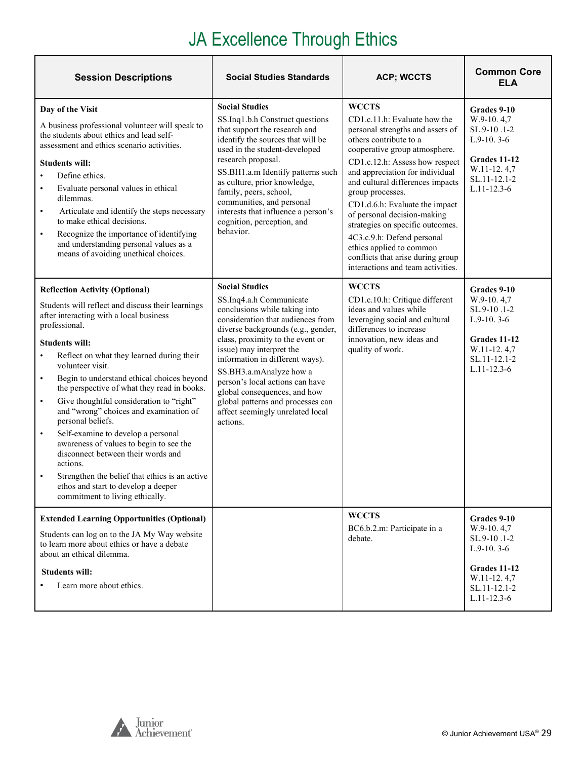# JA Excellence Through Ethics

| Session Descriptions | Social Studies Standards | ACP; WCCTS | Common Core ELA |
|---|---|---|---|
| **Day of the Visit**<br><br>A business professional volunteer will speak to the students about ethics and lead self-assessment and ethics scenario activities.<br><br>**Students will:**<br>• Define ethics.<br>• Evaluate personal values in ethical dilemmas.<br>• Articulate and identify the steps necessary to make ethical decisions.<br>• Recognize the importance of identifying and understanding personal values as a means of avoiding unethical choices. | **Social Studies**<br>SS.Inq1.b.h Construct questions that support the research and identify the sources that will be used in the student-developed research proposal.<br>SS.BH1.a.m Identify patterns such as culture, prior knowledge, family, peers, school, communities, and personal interests that influence a person's cognition, perception, and behavior. | **WCCTS**<br>CD1.c.11.h: Evaluate how the personal strengths and assets of others contribute to a cooperative group atmosphere.<br>CD1.c.12.h: Assess how respect and appreciation for individual and cultural differences impacts group processes.<br>CD1.d.6.h: Evaluate the impact of personal decision-making strategies on specific outcomes.<br>4C3.c.9.h: Defend personal ethics applied to common conflicts that arise during group interactions and team activities. | **Grades 9-10**<br>W.9-10. 4,7<br>SL.9-10 .1-2<br>L.9-10. 3-6<br><br>**Grades 11-12**<br>W.11-12. 4,7<br>SL.11-12.1-2<br>L.11-12.3-6 |
| **Reflection Activity (Optional)**<br><br>Students will reflect and discuss their learnings after interacting with a local business professional.<br><br>**Students will:**<br>• Reflect on what they learned during their volunteer visit.<br>• Begin to understand ethical choices beyond the perspective of what they read in books.<br>• Give thoughtful consideration to "right" and "wrong" choices and examination of personal beliefs.<br>• Self-examine to develop a personal awareness of values to begin to see the disconnect between their words and actions.<br>• Strengthen the belief that ethics is an active ethos and start to develop a deeper commitment to living ethically. | **Social Studies**<br>SS.Inq4.a.h Communicate conclusions while taking into consideration that audiences from diverse backgrounds (e.g., gender, class, proximity to the event or issue) may interpret the information in different ways).<br>SS.BH3.a.mAnalyze how a person's local actions can have global consequences, and how global patterns and processes can affect seemingly unrelated local actions. | **WCCTS**<br>CD1.c.10.h: Critique different ideas and values while leveraging social and cultural differences to increase innovation, new ideas and quality of work. | **Grades 9-10**<br>W.9-10. 4,7<br>SL.9-10 .1-2<br>L.9-10. 3-6<br><br>**Grades 11-12**<br>W.11-12. 4,7<br>SL.11-12.1-2<br>L.11-12.3-6 |
| **Extended Learning Opportunities (Optional)**<br><br>Students can log on to the JA My Way website to learn more about ethics or have a debate about an ethical dilemma.<br><br>**Students will:**<br>• Learn more about ethics. | | **WCCTS**<br>BC6.b.2.m: Participate in a debate. | **Grades 9-10**<br>W.9-10. 4,7<br>SL.9-10 .1-2<br>L.9-10. 3-6<br><br>**Grades 11-12**<br>W.11-12. 4,7<br>SL.11-12.1-2<br>L.11-12.3-6 |

© Junior Achievement USA®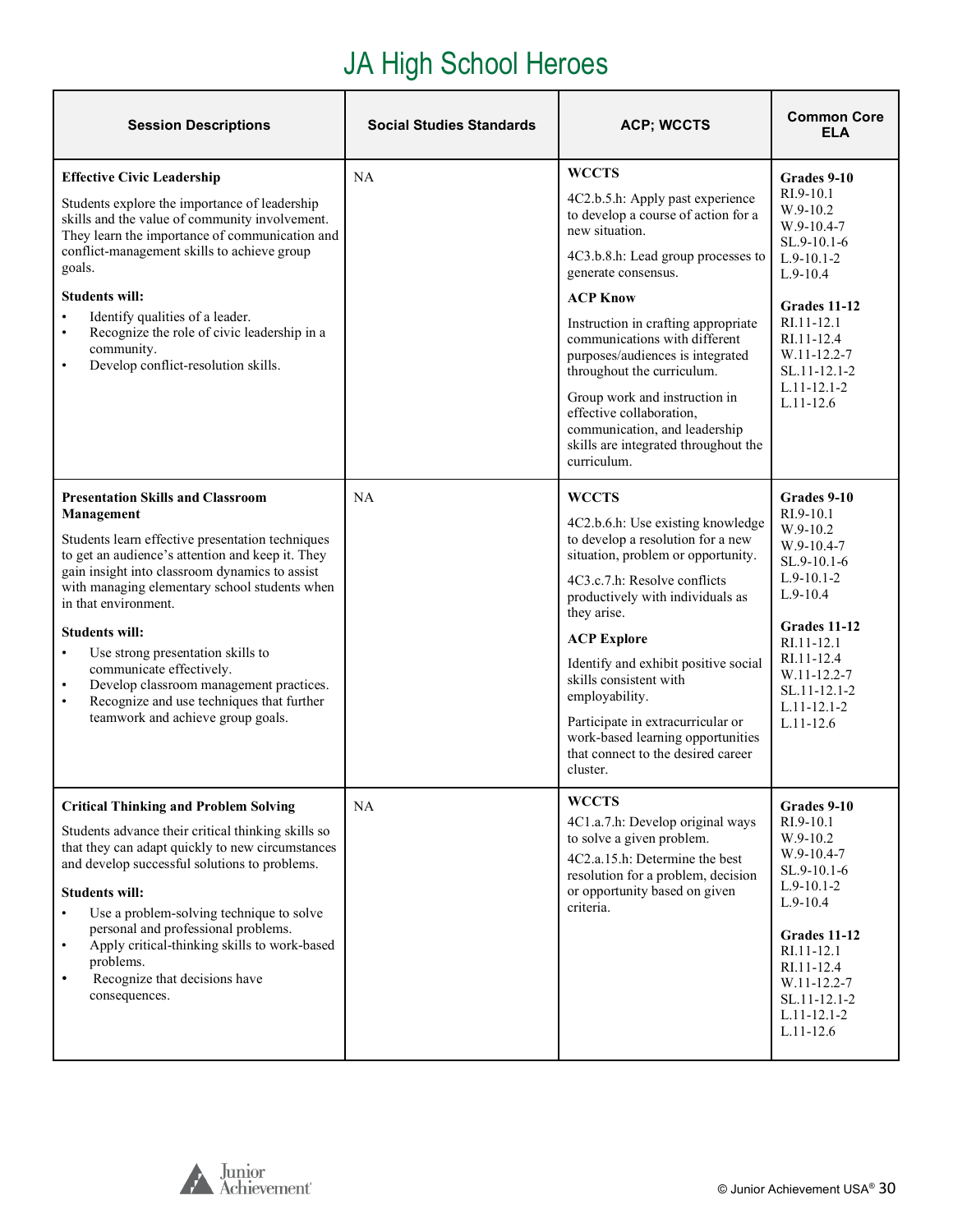# JA High School Heroes

| Session Descriptions | Social Studies Standards | ACP; WCCTS | Common Core ELA |
|---|---|---|---|
| **Effective Civic Leadership**<br><br>Students explore the importance of leadership skills and the value of community involvement. They learn the importance of communication and conflict-management skills to achieve group goals.<br><br>**Students will:**<br>• Identify qualities of a leader.<br>• Recognize the role of civic leadership in a community.<br>• Develop conflict-resolution skills. | NA | **WCCTS**<br><br>4C2.b.5.h: Apply past experience to develop a course of action for a new situation.<br><br>4C3.b.8.h: Lead group processes to generate consensus.<br><br>**ACP Know**<br><br>Instruction in crafting appropriate communications with different purposes/audiences is integrated throughout the curriculum.<br><br>Group work and instruction in effective collaboration, communication, and leadership skills are integrated throughout the curriculum. | **Grades 9-10**<br>RI.9-10.1<br>W.9-10.2<br>W.9-10.4-7<br>SL.9-10.1-6<br>L.9-10.1-2<br>L.9-10.4<br><br>**Grades 11-12**<br>RI.11-12.1<br>RI.11-12.4<br>W.11-12.2-7<br>SL.11-12.1-2<br>L.11-12.1-2<br>L.11-12.6 |
| **Presentation Skills and Classroom Management**<br><br>Students learn effective presentation techniques to get an audience's attention and keep it. They gain insight into classroom dynamics to assist with managing elementary school students when in that environment.<br><br>**Students will:**<br>• Use strong presentation skills to communicate effectively.<br>• Develop classroom management practices.<br>• Recognize and use techniques that further teamwork and achieve group goals. | NA | **WCCTS**<br><br>4C2.b.6.h: Use existing knowledge to develop a resolution for a new situation, problem or opportunity.<br><br>4C3.c.7.h: Resolve conflicts productively with individuals as they arise.<br><br>**ACP Explore**<br><br>Identify and exhibit positive social skills consistent with employability.<br><br>Participate in extracurricular or work-based learning opportunities that connect to the desired career cluster. | **Grades 9-10**<br>RI.9-10.1<br>W.9-10.2<br>W.9-10.4-7<br>SL.9-10.1-6<br>L.9-10.1-2<br>L.9-10.4<br><br>**Grades 11-12**<br>RI.11-12.1<br>RI.11-12.4<br>W.11-12.2-7<br>SL.11-12.1-2<br>L.11-12.1-2<br>L.11-12.6 |
| **Critical Thinking and Problem Solving**<br><br>Students advance their critical thinking skills so that they can adapt quickly to new circumstances and develop successful solutions to problems.<br><br>**Students will:**<br>• Use a problem-solving technique to solve personal and professional problems.<br>• Apply critical-thinking skills to work-based problems.<br>• Recognize that decisions have consequences. | NA | **WCCTS**<br><br>4C1.a.7.h: Develop original ways to solve a given problem.<br><br>4C2.a.15.h: Determine the best resolution for a problem, decision or opportunity based on given criteria. | **Grades 9-10**<br>RI.9-10.1<br>W.9-10.2<br>W.9-10.4-7<br>SL.9-10.1-6<br>L.9-10.1-2<br>L.9-10.4<br><br>**Grades 11-12**<br>RI.11-12.1<br>RI.11-12.4<br>W.11-12.2-7<br>SL.11-12.1-2<br>L.11-12.1-2<br>L.11-12.6 |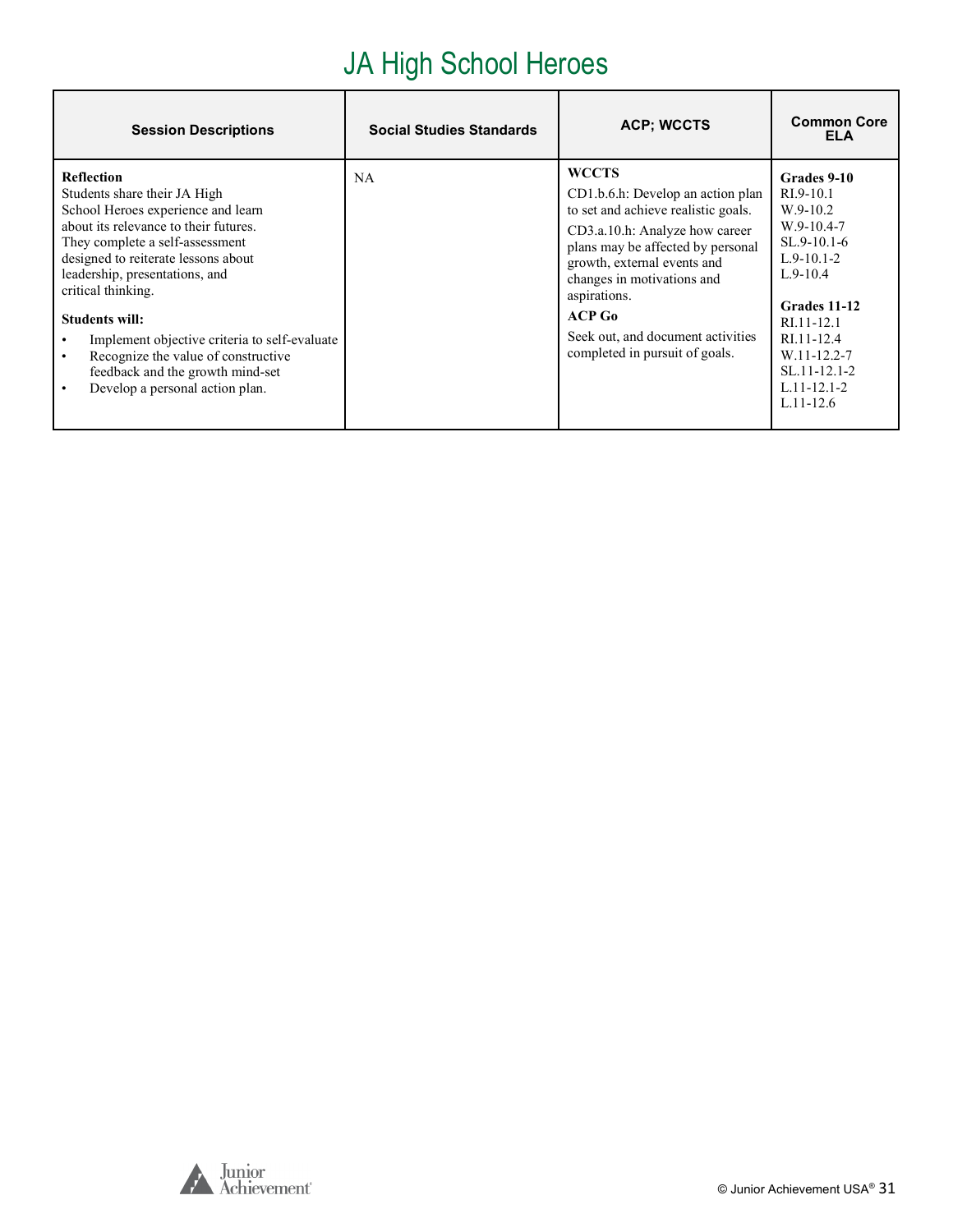# JA High School Heroes

| Session Descriptions | Social Studies Standards | ACP; WCCTS | Common Core ELA |
|---|---|---|---|
| **Reflection**<br>Students share their JA High School Heroes experience and learn about its relevance to their futures. They complete a self-assessment designed to reiterate lessons about leadership, presentations, and critical thinking.<br><br>**Students will:**<br>• Implement objective criteria to self-evaluate<br>• Recognize the value of constructive feedback and the growth mind-set<br>• Develop a personal action plan. | NA | **WCCTS**<br>CD1.b.6.h: Develop an action plan to set and achieve realistic goals.<br>CD3.a.10.h: Analyze how career plans may be affected by personal growth, external events and changes in motivations and aspirations.<br>**ACP Go**<br>Seek out, and document activities completed in pursuit of goals. | **Grades 9-10**<br>RI.9-10.1<br>W.9-10.2<br>W.9-10.4-7<br>SL.9-10.1-6<br>L.9-10.1-2<br>L.9-10.4<br><br>**Grades 11-12**<br>RI.11-12.1<br>RI.11-12.4<br>W.11-12.2-7<br>SL.11-12.1-2<br>L.11-12.1-2<br>L.11-12.6 |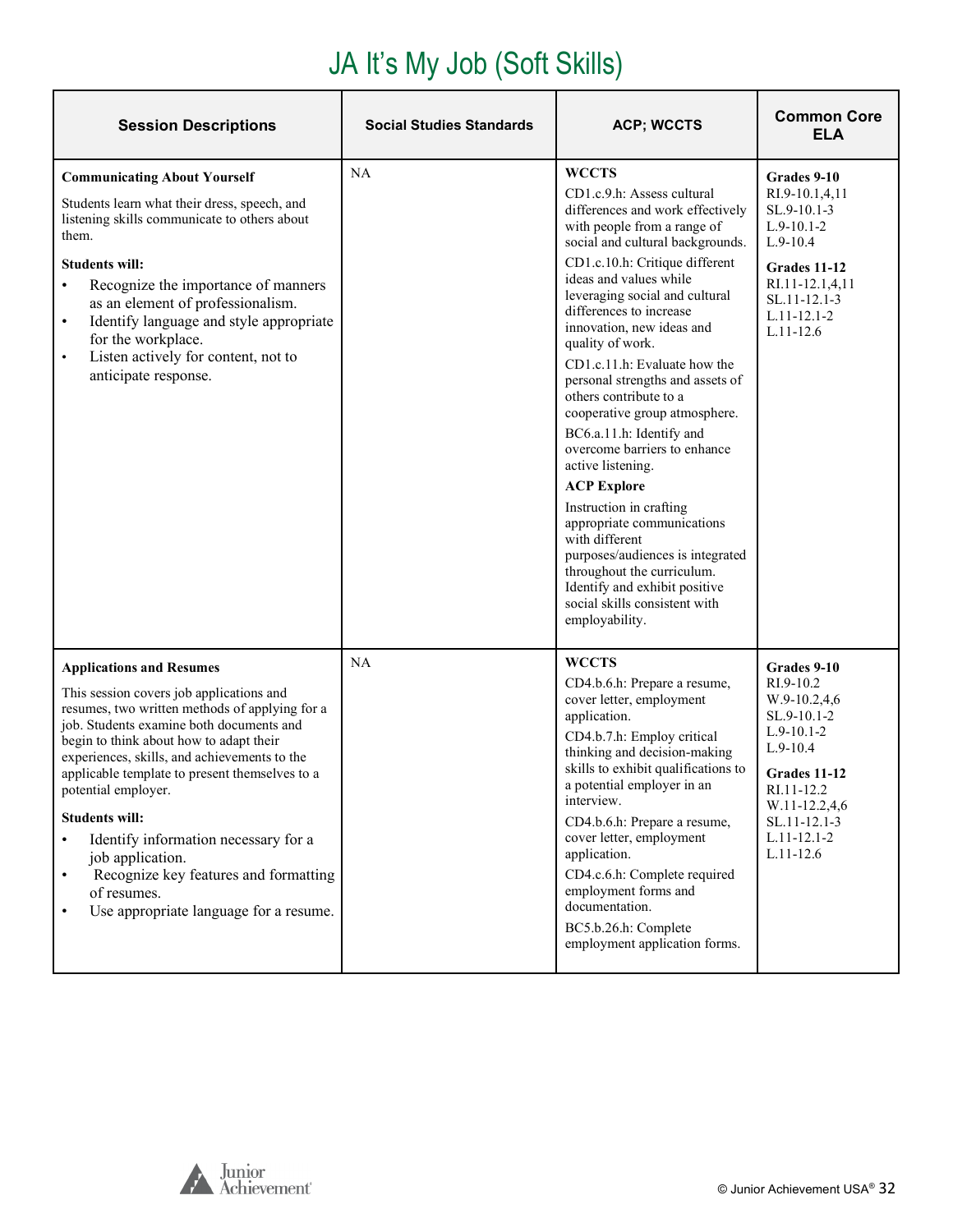# JA It's My Job (Soft Skills)

| Session Descriptions | Social Studies Standards | ACP; WCCTS | Common Core ELA |
|---|---|---|---|
| **Communicating About Yourself**<br><br>Students learn what their dress, speech, and listening skills communicate to others about them.<br><br>**Students will:**<br>• Recognize the importance of manners as an element of professionalism.<br>• Identify language and style appropriate for the workplace.<br>• Listen actively for content, not to anticipate response. | NA | **WCCTS**<br>CD1.c.9.h: Assess cultural differences and work effectively with people from a range of social and cultural backgrounds.<br>CD1.c.10.h: Critique different ideas and values while leveraging social and cultural differences to increase innovation, new ideas and quality of work.<br>CD1.c.11.h: Evaluate how the personal strengths and assets of others contribute to a cooperative group atmosphere.<br>BC6.a.11.h: Identify and overcome barriers to enhance active listening.<br>**ACP Explore**<br>Instruction in crafting appropriate communications with different purposes/audiences is integrated throughout the curriculum. Identify and exhibit positive social skills consistent with employability. | **Grades 9-10**<br>RI.9-10.1,4,11<br>SL.9-10.1-3<br>L.9-10.1-2<br>L.9-10.4<br>**Grades 11-12**<br>RI.11-12.1,4,11<br>SL.11-12.1-3<br>L.11-12.1-2<br>L.11-12.6 |
| **Applications and Resumes**<br><br>This session covers job applications and resumes, two written methods of applying for a job. Students examine both documents and begin to think about how to adapt their experiences, skills, and achievements to the applicable template to present themselves to a potential employer.<br><br>**Students will:**<br>• Identify information necessary for a job application.<br>• Recognize key features and formatting of resumes.<br>• Use appropriate language for a resume. | NA | **WCCTS**<br>CD4.b.6.h: Prepare a resume, cover letter, employment application.<br>CD4.b.7.h: Employ critical thinking and decision-making skills to exhibit qualifications to a potential employer in an interview.<br>CD4.b.6.h: Prepare a resume, cover letter, employment application.<br>CD4.c.6.h: Complete required employment forms and documentation.<br>BC5.b.26.h: Complete employment application forms. | **Grades 9-10**<br>RI.9-10.2<br>W.9-10.2,4,6<br>SL.9-10.1-2<br>L.9-10.1-2<br>L.9-10.4<br>**Grades 11-12**<br>RI.11-12.2<br>W.11-12.2,4,6<br>SL.11-12.1-3<br>L.11-12.1-2<br>L.11-12.6 |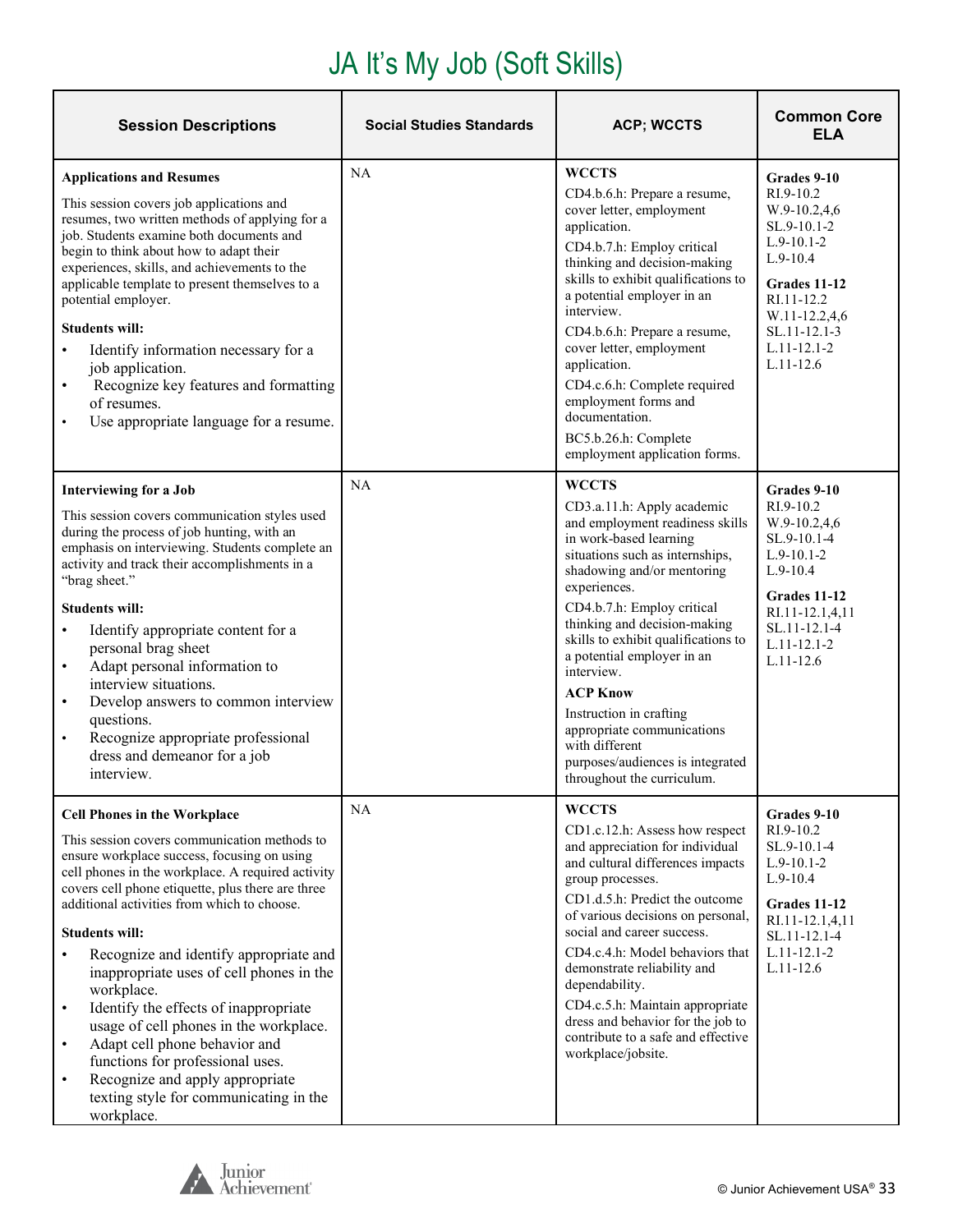# JA It's My Job (Soft Skills)

| Session Descriptions | Social Studies Standards | ACP; WCCTS | Common Core ELA |
|---|---|---|---|
| **Applications and Resumes**<br><br>This session covers job applications and resumes, two written methods of applying for a job. Students examine both documents and begin to think about how to adapt their experiences, skills, and achievements to the applicable template to present themselves to a potential employer.<br><br>**Students will:**<br>• Identify information necessary for a job application.<br>• Recognize key features and formatting of resumes.<br>• Use appropriate language for a resume. | NA | **WCCTS**<br>CD4.b.6.h: Prepare a resume, cover letter, employment application.<br>CD4.b.7.h: Employ critical thinking and decision-making skills to exhibit qualifications to a potential employer in an interview.<br>CD4.b.6.h: Prepare a resume, cover letter, employment application.<br>CD4.c.6.h: Complete required employment forms and documentation.<br>BC5.b.26.h: Complete employment application forms. | **Grades 9-10**<br>RI.9-10.2<br>W.9-10.2,4,6<br>SL.9-10.1-2<br>L.9-10.1-2<br>L.9-10.4<br><br>**Grades 11-12**<br>RI.11-12.2<br>W.11-12.2,4,6<br>SL.11-12.1-3<br>L.11-12.1-2<br>L.11-12.6 |
| **Interviewing for a Job**<br><br>This session covers communication styles used during the process of job hunting, with an emphasis on interviewing. Students complete an activity and track their accomplishments in a "brag sheet."<br><br>**Students will:**<br>• Identify appropriate content for a personal brag sheet<br>• Adapt personal information to interview situations.<br>• Develop answers to common interview questions.<br>• Recognize appropriate professional dress and demeanor for a job interview. | NA | **WCCTS**<br>CD3.a.11.h: Apply academic and employment readiness skills in work-based learning situations such as internships, shadowing and/or mentoring experiences.<br>CD4.b.7.h: Employ critical thinking and decision-making skills to exhibit qualifications to a potential employer in an interview.<br>**ACP Know**<br>Instruction in crafting appropriate communications with different purposes/audiences is integrated throughout the curriculum. | **Grades 9-10**<br>RI.9-10.2<br>W.9-10.2,4,6<br>SL.9-10.1-4<br>L.9-10.1-2<br>L.9-10.4<br><br>**Grades 11-12**<br>RI.11-12.1,4,11<br>SL.11-12.1-4<br>L.11-12.1-2<br>L.11-12.6 |
| **Cell Phones in the Workplace**<br><br>This session covers communication methods to ensure workplace success, focusing on using cell phones in the workplace. A required activity covers cell phone etiquette, plus there are three additional activities from which to choose.<br><br>**Students will:**<br>• Recognize and identify appropriate and inappropriate uses of cell phones in the workplace.<br>• Identify the effects of inappropriate usage of cell phones in the workplace.<br>• Adapt cell phone behavior and functions for professional uses.<br>• Recognize and apply appropriate texting style for communicating in the workplace. | NA | **WCCTS**<br>CD1.c.12.h: Assess how respect and appreciation for individual and cultural differences impacts group processes.<br>CD1.d.5.h: Predict the outcome of various decisions on personal, social and career success.<br>CD4.c.4.h: Model behaviors that demonstrate reliability and dependability.<br>CD4.c.5.h: Maintain appropriate dress and behavior for the job to contribute to a safe and effective workplace/jobsite. | **Grades 9-10**<br>RI.9-10.2<br>SL.9-10.1-4<br>L.9-10.1-2<br>L.9-10.4<br><br>**Grades 11-12**<br>RI.11-12.1,4,11<br>SL.11-12.1-4<br>L.11-12.1-2<br>L.11-12.6 |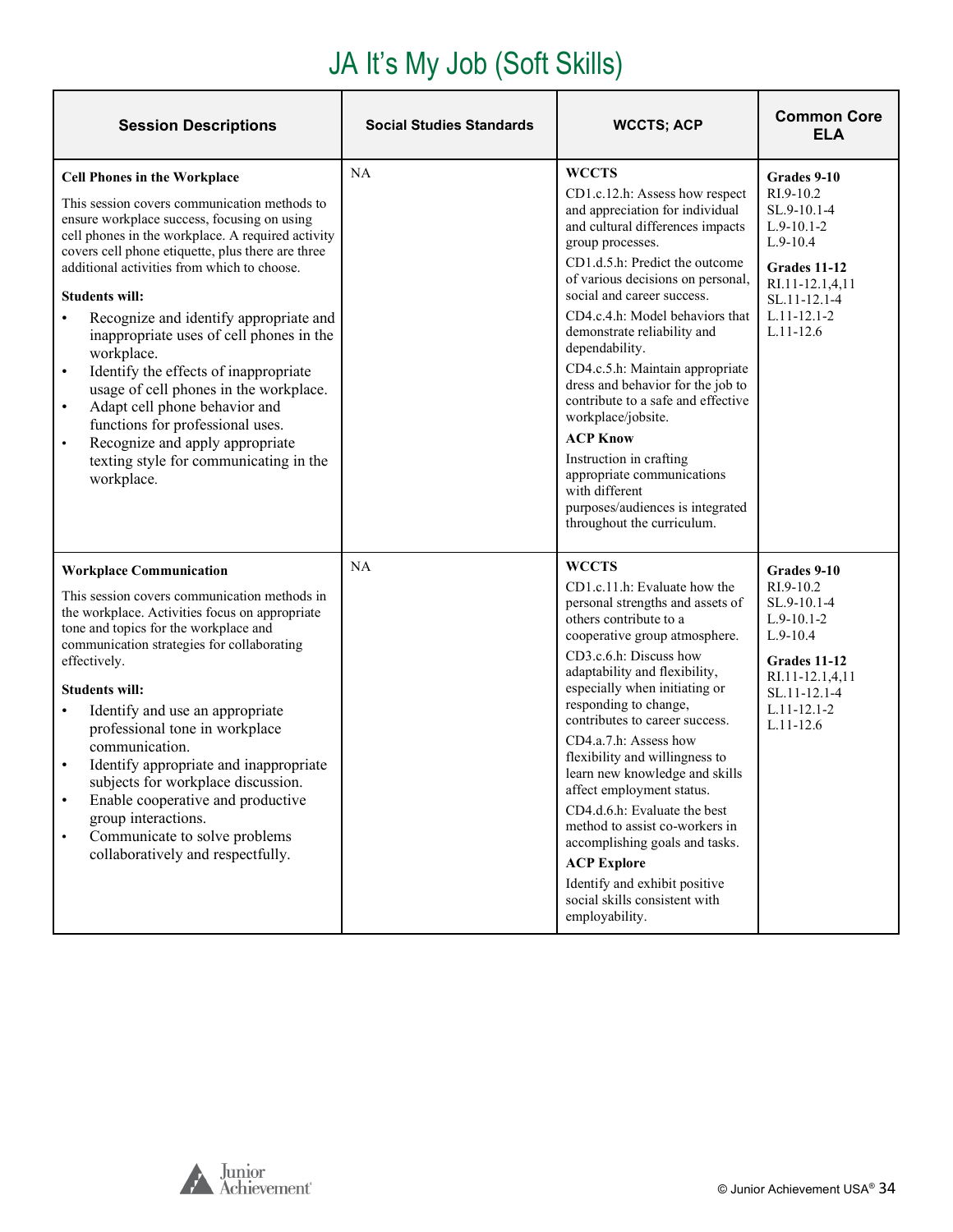# JA It's My Job (Soft Skills)

| Session Descriptions | Social Studies Standards | WCCTS; ACP | Common Core ELA |
|---|---|---|---|
| **Cell Phones in the Workplace**<br><br>This session covers communication methods to ensure workplace success, focusing on using cell phones in the workplace. A required activity covers cell phone etiquette, plus there are three additional activities from which to choose.<br><br>**Students will:**<br>• Recognize and identify appropriate and inappropriate uses of cell phones in the workplace.<br>• Identify the effects of inappropriate usage of cell phones in the workplace.<br>• Adapt cell phone behavior and functions for professional uses.<br>• Recognize and apply appropriate texting style for communicating in the workplace. | NA | **WCCTS**<br>CD1.c.12.h: Assess how respect and appreciation for individual and cultural differences impacts group processes.<br>CD1.d.5.h: Predict the outcome of various decisions on personal, social and career success.<br>CD4.c.4.h: Model behaviors that demonstrate reliability and dependability.<br>CD4.c.5.h: Maintain appropriate dress and behavior for the job to contribute to a safe and effective workplace/jobsite.<br>**ACP Know**<br>Instruction in crafting appropriate communications with different purposes/audiences is integrated throughout the curriculum. | **Grades 9-10**<br>RI.9-10.2<br>SL.9-10.1-4<br>L.9-10.1-2<br>L.9-10.4<br>**Grades 11-12**<br>RI.11-12.1,4,11<br>SL.11-12.1-4<br>L.11-12.1-2<br>L.11-12.6 |
| **Workplace Communication**<br><br>This session covers communication methods in the workplace. Activities focus on appropriate tone and topics for the workplace and communication strategies for collaborating effectively.<br><br>**Students will:**<br>• Identify and use an appropriate professional tone in workplace communication.<br>• Identify appropriate and inappropriate subjects for workplace discussion.<br>• Enable cooperative and productive group interactions.<br>• Communicate to solve problems collaboratively and respectfully. | NA | **WCCTS**<br>CD1.c.11.h: Evaluate how the personal strengths and assets of others contribute to a cooperative group atmosphere.<br>CD3.c.6.h: Discuss how adaptability and flexibility, especially when initiating or responding to change, contributes to career success.<br>CD4.a.7.h: Assess how flexibility and willingness to learn new knowledge and skills affect employment status.<br>CD4.d.6.h: Evaluate the best method to assist co-workers in accomplishing goals and tasks.<br>**ACP Explore**<br>Identify and exhibit positive social skills consistent with employability. | **Grades 9-10**<br>RI.9-10.2<br>SL.9-10.1-4<br>L.9-10.1-2<br>L.9-10.4<br>**Grades 11-12**<br>RI.11-12.1,4,11<br>SL.11-12.1-4<br>L.11-12.1-2<br>L.11-12.6 |

© Junior Achievement USA®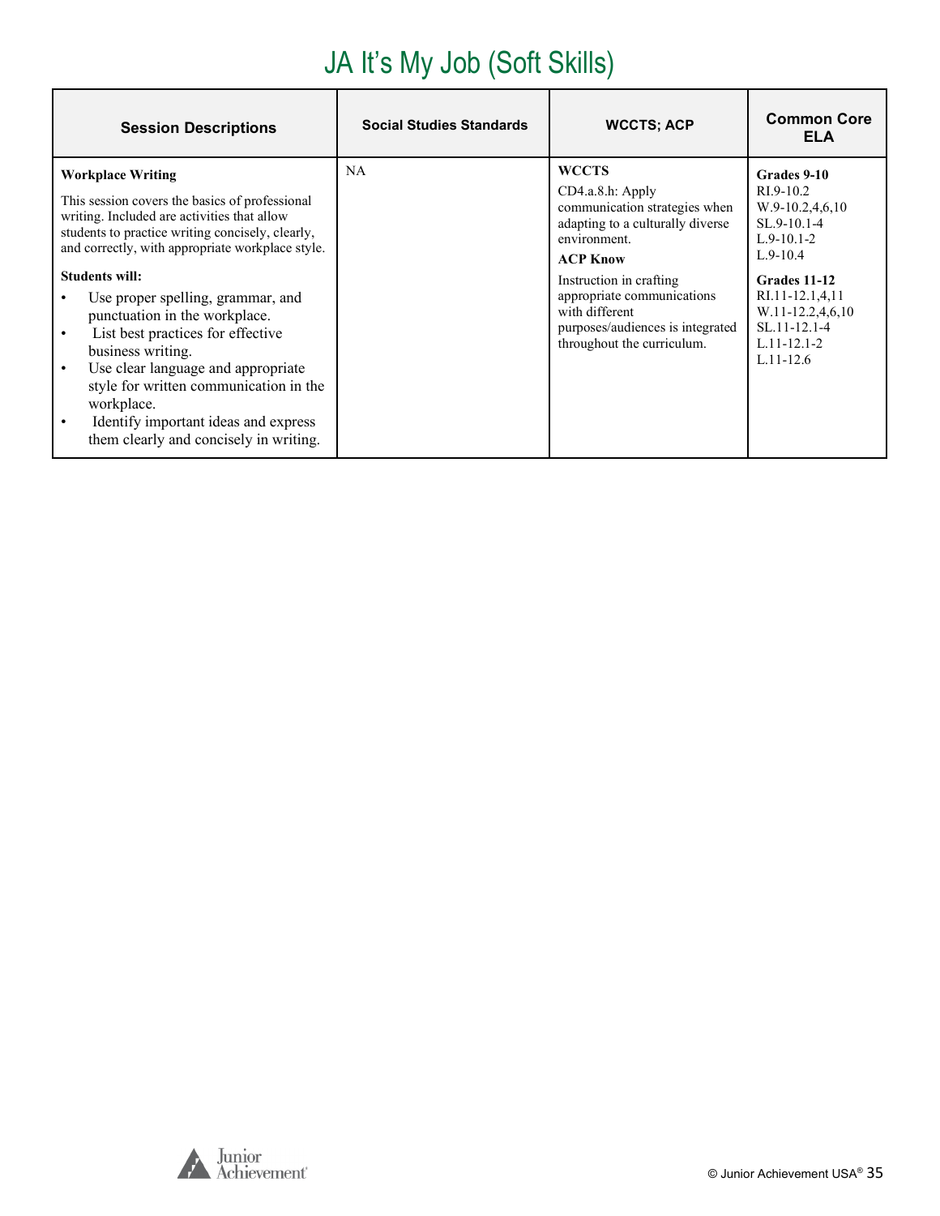# JA It's My Job (Soft Skills)

| Session Descriptions | Social Studies Standards | WCCTS; ACP | Common Core ELA |
|---|---|---|---|
| **Workplace Writing**<br><br>This session covers the basics of professional writing. Included are activities that allow students to practice writing concisely, clearly, and correctly, with appropriate workplace style.<br><br>**Students will:**<br>• Use proper spelling, grammar, and punctuation in the workplace.<br>• List best practices for effective business writing.<br>• Use clear language and appropriate style for written communication in the workplace.<br>• Identify important ideas and express them clearly and concisely in writing. | NA | **WCCTS**<br>CD4.a.8.h: Apply communication strategies when adapting to a culturally diverse environment.<br>**ACP Know**<br>Instruction in crafting appropriate communications with different purposes/audiences is integrated throughout the curriculum. | **Grades 9-10**<br>RI.9-10.2<br>W.9-10.2,4,6,10<br>SL.9-10.1-4<br>L.9-10.1-2<br>L.9-10.4<br>**Grades 11-12**<br>RI.11-12.1,4,11<br>W.11-12.2,4,6,10<br>SL.11-12.1-4<br>L.11-12.1-2<br>L.11-12.6 |

© Junior Achievement USA®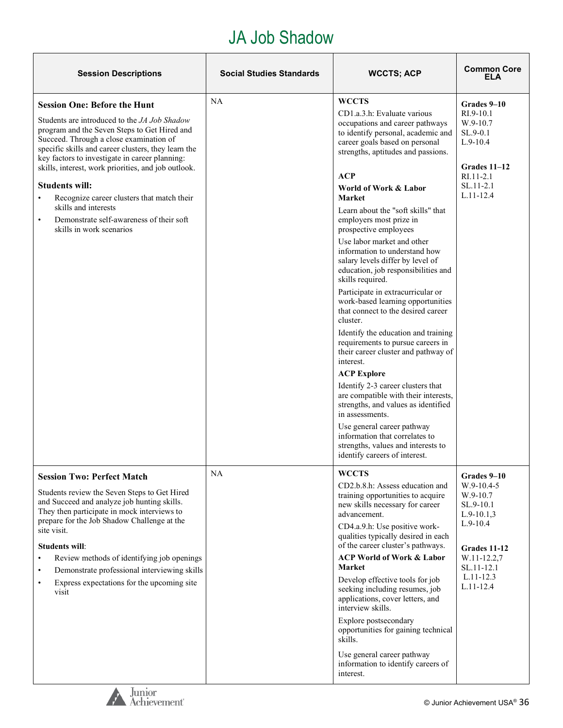# JA Job Shadow

| Session Descriptions | Social Studies Standards | WCCTS; ACP | Common Core ELA |
|---|---|---|---|
| **Session One: Before the Hunt**<br><br>Students are introduced to the *JA Job Shadow* program and the Seven Steps to Get Hired and Succeed. Through a close examination of specific skills and career clusters, they learn the key factors to investigate in career planning: skills, interest, work priorities, and job outlook.<br><br>**Students will:**<br>• Recognize career clusters that match their skills and interests<br>• Demonstrate self-awareness of their soft skills in work scenarios | NA | **WCCTS**<br>CD1.a.3.h: Evaluate various occupations and career pathways to identify personal, academic and career goals based on personal strengths, aptitudes and passions.<br><br>**ACP**<br>**World of Work & Labor Market**<br>Learn about the "soft skills" that employers most prize in prospective employees<br>Use labor market and other information to understand how salary levels differ by level of education, job responsibilities and skills required.<br>Participate in extracurricular or work-based learning opportunities that connect to the desired career cluster.<br>Identify the education and training requirements to pursue careers in their career cluster and pathway of interest.<br>**ACP Explore**<br>Identify 2-3 career clusters that are compatible with their interests, strengths, and values as identified in assessments.<br>Use general career pathway information that correlates to strengths, values and interests to identify careers of interest. | **Grades 9–10**<br>RI.9-10.1<br>W.9-10.7<br>SL.9-0.1<br>L.9-10.4<br><br>**Grades 11–12**<br>RI.11-2.1<br>SL.11-2.1<br>L.11-12.4 |
| **Session Two: Perfect Match**<br><br>Students review the Seven Steps to Get Hired and Succeed and analyze job hunting skills. They then participate in mock interviews to prepare for the Job Shadow Challenge at the site visit.<br><br>**Students will**:<br>• Review methods of identifying job openings<br>• Demonstrate professional interviewing skills<br>• Express expectations for the upcoming site visit | NA | **WCCTS**<br>CD2.b.8.h: Assess education and training opportunities to acquire new skills necessary for career advancement.<br>CD4.a.9.h: Use positive work-qualities typically desired in each of the career cluster's pathways.<br>**ACP World of Work & Labor Market**<br>Develop effective tools for job seeking including resumes, job applications, cover letters, and interview skills.<br>Explore postsecondary opportunities for gaining technical skills.<br>Use general career pathway information to identify careers of interest. | **Grades 9–10**<br>W.9-10.4-5<br>W.9-10.7<br>SL.9-10.1<br>L.9-10.1,3<br>L.9-10.4<br><br>**Grades 11-12**<br>W.11-12.2,7<br>SL.11-12.1<br>L.11-12.3<br>L.11-12.4 |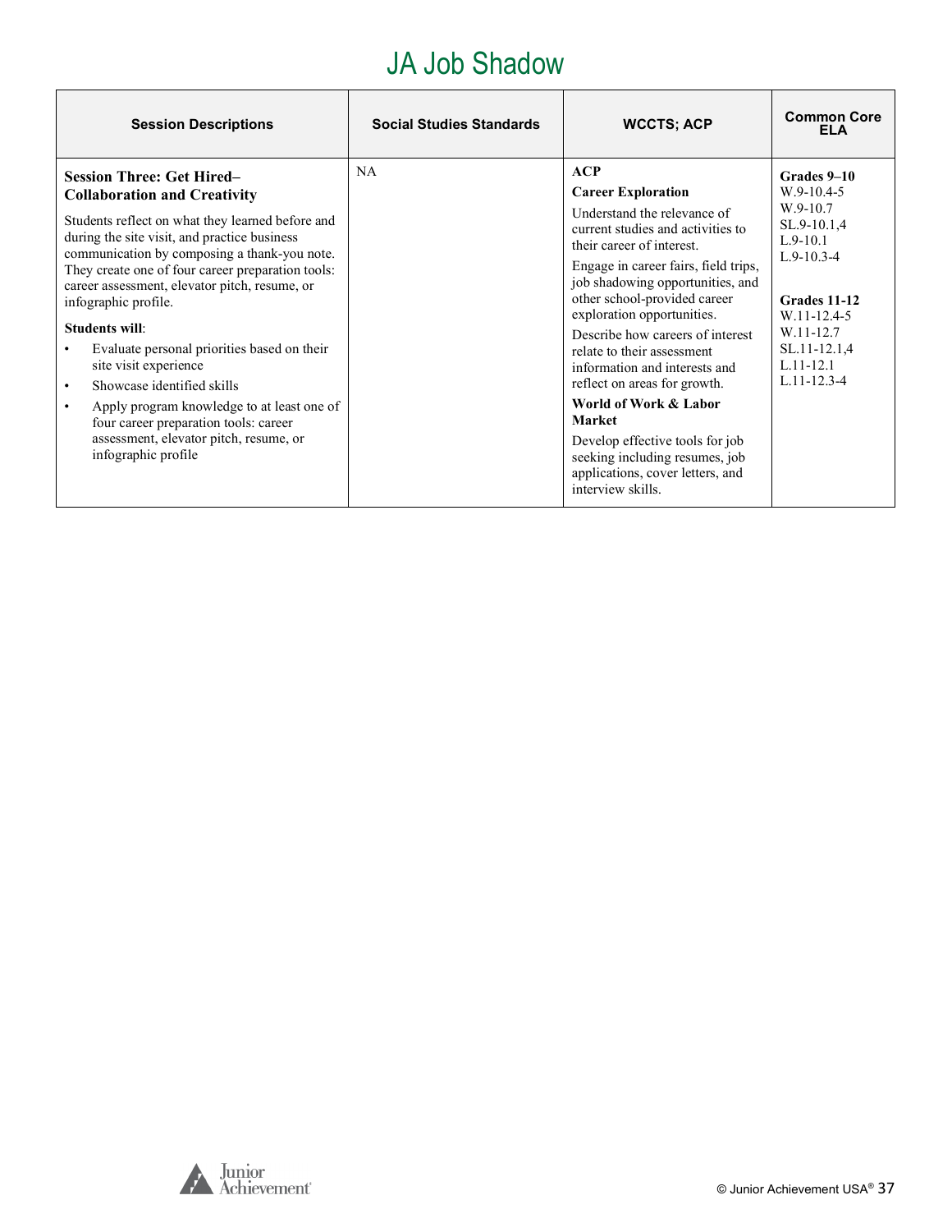# JA Job Shadow

| Session Descriptions | Social Studies Standards | WCCTS; ACP | Common Core ELA |
|---|---|---|---|
| **Session Three: Get Hired–Collaboration and Creativity**<br><br>Students reflect on what they learned before and during the site visit, and practice business communication by composing a thank-you note. They create one of four career preparation tools: career assessment, elevator pitch, resume, or infographic profile.<br><br>**Students will**:<br>• Evaluate personal priorities based on their site visit experience<br>• Showcase identified skills<br>• Apply program knowledge to at least one of four career preparation tools: career assessment, elevator pitch, resume, or infographic profile | NA | **ACP**<br>**Career Exploration**<br>Understand the relevance of current studies and activities to their career of interest.<br>Engage in career fairs, field trips, job shadowing opportunities, and other school-provided career exploration opportunities.<br>Describe how careers of interest relate to their assessment information and interests and reflect on areas for growth.<br>**World of Work & Labor Market**<br>Develop effective tools for job seeking including resumes, job applications, cover letters, and interview skills. | **Grades 9–10**<br>W.9-10.4-5<br>W.9-10.7<br>SL.9-10.1,4<br>L.9-10.1<br>L.9-10.3-4<br><br>**Grades 11-12**<br>W.11-12.4-5<br>W.11-12.7<br>SL.11-12.1,4<br>L.11-12.1<br>L.11-12.3-4 |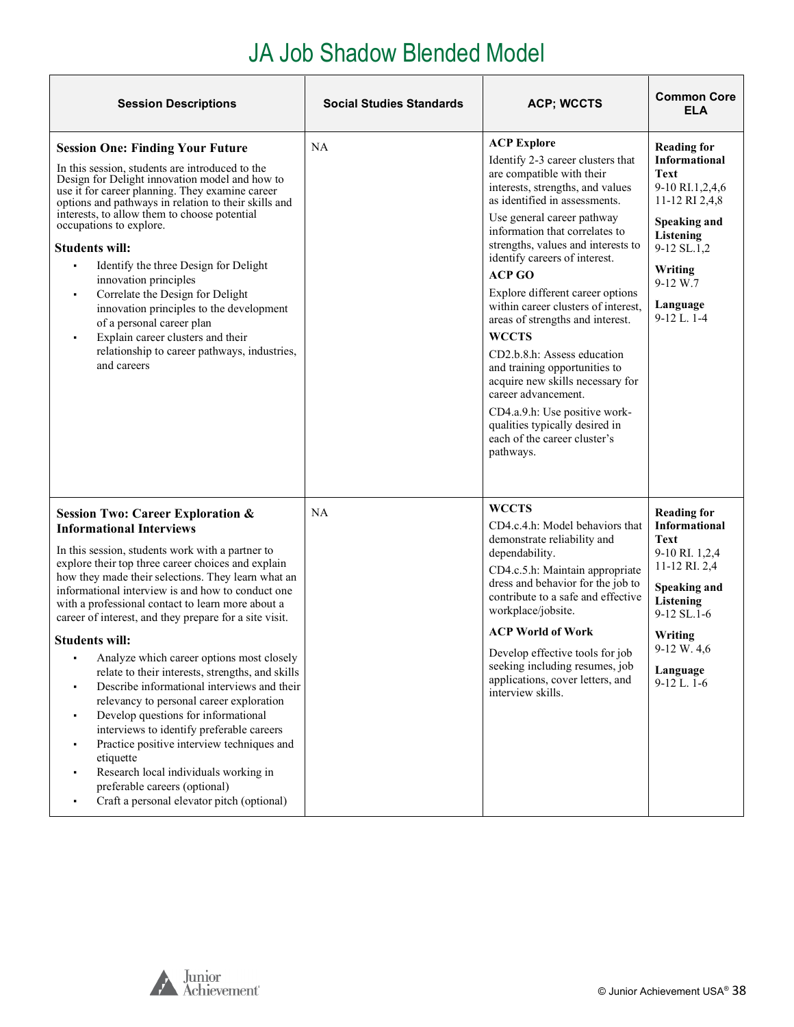# JA Job Shadow Blended Model

| Session Descriptions | Social Studies Standards | ACP; WCCTS | Common Core ELA |
|---|---|---|---|
| **Session One: Finding Your Future**<br><br>In this session, students are introduced to the Design for Delight innovation model and how to use it for career planning. They examine career options and pathways in relation to their skills and interests, to allow them to choose potential occupations to explore.<br><br>**Students will:**<br>• Identify the three Design for Delight innovation principles<br>• Correlate the Design for Delight innovation principles to the development of a personal career plan<br>• Explain career clusters and their relationship to career pathways, industries, and careers | NA | **ACP Explore**<br>Identify 2-3 career clusters that are compatible with their interests, strengths, and values as identified in assessments.<br>Use general career pathway information that correlates to strengths, values and interests to identify careers of interest.<br>**ACP GO**<br>Explore different career options within career clusters of interest, areas of strengths and interest.<br>**WCCTS**<br>CD2.b.8.h: Assess education and training opportunities to acquire new skills necessary for career advancement.<br>CD4.a.9.h: Use positive work-qualities typically desired in each of the career cluster's pathways. | **Reading for Informational Text**<br>9-10 RI.1,2,4,6<br>11-12 RI 2,4,8<br>**Speaking and Listening**<br>9-12 SL.1,2<br>**Writing**<br>9-12 W.7<br>**Language**<br>9-12 L. 1-4 |
| **Session Two: Career Exploration & Informational Interviews**<br><br>In this session, students work with a partner to explore their top three career choices and explain how they made their selections. They learn what an informational interview is and how to conduct one with a professional contact to learn more about a career of interest, and they prepare for a site visit.<br><br>**Students will:**<br>• Analyze which career options most closely relate to their interests, strengths, and skills<br>• Describe informational interviews and their relevancy to personal career exploration<br>• Develop questions for informational interviews to identify preferable careers<br>• Practice positive interview techniques and etiquette<br>• Research local individuals working in preferable careers (optional)<br>• Craft a personal elevator pitch (optional) | NA | **WCCTS**<br>CD4.c.4.h: Model behaviors that demonstrate reliability and dependability.<br>CD4.c.5.h: Maintain appropriate dress and behavior for the job to contribute to a safe and effective workplace/jobsite.<br>**ACP World of Work**<br>Develop effective tools for job seeking including resumes, job applications, cover letters, and interview skills. | **Reading for Informational Text**<br>9-10 RI. 1,2,4<br>11-12 RI. 2,4<br>**Speaking and Listening**<br>9-12 SL.1-6<br>**Writing**<br>9-12 W. 4,6<br>**Language**<br>9-12 L. 1-6 |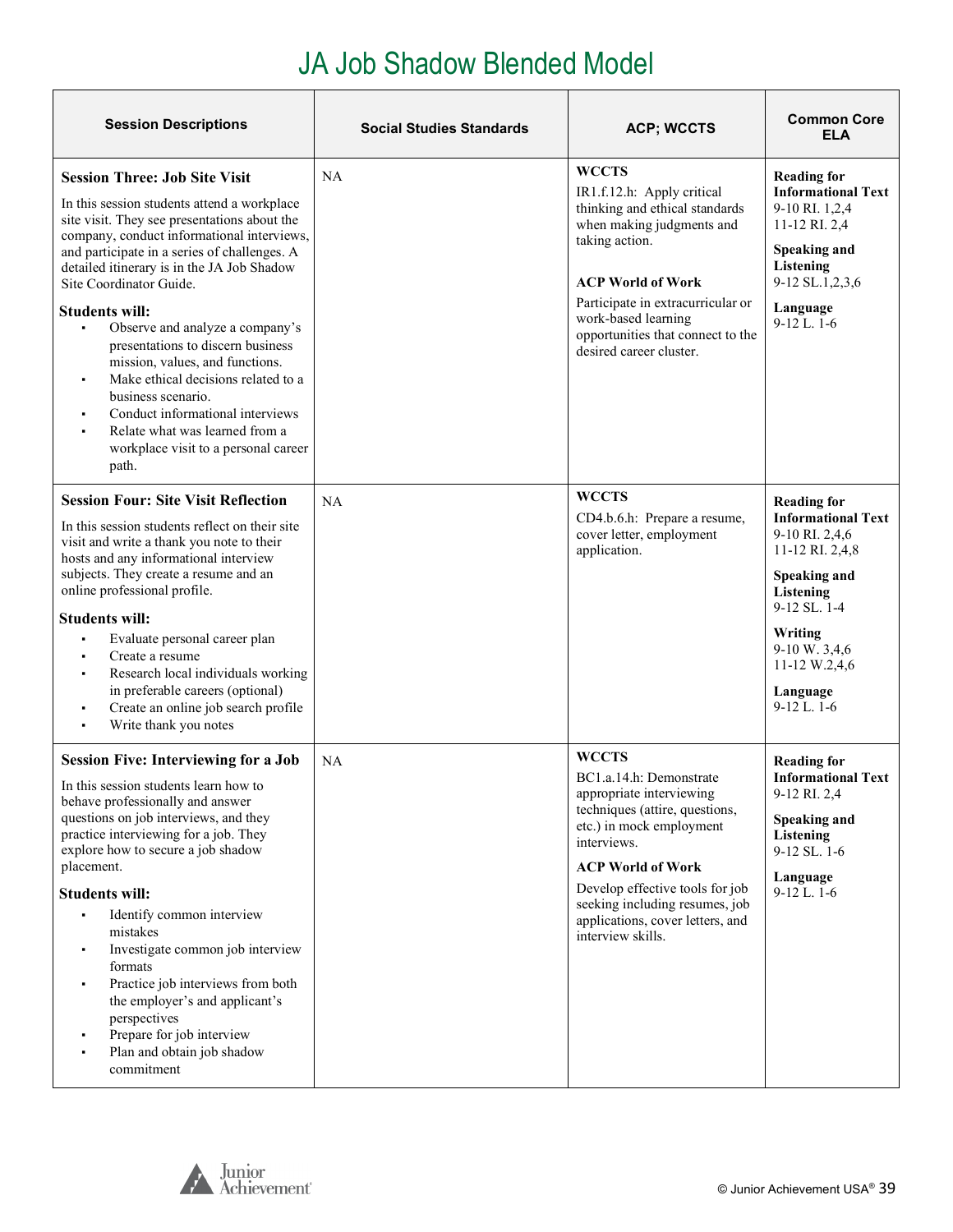# JA Job Shadow Blended Model

| Session Descriptions | Social Studies Standards | ACP; WCCTS | Common Core ELA |
|---|---|---|---|
| **Session Three: Job Site Visit**<br><br>In this session students attend a workplace site visit. They see presentations about the company, conduct informational interviews, and participate in a series of challenges. A detailed itinerary is in the JA Job Shadow Site Coordinator Guide.<br><br>**Students will:**<br>▪ Observe and analyze a company's presentations to discern business mission, values, and functions.<br>▪ Make ethical decisions related to a business scenario.<br>▪ Conduct informational interviews<br>▪ Relate what was learned from a workplace visit to a personal career path. | NA | **WCCTS**<br>IR1.f.12.h: Apply critical thinking and ethical standards when making judgments and taking action.<br><br>**ACP World of Work**<br>Participate in extracurricular or work-based learning opportunities that connect to the desired career cluster. | **Reading for Informational Text**<br>9-10 RI. 1,2,4<br>11-12 RI. 2,4<br><br>**Speaking and Listening**<br>9-12 SL.1,2,3,6<br><br>**Language**<br>9-12 L. 1-6 |
| **Session Four: Site Visit Reflection**<br><br>In this session students reflect on their site visit and write a thank you note to their hosts and any informational interview subjects. They create a resume and an online professional profile.<br><br>**Students will:**<br>▪ Evaluate personal career plan<br>▪ Create a resume<br>▪ Research local individuals working in preferable careers (optional)<br>▪ Create an online job search profile<br>▪ Write thank you notes | NA | **WCCTS**<br>CD4.b.6.h: Prepare a resume, cover letter, employment application. | **Reading for Informational Text**<br>9-10 RI. 2,4,6<br>11-12 RI. 2,4,8<br><br>**Speaking and Listening**<br>9-12 SL. 1-4<br><br>**Writing**<br>9-10 W. 3,4,6<br>11-12 W.2,4,6<br><br>**Language**<br>9-12 L. 1-6 |
| **Session Five: Interviewing for a Job**<br><br>In this session students learn how to behave professionally and answer questions on job interviews, and they practice interviewing for a job. They explore how to secure a job shadow placement.<br><br>**Students will:**<br>▪ Identify common interview mistakes<br>▪ Investigate common job interview formats<br>▪ Practice job interviews from both the employer's and applicant's perspectives<br>▪ Prepare for job interview<br>▪ Plan and obtain job shadow commitment | NA | **WCCTS**<br>BC1.a.14.h: Demonstrate appropriate interviewing techniques (attire, questions, etc.) in mock employment interviews.<br><br>**ACP World of Work**<br>Develop effective tools for job seeking including resumes, job applications, cover letters, and interview skills. | **Reading for Informational Text**<br>9-12 RI. 2,4<br><br>**Speaking and Listening**<br>9-12 SL. 1-6<br><br>**Language**<br>9-12 L. 1-6 |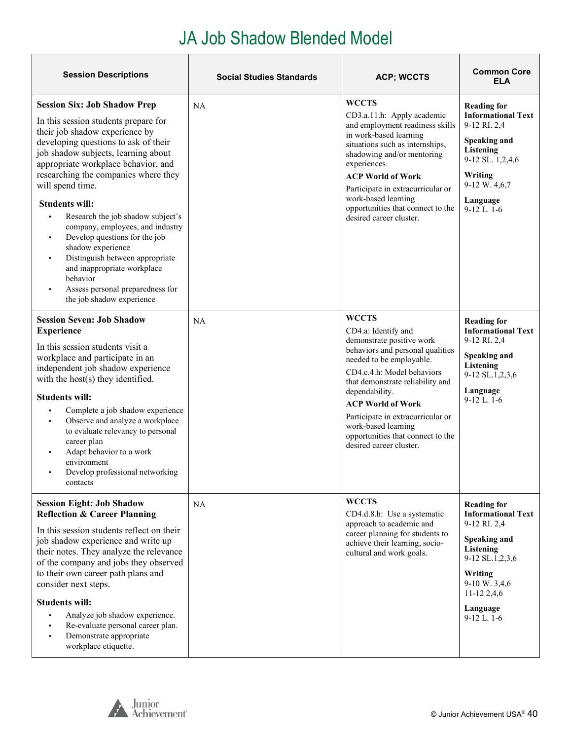# JA Job Shadow Blended Model

| Session Descriptions | Social Studies Standards | ACP; WCCTS | Common Core ELA |
| --- | --- | --- | --- |
| **Session Six: Job Shadow Prep**<br><br>In this session students prepare for their job shadow experience by developing questions to ask of their job shadow subjects, learning about appropriate workplace behavior, and researching the companies where they will spend time.<br><br>**Students will:**<br>▪ Research the job shadow subject's company, employees, and industry<br>▪ Develop questions for the job shadow experience<br>▪ Distinguish between appropriate and inappropriate workplace behavior<br>▪ Assess personal preparedness for the job shadow experience | NA | **WCCTS**<br>CD3.a.11.h: Apply academic and employment readiness skills in work-based learning situations such as internships, shadowing and/or mentoring experiences.<br>**ACP World of Work**<br>Participate in extracurricular or work-based learning opportunities that connect to the desired career cluster. | **Reading for Informational Text**<br>9-12 RI. 2,4<br>**Speaking and Listening**<br>9-12 SL. 1,2,4,6<br>**Writing**<br>9-12 W. 4,6,7<br>**Language**<br>9-12 L. 1-6 |
| **Session Seven: Job Shadow Experience**<br><br>In this session students visit a workplace and participate in an independent job shadow experience with the host(s) they identified.<br><br>**Students will:**<br>▪ Complete a job shadow experience<br>▪ Observe and analyze a workplace to evaluate relevancy to personal career plan<br>▪ Adapt behavior to a work environment<br>▪ Develop professional networking contacts | NA | **WCCTS**<br>CD4.a: Identify and demonstrate positive work behaviors and personal qualities needed to be employable.<br>CD4.c.4.h: Model behaviors that demonstrate reliability and dependability.<br>**ACP World of Work**<br>Participate in extracurricular or work-based learning opportunities that connect to the desired career cluster. | **Reading for Informational Text**<br>9-12 RI. 2,4<br>**Speaking and Listening**<br>9-12 SL.1,2,3,6<br>**Language**<br>9-12 L. 1-6 |
| **Session Eight: Job Shadow Reflection & Career Planning**<br><br>In this session students reflect on their job shadow experience and write up their notes. They analyze the relevance of the company and jobs they observed to their own career path plans and consider next steps.<br><br>**Students will:**<br>▪ Analyze job shadow experience.<br>▪ Re-evaluate personal career plan.<br>▪ Demonstrate appropriate workplace etiquette. | NA | **WCCTS**<br>CD4.d.8.h: Use a systematic approach to academic and career planning for students to achieve their learning, socio-cultural and work goals. | **Reading for Informational Text**<br>9-12 RI. 2,4<br>**Speaking and Listening**<br>9-12 SL.1,2,3,6<br>**Writing**<br>9-10 W. 3,4,6<br>11-12 2,4,6<br>**Language**<br>9-12 L. 1-6 |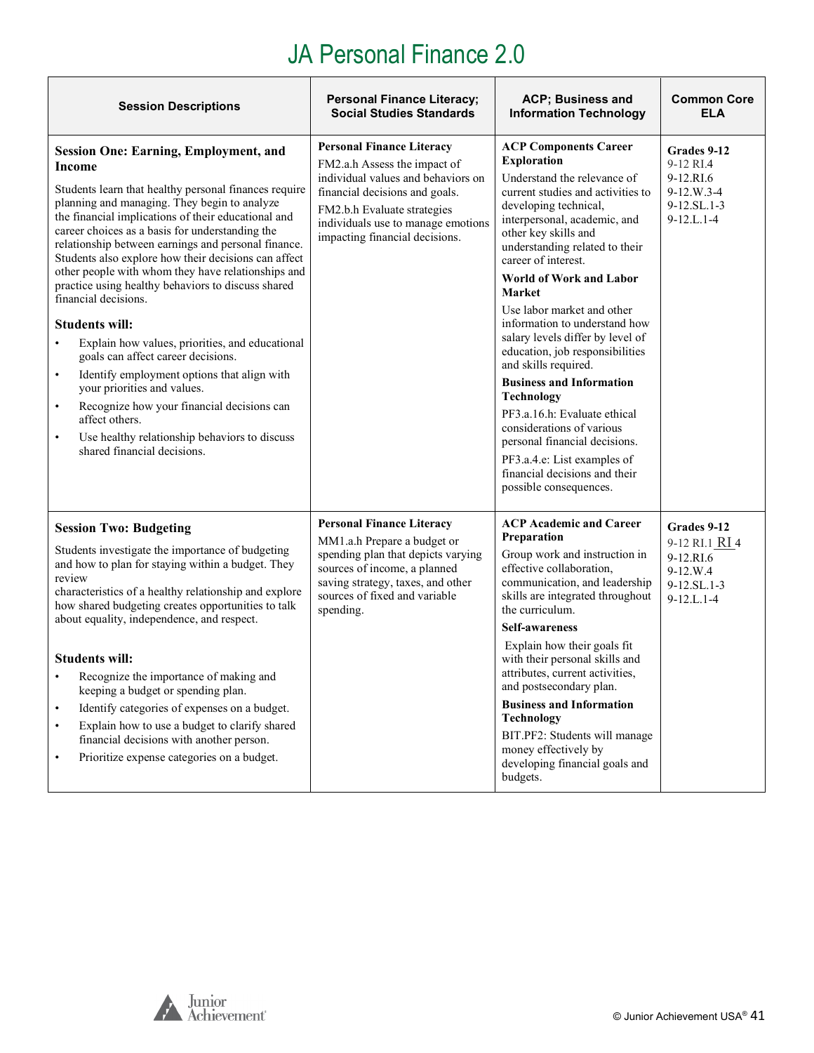# JA Personal Finance 2.0

| Session Descriptions | Personal Finance Literacy; Social Studies Standards | ACP; Business and Information Technology | Common Core ELA |
|---|---|---|---|
| **Session One: Earning, Employment, and Income**<br><br>Students learn that healthy personal finances require planning and managing. They begin to analyze the financial implications of their educational and career choices as a basis for understanding the relationship between earnings and personal finance. Students also explore how their decisions can affect other people with whom they have relationships and practice using healthy behaviors to discuss shared financial decisions.<br><br>**Students will:**<br>• Explain how values, priorities, and educational goals can affect career decisions.<br>• Identify employment options that align with your priorities and values.<br>• Recognize how your financial decisions can affect others.<br>• Use healthy relationship behaviors to discuss shared financial decisions. | **Personal Finance Literacy**<br>FM2.a.h Assess the impact of individual values and behaviors on financial decisions and goals.<br>FM2.b.h Evaluate strategies individuals use to manage emotions impacting financial decisions. | **ACP Components Career Exploration**<br>Understand the relevance of current studies and activities to developing technical, interpersonal, academic, and other key skills and understanding related to their career of interest.<br>**World of Work and Labor Market**<br>Use labor market and other information to understand how salary levels differ by level of education, job responsibilities and skills required.<br>**Business and Information Technology**<br>PF3.a.16.h: Evaluate ethical considerations of various personal financial decisions.<br>PF3.a.4.e: List examples of financial decisions and their possible consequences. | **Grades 9-12**<br>9-12 RI.4<br>9-12.RI.6<br>9-12.W.3-4<br>9-12.SL.1-3<br>9-12.L.1-4 |
| **Session Two: Budgeting**<br><br>Students investigate the importance of budgeting and how to plan for staying within a budget. They review characteristics of a healthy relationship and explore how shared budgeting creates opportunities to talk about equality, independence, and respect.<br><br>**Students will:**<br>• Recognize the importance of making and keeping a budget or spending plan.<br>• Identify categories of expenses on a budget.<br>• Explain how to use a budget to clarify shared financial decisions with another person.<br>• Prioritize expense categories on a budget. | **Personal Finance Literacy**<br>MM1.a.h Prepare a budget or spending plan that depicts varying sources of income, a planned saving strategy, taxes, and other sources of fixed and variable spending. | **ACP Academic and Career Preparation**<br>Group work and instruction in effective collaboration, communication, and leadership skills are integrated throughout the curriculum.<br>**Self-awareness**<br>Explain how their goals fit with their personal skills and attributes, current activities, and postsecondary plan.<br>**Business and Information Technology**<br>BIT.PF2: Students will manage money effectively by developing financial goals and budgets. | **Grades 9-12**<br>9-12 RI.1 RI 4<br>9-12.RI.6<br>9-12.W.4<br>9-12.SL.1-3<br>9-12.L.1-4 |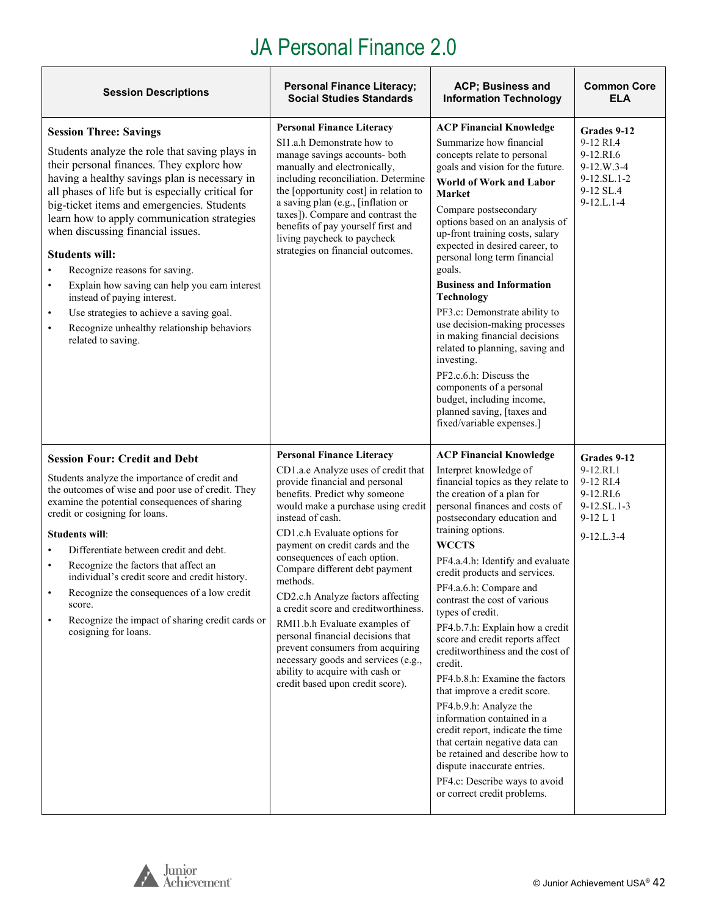# JA Personal Finance 2.0

| Session Descriptions | Personal Finance Literacy; Social Studies Standards | ACP; Business and Information Technology | Common Core ELA |
|---|---|---|---|
| **Session Three: Savings**<br>Students analyze the role that saving plays in their personal finances. They explore how having a healthy savings plan is necessary in all phases of life but is especially critical for big-ticket items and emergencies. Students learn how to apply communication strategies when discussing financial issues.<br>**Students will:**<br>• Recognize reasons for saving.<br>• Explain how saving can help you earn interest instead of paying interest.<br>• Use strategies to achieve a saving goal.<br>• Recognize unhealthy relationship behaviors related to saving. | **Personal Finance Literacy**<br>SI1.a.h Demonstrate how to manage savings accounts- both manually and electronically, including reconciliation. Determine the [opportunity cost] in relation to a saving plan (e.g., [inflation or taxes]). Compare and contrast the benefits of pay yourself first and living paycheck to paycheck strategies on financial outcomes. | **ACP Financial Knowledge**<br>Summarize how financial concepts relate to personal goals and vision for the future.<br>**World of Work and Labor Market**<br>Compare postsecondary options based on an analysis of up-front training costs, salary expected in desired career, to personal long term financial goals.<br>**Business and Information Technology**<br>PF3.c: Demonstrate ability to use decision-making processes in making financial decisions related to planning, saving and investing.<br>PF2.c.6.h: Discuss the components of a personal budget, including income, planned saving, [taxes and fixed/variable expenses.] | **Grades 9-12**<br>9-12 RI.4<br>9-12.RI.6<br>9-12.W.3-4<br>9-12.SL.1-2<br>9-12 SL.4<br>9-12.L.1-4 |
| **Session Four: Credit and Debt**<br>Students analyze the importance of credit and the outcomes of wise and poor use of credit. They examine the potential consequences of sharing credit or cosigning for loans.<br>**Students will**:<br>• Differentiate between credit and debt.<br>• Recognize the factors that affect an individual's credit score and credit history.<br>• Recognize the consequences of a low credit score.<br>• Recognize the impact of sharing credit cards or cosigning for loans. | **Personal Finance Literacy**<br>CD1.a.e Analyze uses of credit that provide financial and personal benefits. Predict why someone would make a purchase using credit instead of cash.<br>CD1.c.h Evaluate options for payment on credit cards and the consequences of each option. Compare different debt payment methods.<br>CD2.c.h Analyze factors affecting a credit score and creditworthiness.<br>RMI1.b.h Evaluate examples of personal financial decisions that prevent consumers from acquiring necessary goods and services (e.g., ability to acquire with cash or credit based upon credit score). | **ACP Financial Knowledge**<br>Interpret knowledge of financial topics as they relate to the creation of a plan for personal finances and costs of postsecondary education and training options.<br>**WCCTS**<br>PF4.a.4.h: Identify and evaluate credit products and services.<br>PF4.a.6.h: Compare and contrast the cost of various types of credit.<br>PF4.b.7.h: Explain how a credit score and credit reports affect creditworthiness and the cost of credit.<br>PF4.b.8.h: Examine the factors that improve a credit score.<br>PF4.b.9.h: Analyze the information contained in a credit report, indicate the time that certain negative data can be retained and describe how to dispute inaccurate entries.<br>PF4.c: Describe ways to avoid or correct credit problems. | **Grades 9-12**<br>9-12.RI.1<br>9-12 RI.4<br>9-12.RI.6<br>9-12.SL.1-3<br>9-12 L 1<br>9-12.L.3-4 |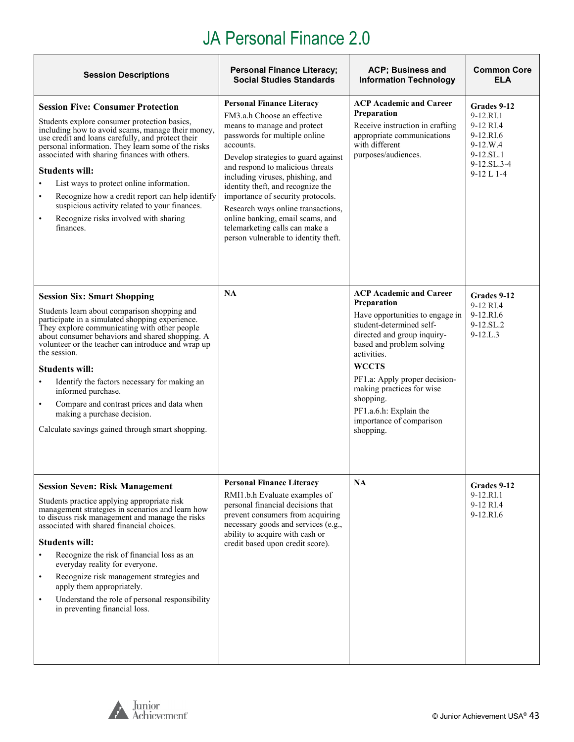# JA Personal Finance 2.0

| Session Descriptions | Personal Finance Literacy; Social Studies Standards | ACP; Business and Information Technology | Common Core ELA |
|---|---|---|---|
| **Session Five: Consumer Protection**<br><br>Students explore consumer protection basics, including how to avoid scams, manage their money, use credit and loans carefully, and protect their personal information. They learn some of the risks associated with sharing finances with others.<br><br>**Students will:**<br>• List ways to protect online information.<br>• Recognize how a credit report can help identify suspicious activity related to your finances.<br>• Recognize risks involved with sharing finances. | **Personal Finance Literacy**<br>FM3.a.h Choose an effective means to manage and protect passwords for multiple online accounts.<br>Develop strategies to guard against and respond to malicious threats including viruses, phishing, and identity theft, and recognize the importance of security protocols.<br>Research ways online transactions, online banking, email scams, and telemarketing calls can make a person vulnerable to identity theft. | **ACP Academic and Career Preparation**<br>Receive instruction in crafting appropriate communications with different purposes/audiences. | **Grades 9-12**<br>9-12.RI.1<br>9-12 RI.4<br>9-12.RI.6<br>9-12.W.4<br>9-12.SL.1<br>9-12.SL.3-4<br>9-12 L 1-4 |
| **Session Six: Smart Shopping**<br><br>Students learn about comparison shopping and participate in a simulated shopping experience. They explore communicating with other people about consumer behaviors and shared shopping. A volunteer or the teacher can introduce and wrap up the session.<br><br>**Students will:**<br>• Identify the factors necessary for making an informed purchase.<br>• Compare and contrast prices and data when making a purchase decision.<br><br>Calculate savings gained through smart shopping. | **NA** | **ACP Academic and Career Preparation**<br>Have opportunities to engage in student-determined self-directed and group inquiry-based and problem solving activities.<br>**WCCTS**<br>PF1.a: Apply proper decision-making practices for wise shopping.<br>PF1.a.6.h: Explain the importance of comparison shopping. | **Grades 9-12**<br>9-12 RI.4<br>9-12.RI.6<br>9-12.SL.2<br>9-12.L.3 |
| **Session Seven: Risk Management**<br><br>Students practice applying appropriate risk management strategies in scenarios and learn how to discuss risk management and manage the risks associated with shared financial choices.<br><br>**Students will:**<br>• Recognize the risk of financial loss as an everyday reality for everyone.<br>• Recognize risk management strategies and apply them appropriately.<br>• Understand the role of personal responsibility in preventing financial loss. | **Personal Finance Literacy**<br>RMI1.b.h Evaluate examples of personal financial decisions that prevent consumers from acquiring necessary goods and services (e.g., ability to acquire with cash or credit based upon credit score). | **NA** | **Grades 9-12**<br>9-12.RI.1<br>9-12 RI.4<br>9-12.RI.6 |

© Junior Achievement USA®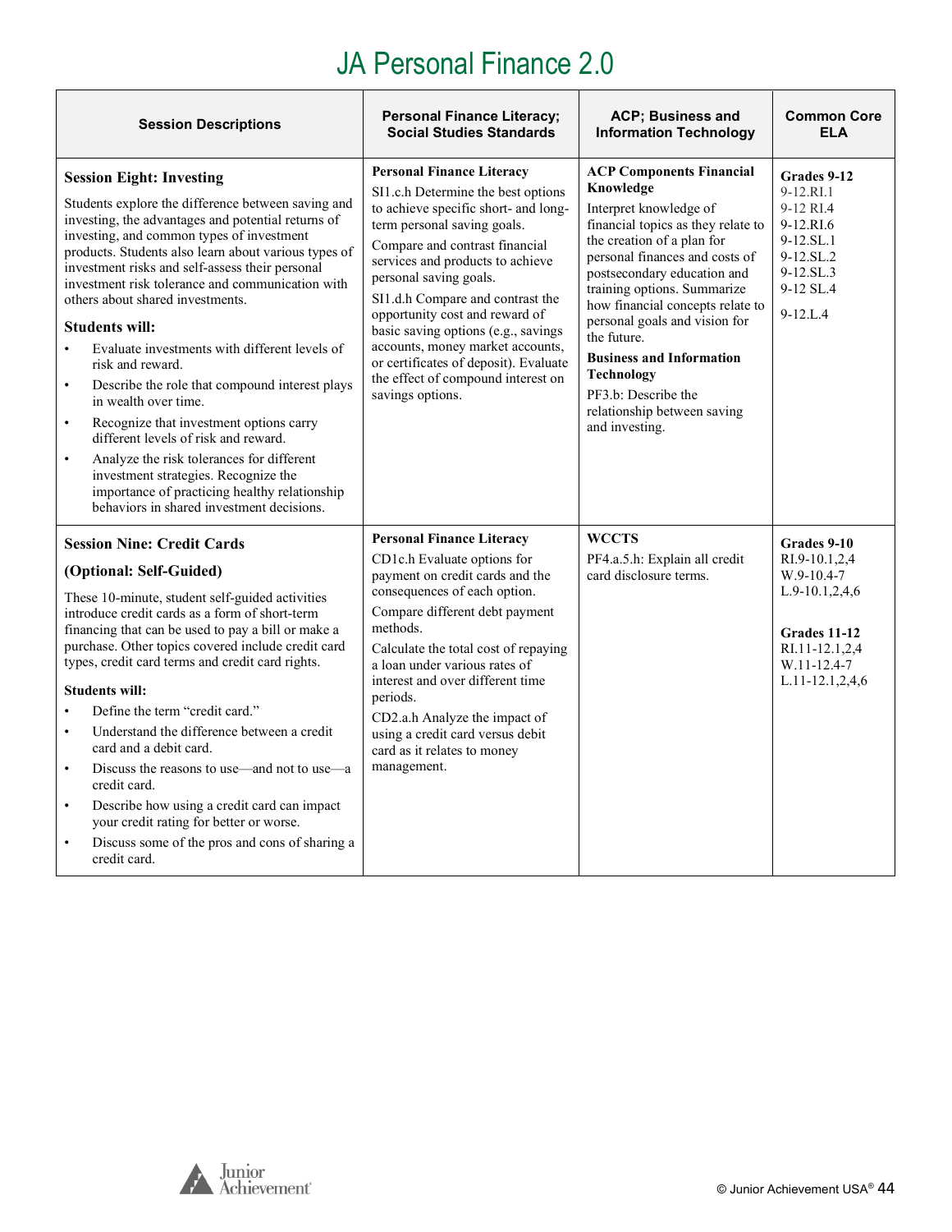# JA Personal Finance 2.0

| Session Descriptions | Personal Finance Literacy; Social Studies Standards | ACP; Business and Information Technology | Common Core ELA |
|---|---|---|---|
| **Session Eight: Investing**<br><br>Students explore the difference between saving and investing, the advantages and potential returns of investing, and common types of investment products. Students also learn about various types of investment risks and self-assess their personal investment risk tolerance and communication with others about shared investments.<br><br>**Students will:**<br>• Evaluate investments with different levels of risk and reward.<br>• Describe the role that compound interest plays in wealth over time.<br>• Recognize that investment options carry different levels of risk and reward.<br>• Analyze the risk tolerances for different investment strategies. Recognize the importance of practicing healthy relationship behaviors in shared investment decisions. | **Personal Finance Literacy**<br>SI1.c.h Determine the best options to achieve specific short- and long-term personal saving goals.<br>Compare and contrast financial services and products to achieve personal saving goals.<br>SI1.d.h Compare and contrast the opportunity cost and reward of basic saving options (e.g., savings accounts, money market accounts, or certificates of deposit). Evaluate the effect of compound interest on savings options. | **ACP Components Financial Knowledge**<br>Interpret knowledge of financial topics as they relate to the creation of a plan for personal finances and costs of postsecondary education and training options. Summarize how financial concepts relate to personal goals and vision for the future.<br>**Business and Information Technology**<br>PF3.b: Describe the relationship between saving and investing. | **Grades 9-12**<br>9-12.RI.1<br>9-12 RI.4<br>9-12.RI.6<br>9-12.SL.1<br>9-12.SL.2<br>9-12.SL.3<br>9-12 SL.4<br>9-12.L.4 |
| **Session Nine: Credit Cards**<br><br>**(Optional: Self-Guided)**<br><br>These 10-minute, student self-guided activities introduce credit cards as a form of short-term financing that can be used to pay a bill or make a purchase. Other topics covered include credit card types, credit card terms and credit card rights.<br><br>**Students will:**<br>• Define the term "credit card."<br>• Understand the difference between a credit card and a debit card.<br>• Discuss the reasons to use—and not to use—a credit card.<br>• Describe how using a credit card can impact your credit rating for better or worse.<br>• Discuss some of the pros and cons of sharing a credit card. | **Personal Finance Literacy**<br>CD1c.h Evaluate options for payment on credit cards and the consequences of each option.<br>Compare different debt payment methods.<br>Calculate the total cost of repaying a loan under various rates of interest and over different time periods.<br>CD2.a.h Analyze the impact of using a credit card versus debit card as it relates to money management. | **WCCTS**<br>PF4.a.5.h: Explain all credit card disclosure terms. | **Grades 9-10**<br>RI.9-10.1,2,4<br>W.9-10.4-7<br>L.9-10.1,2,4,6<br><br>**Grades 11-12**<br>RI.11-12.1,2,4<br>W.11-12.4-7<br>L.11-12.1,2,4,6 |

© Junior Achievement USA®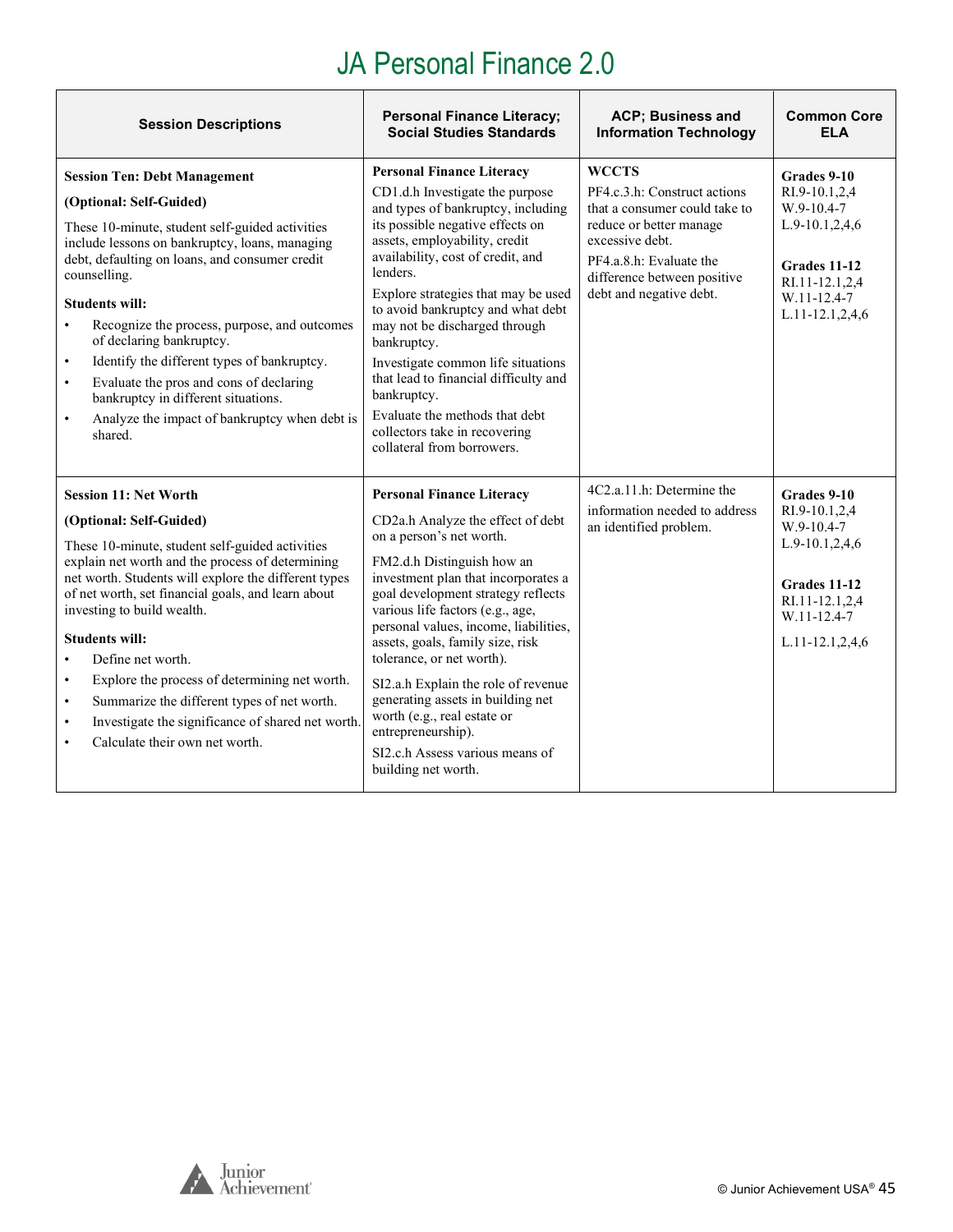# JA Personal Finance 2.0

| Session Descriptions | Personal Finance Literacy; Social Studies Standards | ACP; Business and Information Technology | Common Core ELA |
|---|---|---|---|
| **Session Ten: Debt Management**<br><br>**(Optional: Self-Guided)**<br><br>These 10-minute, student self-guided activities include lessons on bankruptcy, loans, managing debt, defaulting on loans, and consumer credit counselling.<br><br>**Students will:**<br>• Recognize the process, purpose, and outcomes of declaring bankruptcy.<br>• Identify the different types of bankruptcy.<br>• Evaluate the pros and cons of declaring bankruptcy in different situations.<br>• Analyze the impact of bankruptcy when debt is shared. | **Personal Finance Literacy**<br>CD1.d.h Investigate the purpose and types of bankruptcy, including its possible negative effects on assets, employability, credit availability, cost of credit, and lenders.<br><br>Explore strategies that may be used to avoid bankruptcy and what debt may not be discharged through bankruptcy.<br><br>Investigate common life situations that lead to financial difficulty and bankruptcy.<br><br>Evaluate the methods that debt collectors take in recovering collateral from borrowers. | **WCCTS**<br>PF4.c.3.h: Construct actions that a consumer could take to reduce or better manage excessive debt.<br><br>PF4.a.8.h: Evaluate the difference between positive debt and negative debt. | **Grades 9-10**<br>RI.9-10.1,2,4<br>W.9-10.4-7<br>L.9-10.1,2,4,6<br><br>**Grades 11-12**<br>RI.11-12.1,2,4<br>W.11-12.4-7<br>L.11-12.1,2,4,6 |
| **Session 11: Net Worth**<br><br>**(Optional: Self-Guided)**<br><br>These 10-minute, student self-guided activities explain net worth and the process of determining net worth. Students will explore the different types of net worth, set financial goals, and learn about investing to build wealth.<br><br>**Students will:**<br>• Define net worth.<br>• Explore the process of determining net worth.<br>• Summarize the different types of net worth.<br>• Investigate the significance of shared net worth.<br>• Calculate their own net worth. | **Personal Finance Literacy**<br><br>CD2a.h Analyze the effect of debt on a person's net worth.<br><br>FM2.d.h Distinguish how an investment plan that incorporates a goal development strategy reflects various life factors (e.g., age, personal values, income, liabilities, assets, goals, family size, risk tolerance, or net worth).<br><br>SI2.a.h Explain the role of revenue generating assets in building net worth (e.g., real estate or entrepreneurship).<br><br>SI2.c.h Assess various means of building net worth. | 4C2.a.11.h: Determine the information needed to address an identified problem. | **Grades 9-10**<br>RI.9-10.1,2,4<br>W.9-10.4-7<br>L.9-10.1,2,4,6<br><br>**Grades 11-12**<br>RI.11-12.1,2,4<br>W.11-12.4-7<br><br>L.11-12.1,2,4,6 |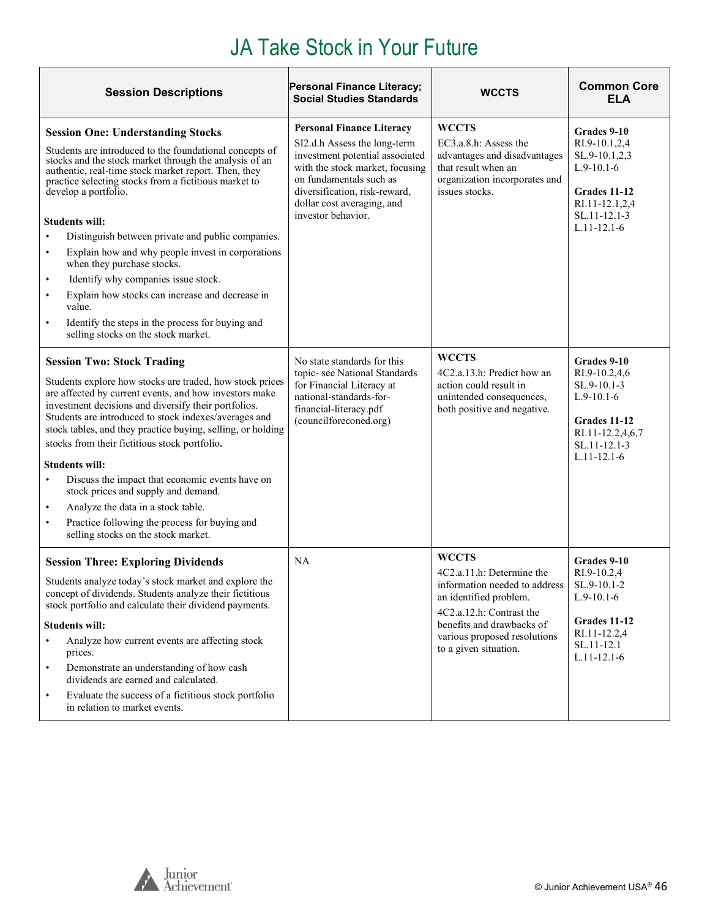# JA Take Stock in Your Future

| Session Descriptions | Personal Finance Literacy; Social Studies Standards | WCCTS | Common Core ELA |
| --- | --- | --- | --- |
| **Session One: Understanding Stocks**<br><br>Students are introduced to the foundational concepts of stocks and the stock market through the analysis of an authentic, real-time stock market report. Then, they practice selecting stocks from a fictitious market to develop a portfolio.<br><br>**Students will:**<br>• Distinguish between private and public companies.<br>• Explain how and why people invest in corporations when they purchase stocks.<br>• Identify why companies issue stock.<br>• Explain how stocks can increase and decrease in value.<br>• Identify the steps in the process for buying and selling stocks on the stock market. | **Personal Finance Literacy**<br>SI2.d.h Assess the long-term investment potential associated with the stock market, focusing on fundamentals such as diversification, risk-reward, dollar cost averaging, and investor behavior. | **WCCTS**<br>EC3.a.8.h: Assess the advantages and disadvantages that result when an organization incorporates and issues stocks. | **Grades 9-10**<br>RI.9-10.1,2,4<br>SL.9-10.1,2,3<br>L.9-10.1-6<br><br>**Grades 11-12**<br>RI.11-12.1,2,4<br>SL.11-12.1-3<br>L.11-12.1-6 |
| **Session Two: Stock Trading**<br><br>Students explore how stocks are traded, how stock prices are affected by current events, and how investors make investment decisions and diversify their portfolios. Students are introduced to stock indexes/averages and stock tables, and they practice buying, selling, or holding stocks from their fictitious stock portfolio.<br><br>**Students will:**<br>• Discuss the impact that economic events have on stock prices and supply and demand.<br>• Analyze the data in a stock table.<br>• Practice following the process for buying and selling stocks on the stock market. | No state standards for this topic- see National Standards for Financial Literacy at national-standards-for-financial-literacy.pdf (councilforeconed.org) | **WCCTS**<br>4C2.a.13.h: Predict how an action could result in unintended consequences, both positive and negative. | **Grades 9-10**<br>RI.9-10.2,4,6<br>SL.9-10.1-3<br>L.9-10.1-6<br><br>**Grades 11-12**<br>RI.11-12.2,4,6,7<br>SL.11-12.1-3<br>L.11-12.1-6 |
| **Session Three: Exploring Dividends**<br><br>Students analyze today's stock market and explore the concept of dividends. Students analyze their fictitious stock portfolio and calculate their dividend payments.<br><br>**Students will:**<br>• Analyze how current events are affecting stock prices.<br>• Demonstrate an understanding of how cash dividends are earned and calculated.<br>• Evaluate the success of a fictitious stock portfolio in relation to market events. | NA | **WCCTS**<br>4C2.a.11.h: Determine the information needed to address an identified problem.<br>4C2.a.12.h: Contrast the benefits and drawbacks of various proposed resolutions to a given situation. | **Grades 9-10**<br>RI.9-10.2,4<br>SL.9-10.1-2<br>L.9-10.1-6<br><br>**Grades 11-12**<br>RI.11-12.2,4<br>SL.11-12.1<br>L.11-12.1-6 |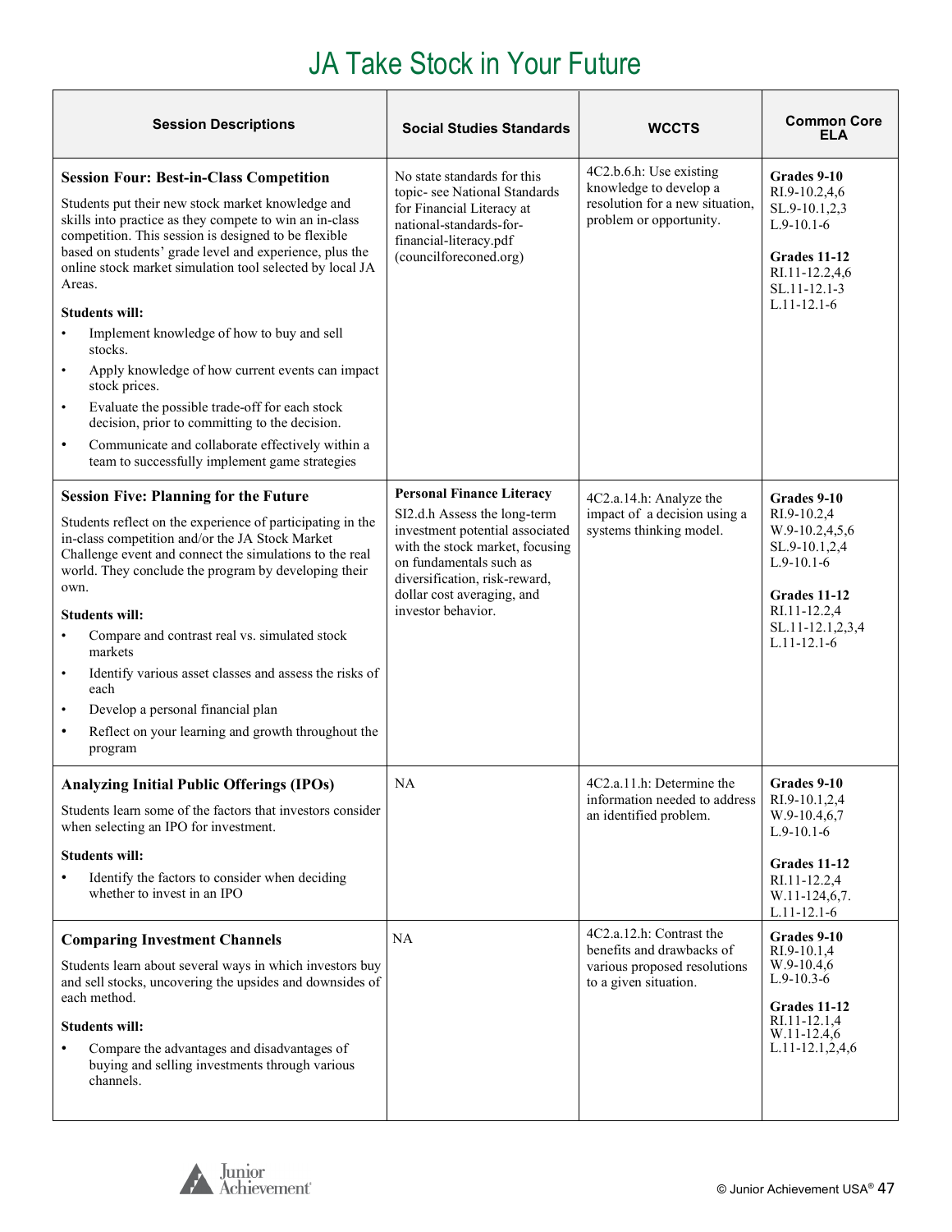# JA Take Stock in Your Future

| Session Descriptions | Social Studies Standards | WCCTS | Common Core ELA |
|---|---|---|---|
| **Session Four: Best-in-Class Competition**<br><br>Students put their new stock market knowledge and skills into practice as they compete to win an in-class competition. This session is designed to be flexible based on students' grade level and experience, plus the online stock market simulation tool selected by local JA Areas.<br><br>**Students will:**<br>• Implement knowledge of how to buy and sell stocks.<br>• Apply knowledge of how current events can impact stock prices.<br>• Evaluate the possible trade-off for each stock decision, prior to committing to the decision.<br>• Communicate and collaborate effectively within a team to successfully implement game strategies | No state standards for this topic- see National Standards for Financial Literacy at national-standards-for-financial-literacy.pdf (councilforeconed.org) | 4C2.b.6.h: Use existing knowledge to develop a resolution for a new situation, problem or opportunity. | **Grades 9-10**<br>RI.9-10.2,4,6<br>SL.9-10.1,2,3<br>L.9-10.1-6<br><br>**Grades 11-12**<br>RI.11-12.2,4,6<br>SL.11-12.1-3<br>L.11-12.1-6 |
| **Session Five: Planning for the Future**<br><br>Students reflect on the experience of participating in the in-class competition and/or the JA Stock Market Challenge event and connect the simulations to the real world. They conclude the program by developing their own.<br><br>**Students will:**<br>• Compare and contrast real vs. simulated stock markets<br>• Identify various asset classes and assess the risks of each<br>• Develop a personal financial plan<br>• Reflect on your learning and growth throughout the program | **Personal Finance Literacy**<br>SI2.d.h Assess the long-term investment potential associated with the stock market, focusing on fundamentals such as diversification, risk-reward, dollar cost averaging, and investor behavior. | 4C2.a.14.h: Analyze the impact of a decision using a systems thinking model. | **Grades 9-10**<br>RI.9-10.2,4<br>W.9-10.2,4,5,6<br>SL.9-10.1,2,4<br>L.9-10.1-6<br><br>**Grades 11-12**<br>RI.11-12.2,4<br>SL.11-12.1,2,3,4<br>L.11-12.1-6 |
| **Analyzing Initial Public Offerings (IPOs)**<br><br>Students learn some of the factors that investors consider when selecting an IPO for investment.<br><br>**Students will:**<br>• Identify the factors to consider when deciding whether to invest in an IPO | NA | 4C2.a.11.h: Determine the information needed to address an identified problem. | **Grades 9-10**<br>RI.9-10.1,2,4<br>W.9-10.4,6,7<br>L.9-10.1-6<br><br>**Grades 11-12**<br>RI.11-12.2,4<br>W.11-124,6,7.<br>L.11-12.1-6 |
| **Comparing Investment Channels**<br><br>Students learn about several ways in which investors buy and sell stocks, uncovering the upsides and downsides of each method.<br><br>**Students will:**<br>• Compare the advantages and disadvantages of buying and selling investments through various channels. | NA | 4C2.a.12.h: Contrast the benefits and drawbacks of various proposed resolutions to a given situation. | **Grades 9-10**<br>RI.9-10.1,4<br>W.9-10.4,6<br>L.9-10.3-6<br><br>**Grades 11-12**<br>RI.11-12.1,4<br>W.11-12.4,6<br>L.11-12.1,2,4,6 |

© Junior Achievement USA®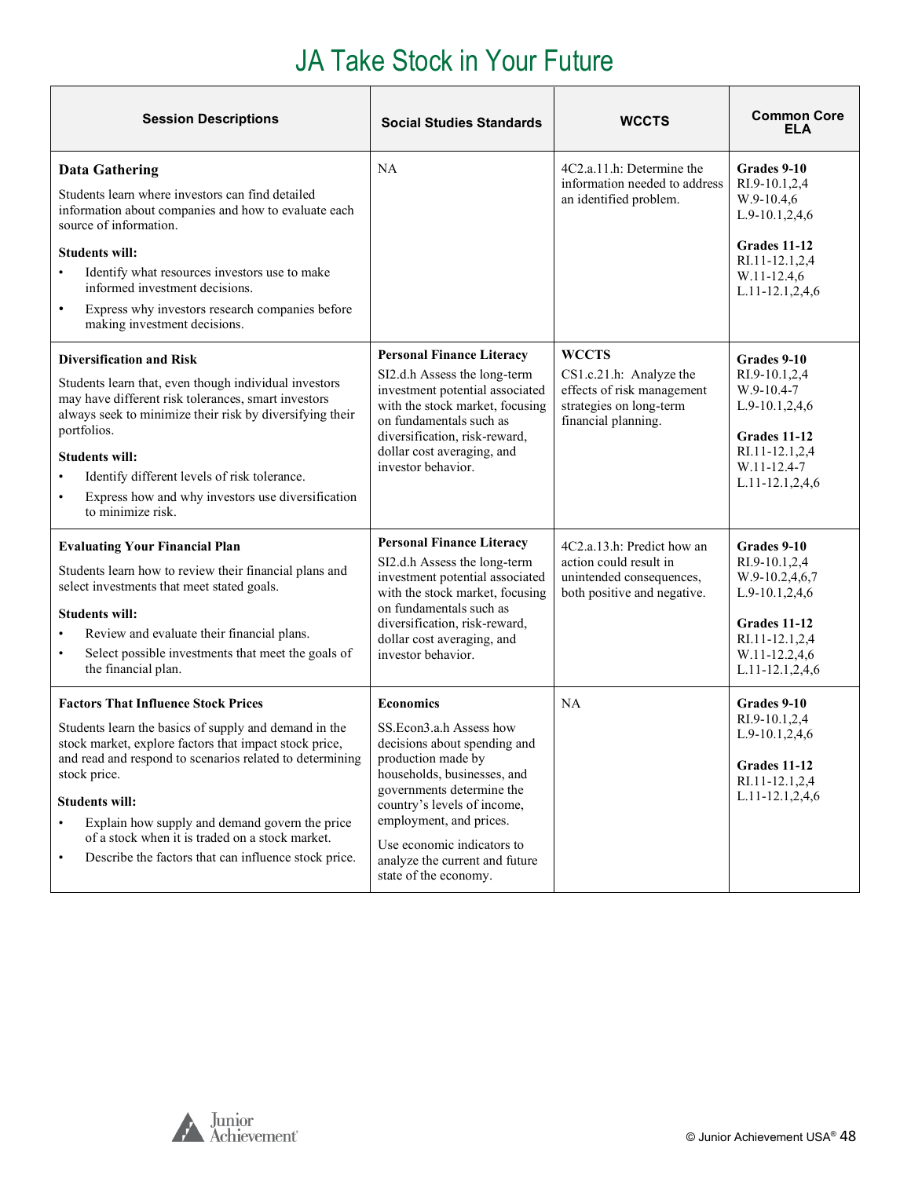# JA Take Stock in Your Future

| Session Descriptions | Social Studies Standards | WCCTS | Common Core ELA |
|---|---|---|---|
| **Data Gathering**<br><br>Students learn where investors can find detailed information about companies and how to evaluate each source of information.<br><br>**Students will:**<br>• Identify what resources investors use to make informed investment decisions.<br>• Express why investors research companies before making investment decisions. | NA | 4C2.a.11.h: Determine the information needed to address an identified problem. | **Grades 9-10**<br>RI.9-10.1,2,4<br>W.9-10.4,6<br>L.9-10.1,2,4,6<br><br>**Grades 11-12**<br>RI.11-12.1,2,4<br>W.11-12.4,6<br>L.11-12.1,2,4,6 |
| **Diversification and Risk**<br><br>Students learn that, even though individual investors may have different risk tolerances, smart investors always seek to minimize their risk by diversifying their portfolios.<br><br>**Students will:**<br>• Identify different levels of risk tolerance.<br>• Express how and why investors use diversification to minimize risk. | **Personal Finance Literacy**<br>SI2.d.h Assess the long-term investment potential associated with the stock market, focusing on fundamentals such as diversification, risk-reward, dollar cost averaging, and investor behavior. | **WCCTS**<br>CS1.c.21.h: Analyze the effects of risk management strategies on long-term financial planning. | **Grades 9-10**<br>RI.9-10.1,2,4<br>W.9-10.4-7<br>L.9-10.1,2,4,6<br><br>**Grades 11-12**<br>RI.11-12.1,2,4<br>W.11-12.4-7<br>L.11-12.1,2,4,6 |
| **Evaluating Your Financial Plan**<br><br>Students learn how to review their financial plans and select investments that meet stated goals.<br><br>**Students will:**<br>• Review and evaluate their financial plans.<br>• Select possible investments that meet the goals of the financial plan. | **Personal Finance Literacy**<br>SI2.d.h Assess the long-term investment potential associated with the stock market, focusing on fundamentals such as diversification, risk-reward, dollar cost averaging, and investor behavior. | 4C2.a.13.h: Predict how an action could result in unintended consequences, both positive and negative. | **Grades 9-10**<br>RI.9-10.1,2,4<br>W.9-10.2,4,6,7<br>L.9-10.1,2,4,6<br><br>**Grades 11-12**<br>RI.11-12.1,2,4<br>W.11-12.2,4,6<br>L.11-12.1,2,4,6 |
| **Factors That Influence Stock Prices**<br><br>Students learn the basics of supply and demand in the stock market, explore factors that impact stock price, and read and respond to scenarios related to determining stock price.<br><br>**Students will:**<br>• Explain how supply and demand govern the price of a stock when it is traded on a stock market.<br>• Describe the factors that can influence stock price. | **Economics**<br>SS.Econ3.a.h Assess how decisions about spending and production made by households, businesses, and governments determine the country's levels of income, employment, and prices.<br><br>Use economic indicators to analyze the current and future state of the economy. | NA | **Grades 9-10**<br>RI.9-10.1,2,4<br>L.9-10.1,2,4,6<br><br>**Grades 11-12**<br>RI.11-12.1,2,4<br>L.11-12.1,2,4,6 |

© Junior Achievement USA®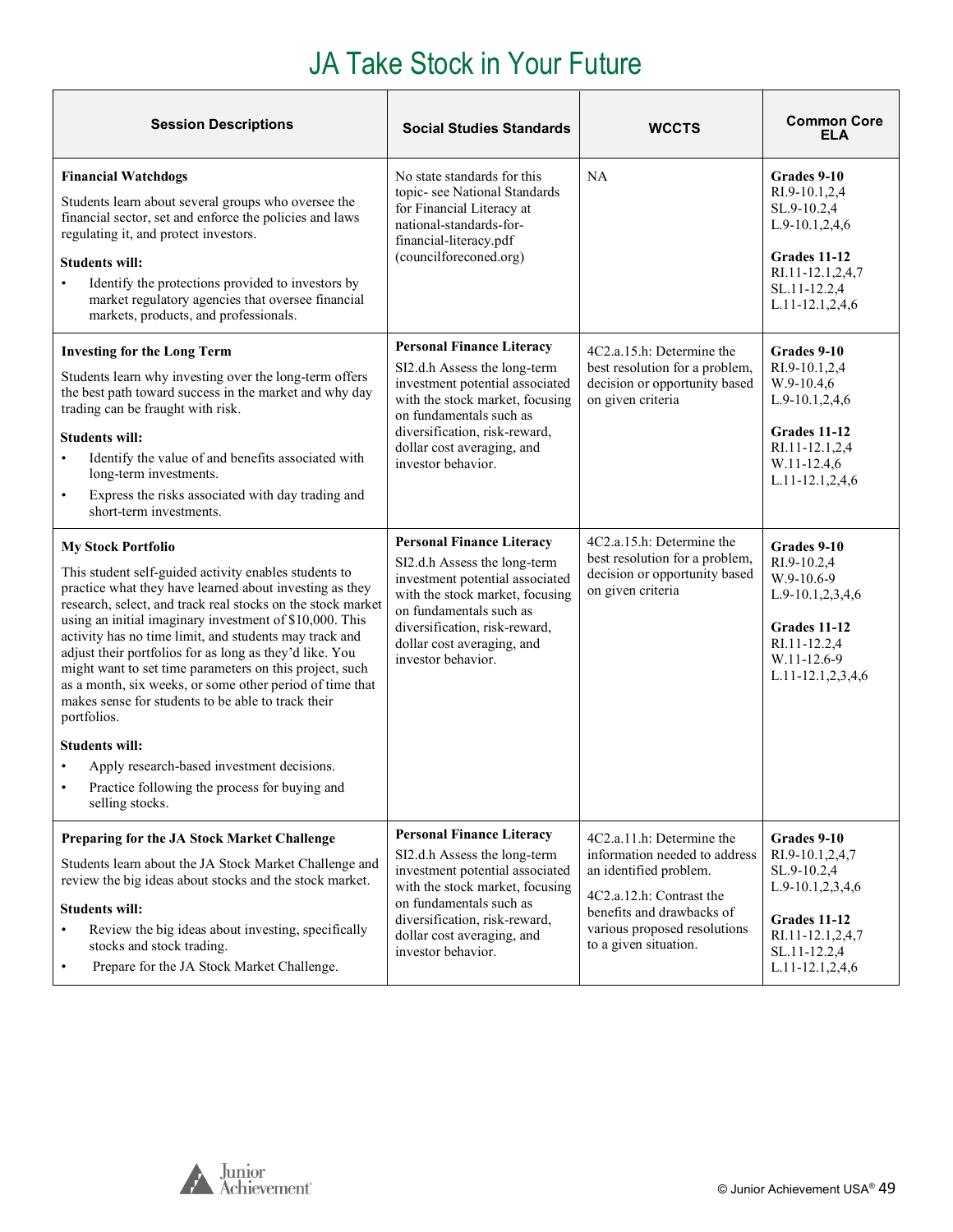# JA Take Stock in Your Future

| Session Descriptions | Social Studies Standards | WCCTS | Common Core ELA |
|---|---|---|---|
| **Financial Watchdogs**<br><br>Students learn about several groups who oversee the financial sector, set and enforce the policies and laws regulating it, and protect investors.<br><br>**Students will:**<br>• Identify the protections provided to investors by market regulatory agencies that oversee financial markets, products, and professionals. | No state standards for this topic- see National Standards for Financial Literacy at national-standards-for-financial-literacy.pdf (councilforeconed.org) | NA | **Grades 9-10**<br>RI.9-10.1,2,4<br>SL.9-10.2,4<br>L.9-10.1,2,4,6<br><br>**Grades 11-12**<br>RI.11-12.1,2,4,7<br>SL.11-12.2,4<br>L.11-12.1,2,4,6 |
| **Investing for the Long Term**<br><br>Students learn why investing over the long-term offers the best path toward success in the market and why day trading can be fraught with risk.<br><br>**Students will:**<br>• Identify the value of and benefits associated with long-term investments.<br>• Express the risks associated with day trading and short-term investments. | **Personal Finance Literacy**<br>SI2.d.h Assess the long-term investment potential associated with the stock market, focusing on fundamentals such as diversification, risk-reward, dollar cost averaging, and investor behavior. | 4C2.a.15.h: Determine the best resolution for a problem, decision or opportunity based on given criteria | **Grades 9-10**<br>RI.9-10.1,2,4<br>W.9-10.4,6<br>L.9-10.1,2,4,6<br><br>**Grades 11-12**<br>RI.11-12.1,2,4<br>W.11-12.4,6<br>L.11-12.1,2,4,6 |
| **My Stock Portfolio**<br><br>This student self-guided activity enables students to practice what they have learned about investing as they research, select, and track real stocks on the stock market using an initial imaginary investment of $10,000. This activity has no time limit, and students may track and adjust their portfolios for as long as they'd like. You might want to set time parameters on this project, such as a month, six weeks, or some other period of time that makes sense for students to be able to track their portfolios.<br><br>**Students will:**<br>• Apply research-based investment decisions.<br>• Practice following the process for buying and selling stocks. | **Personal Finance Literacy**<br>SI2.d.h Assess the long-term investment potential associated with the stock market, focusing on fundamentals such as diversification, risk-reward, dollar cost averaging, and investor behavior. | 4C2.a.15.h: Determine the best resolution for a problem, decision or opportunity based on given criteria | **Grades 9-10**<br>RI.9-10.2,4<br>W.9-10.6-9<br>L.9-10.1,2,3,4,6<br><br>**Grades 11-12**<br>RI.11-12.2,4<br>W.11-12.6-9<br>L.11-12.1,2,3,4,6 |
| **Preparing for the JA Stock Market Challenge**<br><br>Students learn about the JA Stock Market Challenge and review the big ideas about stocks and the stock market.<br><br>**Students will:**<br>• Review the big ideas about investing, specifically stocks and stock trading.<br>• Prepare for the JA Stock Market Challenge. | **Personal Finance Literacy**<br>SI2.d.h Assess the long-term investment potential associated with the stock market, focusing on fundamentals such as diversification, risk-reward, dollar cost averaging, and investor behavior. | 4C2.a.11.h: Determine the information needed to address an identified problem.<br><br>4C2.a.12.h: Contrast the benefits and drawbacks of various proposed resolutions to a given situation. | **Grades 9-10**<br>RI.9-10.1,2,4,7<br>SL.9-10.2,4<br>L.9-10.1,2,3,4,6<br><br>**Grades 11-12**<br>RI.11-12.1,2,4,7<br>SL.11-12.2,4<br>L.11-12.1,2,4,6 |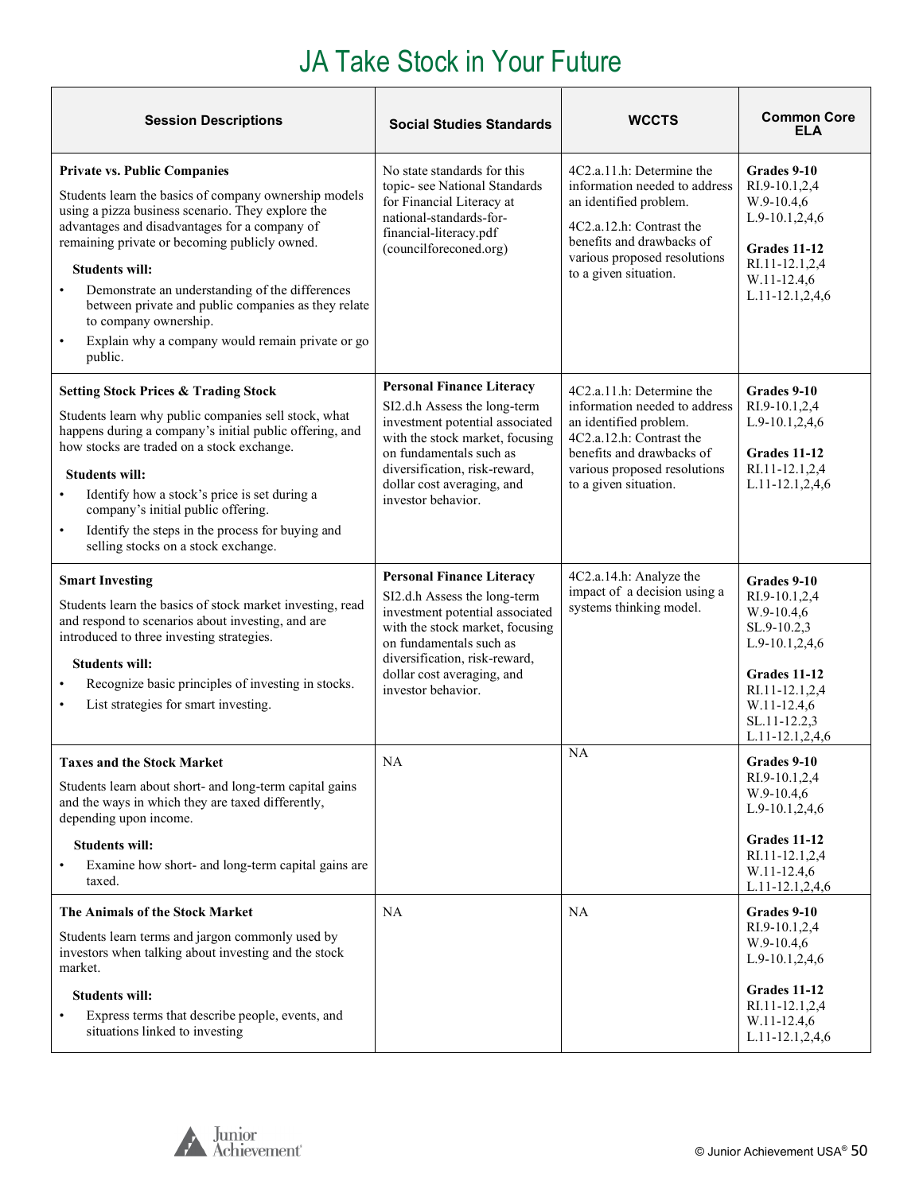# JA Take Stock in Your Future

| Session Descriptions | Social Studies Standards | WCCTS | Common Core ELA |
|---|---|---|---|
| **Private vs. Public Companies**<br><br>Students learn the basics of company ownership models using a pizza business scenario. They explore the advantages and disadvantages for a company of remaining private or becoming publicly owned.<br><br>**Students will:**<br>• Demonstrate an understanding of the differences between private and public companies as they relate to company ownership.<br>• Explain why a company would remain private or go public. | No state standards for this topic- see National Standards for Financial Literacy at national-standards-for-financial-literacy.pdf (councilforeconed.org) | 4C2.a.11.h: Determine the information needed to address an identified problem.<br><br>4C2.a.12.h: Contrast the benefits and drawbacks of various proposed resolutions to a given situation. | **Grades 9-10**<br>RI.9-10.1,2,4<br>W.9-10.4,6<br>L.9-10.1,2,4,6<br><br>**Grades 11-12**<br>RI.11-12.1,2,4<br>W.11-12.4,6<br>L.11-12.1,2,4,6 |
| **Setting Stock Prices & Trading Stock**<br><br>Students learn why public companies sell stock, what happens during a company's initial public offering, and how stocks are traded on a stock exchange.<br><br>**Students will:**<br>• Identify how a stock's price is set during a company's initial public offering.<br>• Identify the steps in the process for buying and selling stocks on a stock exchange. | **Personal Finance Literacy**<br>SI2.d.h Assess the long-term investment potential associated with the stock market, focusing on fundamentals such as diversification, risk-reward, dollar cost averaging, and investor behavior. | 4C2.a.11.h: Determine the information needed to address an identified problem.<br>4C2.a.12.h: Contrast the benefits and drawbacks of various proposed resolutions to a given situation. | **Grades 9-10**<br>RI.9-10.1,2,4<br>L.9-10.1,2,4,6<br><br>**Grades 11-12**<br>RI.11-12.1,2,4<br>L.11-12.1,2,4,6 |
| **Smart Investing**<br><br>Students learn the basics of stock market investing, read and respond to scenarios about investing, and are introduced to three investing strategies.<br><br>**Students will:**<br>• Recognize basic principles of investing in stocks.<br>• List strategies for smart investing. | **Personal Finance Literacy**<br>SI2.d.h Assess the long-term investment potential associated with the stock market, focusing on fundamentals such as diversification, risk-reward, dollar cost averaging, and investor behavior. | 4C2.a.14.h: Analyze the impact of a decision using a systems thinking model. | **Grades 9-10**<br>RI.9-10.1,2,4<br>W.9-10.4,6<br>SL.9-10.2,3<br>L.9-10.1,2,4,6<br><br>**Grades 11-12**<br>RI.11-12.1,2,4<br>W.11-12.4,6<br>SL.11-12.2,3<br>L.11-12.1,2,4,6 |
| **Taxes and the Stock Market**<br><br>Students learn about short- and long-term capital gains and the ways in which they are taxed differently, depending upon income.<br><br>**Students will:**<br>• Examine how short- and long-term capital gains are taxed. | NA | NA | **Grades 9-10**<br>RI.9-10.1,2,4<br>W.9-10.4,6<br>L.9-10.1,2,4,6<br><br>**Grades 11-12**<br>RI.11-12.1,2,4<br>W.11-12.4,6<br>L.11-12.1,2,4,6 |
| **The Animals of the Stock Market**<br><br>Students learn terms and jargon commonly used by investors when talking about investing and the stock market.<br><br>**Students will:**<br>• Express terms that describe people, events, and situations linked to investing | NA | NA | **Grades 9-10**<br>RI.9-10.1,2,4<br>W.9-10.4,6<br>L.9-10.1,2,4,6<br><br>**Grades 11-12**<br>RI.11-12.1,2,4<br>W.11-12.4,6<br>L.11-12.1,2,4,6 |

© Junior Achievement USA®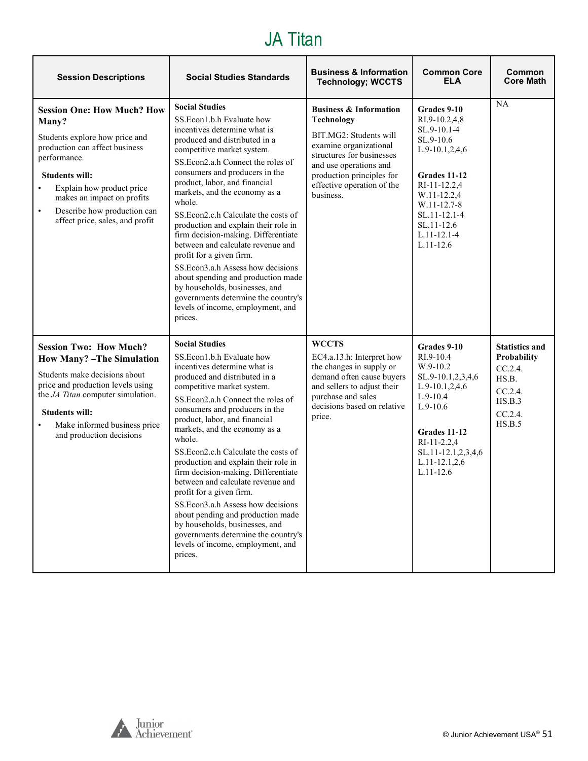# JA Titan

| Session Descriptions | Social Studies Standards | Business & Information Technology; WCCTS | Common Core ELA | Common Core Math |
|---|---|---|---|---|
| **Session One: How Much? How Many?**<br>Students explore how price and production can affect business performance.<br>**Students will:**<br>• Explain how product price makes an impact on profits<br>• Describe how production can affect price, sales, and profit | **Social Studies**<br>SS.Econ1.b.h Evaluate how incentives determine what is produced and distributed in a competitive market system.<br>SS.Econ2.a.h Connect the roles of consumers and producers in the product, labor, and financial markets, and the economy as a whole.<br>SS.Econ2.c.h Calculate the costs of production and explain their role in firm decision-making. Differentiate between and calculate revenue and profit for a given firm.<br>SS.Econ3.a.h Assess how decisions about spending and production made by households, businesses, and governments determine the country's levels of income, employment, and prices. | **Business & Information Technology**<br>BIT.MG2: Students will examine organizational structures for businesses and use operations and production principles for effective operation of the business. | **Grades 9-10**<br>RI.9-10.2,4,8<br>SL.9-10.1-4<br>SL.9-10.6<br>L.9-10.1,2,4,6<br><br>**Grades 11-12**<br>RI-11-12.2,4<br>W.11-12.2,4<br>W.11-12.7-8<br>SL.11-12.1-4<br>SL.11-12.6<br>L.11-12.1-4<br>L.11-12.6 | NA |
| **Session Two: How Much? How Many? –The Simulation**<br>Students make decisions about price and production levels using the *JA Titan* computer simulation.<br>**Students will:**<br>• Make informed business price and production decisions | **Social Studies**<br>SS.Econ1.b.h Evaluate how incentives determine what is produced and distributed in a competitive market system.<br>SS.Econ2.a.h Connect the roles of consumers and producers in the product, labor, and financial markets, and the economy as a whole.<br>SS.Econ2.c.h Calculate the costs of production and explain their role in firm decision-making. Differentiate between and calculate revenue and profit for a given firm.<br>SS.Econ3.a.h Assess how decisions about pending and production made by households, businesses, and governments determine the country's levels of income, employment, and prices. | **WCCTS**<br>EC4.a.13.h: Interpret how the changes in supply or demand often cause buyers and sellers to adjust their purchase and sales decisions based on relative price. | **Grades 9-10**<br>RI.9-10.4<br>W.9-10.2<br>SL.9-10.1,2,3,4,6<br>L.9-10.1,2,4,6<br>L.9-10.4<br>L.9-10.6<br><br>**Grades 11-12**<br>RI-11-2.2,4<br>SL.11-12.1,2,3,4,6<br>L.11-12.1,2,6<br>L.11-12.6 | **Statistics and Probability**<br>CC.2.4.HS.B.<br>CC.2.4.HS.B.3<br>CC.2.4.HS.B.5 |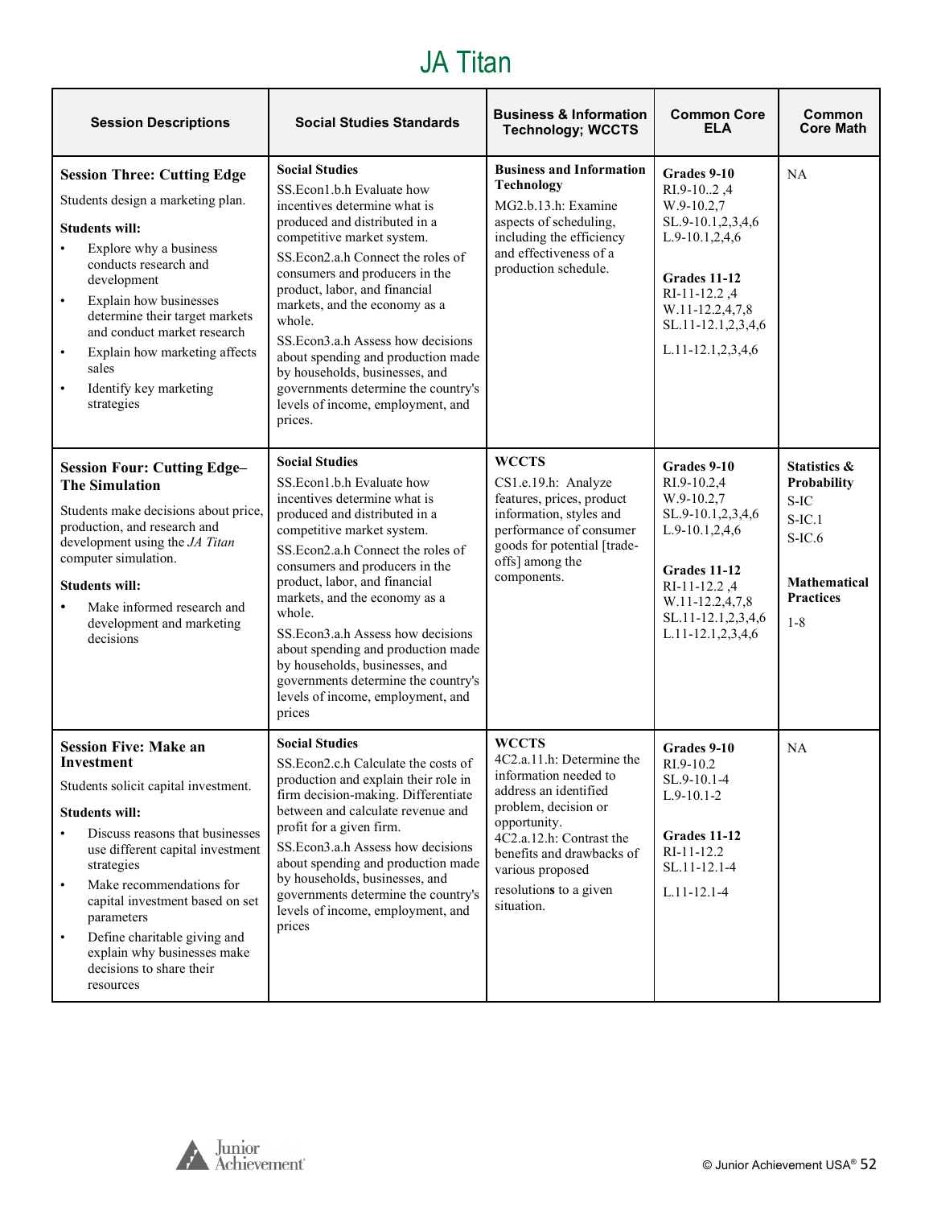# JA Titan

| Session Descriptions | Social Studies Standards | Business & Information Technology; WCCTS | Common Core ELA | Common Core Math |
|---|---|---|---|---|
| **Session Three: Cutting Edge**<br>Students design a marketing plan.<br>**Students will:**<br>• Explore why a business conducts research and development<br>• Explain how businesses determine their target markets and conduct market research<br>• Explain how marketing affects sales<br>• Identify key marketing strategies | **Social Studies**<br>SS.Econ1.b.h Evaluate how incentives determine what is produced and distributed in a competitive market system.<br>SS.Econ2.a.h Connect the roles of consumers and producers in the product, labor, and financial markets, and the economy as a whole.<br>SS.Econ3.a.h Assess how decisions about spending and production made by households, businesses, and governments determine the country's levels of income, employment, and prices. | **Business and Information Technology**<br>MG2.b.13.h: Examine aspects of scheduling, including the efficiency and effectiveness of a production schedule. | **Grades 9-10**<br>RI.9-10..2 ,4<br>W.9-10.2,7<br>SL.9-10.1,2,3,4,6<br>L.9-10.1,2,4,6<br><br>**Grades 11-12**<br>RI-11-12.2 ,4<br>W.11-12.2,4,7,8<br>SL.11-12.1,2,3,4,6<br>L.11-12.1,2,3,4,6 | NA |
| **Session Four: Cutting Edge–The Simulation**<br>Students make decisions about price, production, and research and development using the *JA Titan* computer simulation.<br>**Students will:**<br>• Make informed research and development and marketing decisions | **Social Studies**<br>SS.Econ1.b.h Evaluate how incentives determine what is produced and distributed in a competitive market system.<br>SS.Econ2.a.h Connect the roles of consumers and producers in the product, labor, and financial markets, and the economy as a whole.<br>SS.Econ3.a.h Assess how decisions about spending and production made by households, businesses, and governments determine the country's levels of income, employment, and prices | **WCCTS**<br>CS1.e.19.h: Analyze features, prices, product information, styles and performance of consumer goods for potential [trade-offs] among the components. | **Grades 9-10**<br>RI.9-10.2,4<br>W.9-10.2,7<br>SL.9-10.1,2,3,4,6<br>L.9-10.1,2,4,6<br><br>**Grades 11-12**<br>RI-11-12.2 ,4<br>W.11-12.2,4,7,8<br>SL.11-12.1,2,3,4,6<br>L.11-12.1,2,3,4,6 | **Statistics & Probability**<br>S-IC<br>S-IC.1<br>S-IC.6<br><br>**Mathematical Practices**<br>1-8 |
| **Session Five: Make an Investment**<br>Students solicit capital investment.<br>**Students will:**<br>• Discuss reasons that businesses use different capital investment strategies<br>• Make recommendations for capital investment based on set parameters<br>• Define charitable giving and explain why businesses make decisions to share their resources | **Social Studies**<br>SS.Econ2.c.h Calculate the costs of production and explain their role in firm decision-making. Differentiate between and calculate revenue and profit for a given firm.<br>SS.Econ3.a.h Assess how decisions about spending and production made by households, businesses, and governments determine the country's levels of income, employment, and prices | **WCCTS**<br>4C2.a.11.h: Determine the information needed to address an identified problem, decision or opportunity.<br>4C2.a.12.h: Contrast the benefits and drawbacks of various proposed resolutions to a given situation. | **Grades 9-10**<br>RI.9-10.2<br>SL.9-10.1-4<br>L.9-10.1-2<br><br>**Grades 11-12**<br>RI-11-12.2<br>SL.11-12.1-4<br>L.11-12.1-4 | NA |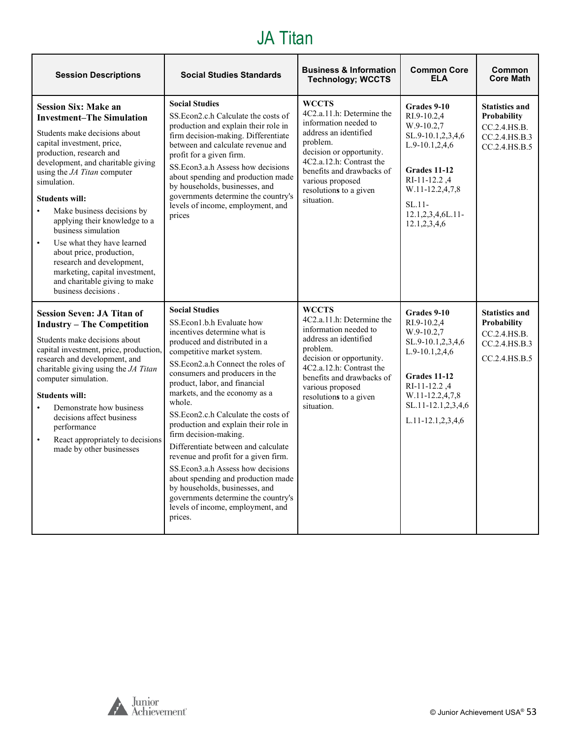# JA Titan

| Session Descriptions | Social Studies Standards | Business & Information Technology; WCCTS | Common Core ELA | Common Core Math |
|---|---|---|---|---|
| **Session Six: Make an Investment–The Simulation**<br><br>Students make decisions about capital investment, price, production, research and development, and charitable giving using the *JA Titan* computer simulation.<br><br>**Students will:**<br>• Make business decisions by applying their knowledge to a business simulation<br>• Use what they have learned about price, production, research and development, marketing, capital investment, and charitable giving to make business decisions . | **Social Studies**<br>SS.Econ2.c.h Calculate the costs of production and explain their role in firm decision-making. Differentiate between and calculate revenue and profit for a given firm.<br>SS.Econ3.a.h Assess how decisions about spending and production made by households, businesses, and governments determine the country's levels of income, employment, and prices | **WCCTS**<br>4C2.a.11.h: Determine the information needed to address an identified problem.<br>decision or opportunity.<br>4C2.a.12.h: Contrast the benefits and drawbacks of various proposed resolutions to a given situation. | **Grades 9-10**<br>RI.9-10.2,4<br>W.9-10.2,7<br>SL.9-10.1,2,3,4,6<br>L.9-10.1,2,4,6<br><br>**Grades 11-12**<br>RI-11-12.2 ,4<br>W.11-12.2,4,7,8<br>SL.11-12.1,2,3,4,6L.11-12.1,2,3,4,6 | **Statistics and Probability**<br>CC.2.4.HS.B.<br>CC.2.4.HS.B.3<br>CC.2.4.HS.B.5 |
| **Session Seven: JA Titan of Industry – The Competition**<br><br>Students make decisions about capital investment, price, production, research and development, and charitable giving using the *JA Titan* computer simulation.<br><br>**Students will:**<br>• Demonstrate how business decisions affect business performance<br>• React appropriately to decisions made by other businesses | **Social Studies**<br>SS.Econ1.b.h Evaluate how incentives determine what is produced and distributed in a competitive market system.<br>SS.Econ2.a.h Connect the roles of consumers and producers in the product, labor, and financial markets, and the economy as a whole.<br>SS.Econ2.c.h Calculate the costs of production and explain their role in firm decision-making.<br>Differentiate between and calculate revenue and profit for a given firm.<br>SS.Econ3.a.h Assess how decisions about spending and production made by households, businesses, and governments determine the country's levels of income, employment, and prices. | **WCCTS**<br>4C2.a.11.h: Determine the information needed to address an identified problem.<br>decision or opportunity.<br>4C2.a.12.h: Contrast the benefits and drawbacks of various proposed resolutions to a given situation. | **Grades 9-10**<br>RI.9-10.2,4<br>W.9-10.2,7<br>SL.9-10.1,2,3,4,6<br>L.9-10.1,2,4,6<br><br>**Grades 11-12**<br>RI-11-12.2 ,4<br>W.11-12.2,4,7,8<br>SL.11-12.1,2,3,4,6<br>L.11-12.1,2,3,4,6 | **Statistics and Probability**<br>CC.2.4.HS.B.<br>CC.2.4.HS.B.3<br>CC.2.4.HS.B.5 |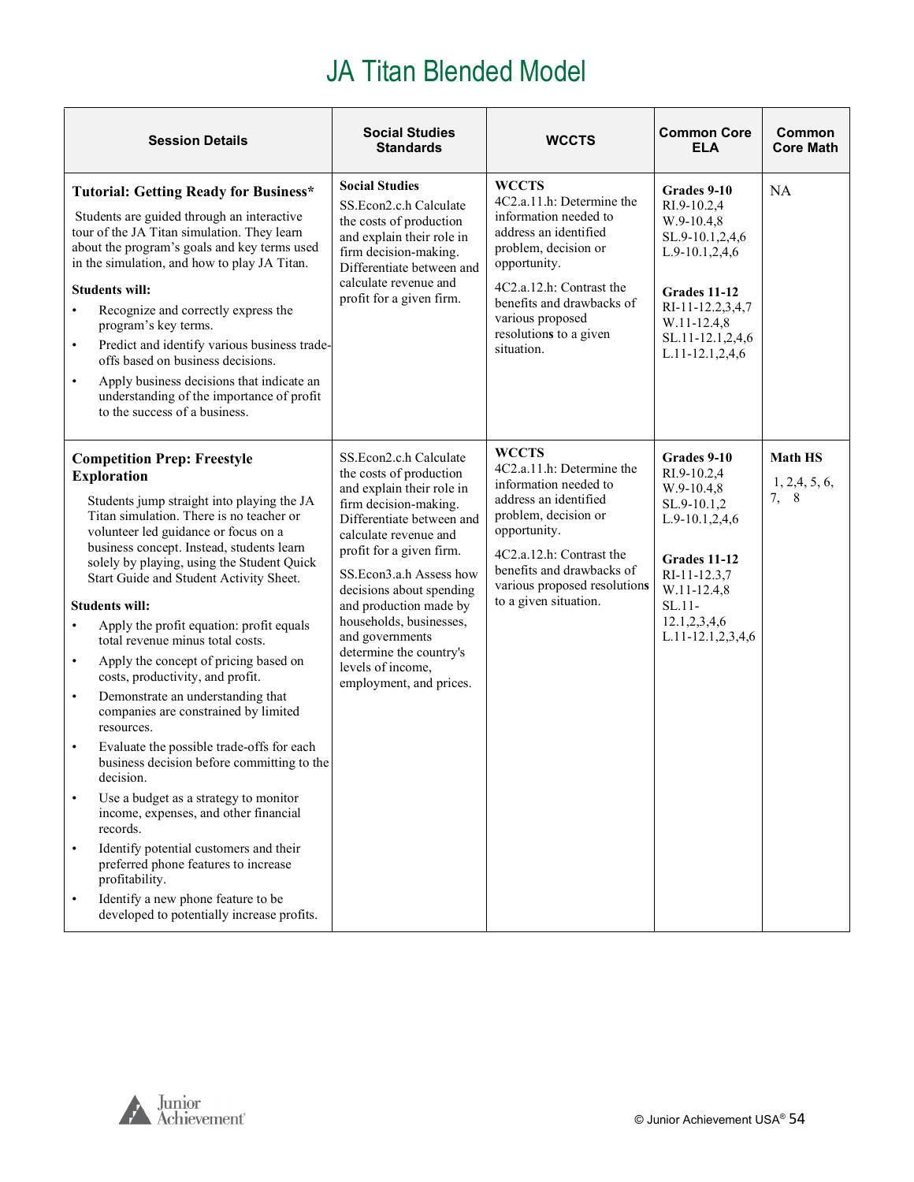# JA Titan Blended Model

| Session Details | Social Studies Standards | WCCTS | Common Core ELA | Common Core Math |
|---|---|---|---|---|
| **Tutorial: Getting Ready for Business*** <br><br> Students are guided through an interactive tour of the JA Titan simulation. They learn about the program's goals and key terms used in the simulation, and how to play JA Titan. <br><br> **Students will:** <br> • Recognize and correctly express the program's key terms. <br> • Predict and identify various business trade-offs based on business decisions. <br> • Apply business decisions that indicate an understanding of the importance of profit to the success of a business. | **Social Studies** <br> SS.Econ2.c.h Calculate the costs of production and explain their role in firm decision-making. Differentiate between and calculate revenue and profit for a given firm. | **WCCTS** <br> 4C2.a.11.h: Determine the information needed to address an identified problem, decision or opportunity. <br><br> 4C2.a.12.h: Contrast the benefits and drawbacks of various proposed resolutions to a given situation. | **Grades 9-10** <br> RI.9-10.2,4 <br> W.9-10.4,8 <br> SL.9-10.1,2,4,6 <br> L.9-10.1,2,4,6 <br><br> **Grades 11-12** <br> RI-11-12.2,3,4,7 <br> W.11-12.4,8 <br> SL.11-12.1,2,4,6 <br> L.11-12.1,2,4,6 | NA |
| **Competition Prep: Freestyle Exploration** <br><br> Students jump straight into playing the JA Titan simulation. There is no teacher or volunteer led guidance or focus on a business concept. Instead, students learn solely by playing, using the Student Quick Start Guide and Student Activity Sheet. <br><br> **Students will:** <br> • Apply the profit equation: profit equals total revenue minus total costs. <br> • Apply the concept of pricing based on costs, productivity, and profit. <br> • Demonstrate an understanding that companies are constrained by limited resources. <br> • Evaluate the possible trade-offs for each business decision before committing to the decision. <br> • Use a budget as a strategy to monitor income, expenses, and other financial records. <br> • Identify potential customers and their preferred phone features to increase profitability. <br> • Identify a new phone feature to be developed to potentially increase profits. | SS.Econ2.c.h Calculate the costs of production and explain their role in firm decision-making. Differentiate between and calculate revenue and profit for a given firm. <br><br> SS.Econ3.a.h Assess how decisions about spending and production made by households, businesses, and governments determine the country's levels of income, employment, and prices. | **WCCTS** <br> 4C2.a.11.h: Determine the information needed to address an identified problem, decision or opportunity. <br><br> 4C2.a.12.h: Contrast the benefits and drawbacks of various proposed resolutions to a given situation. | **Grades 9-10** <br> RI.9-10.2,4 <br> W.9-10.4,8 <br> SL.9-10.1,2 <br> L.9-10.1,2,4,6 <br><br> **Grades 11-12** <br> RI-11-12.3,7 <br> W.11-12.4,8 <br> SL.11-12.1,2,3,4,6 <br> L.11-12.1,2,3,4,6 | **Math HS** <br> 1, 2,4, 5, 6, 7, 8 |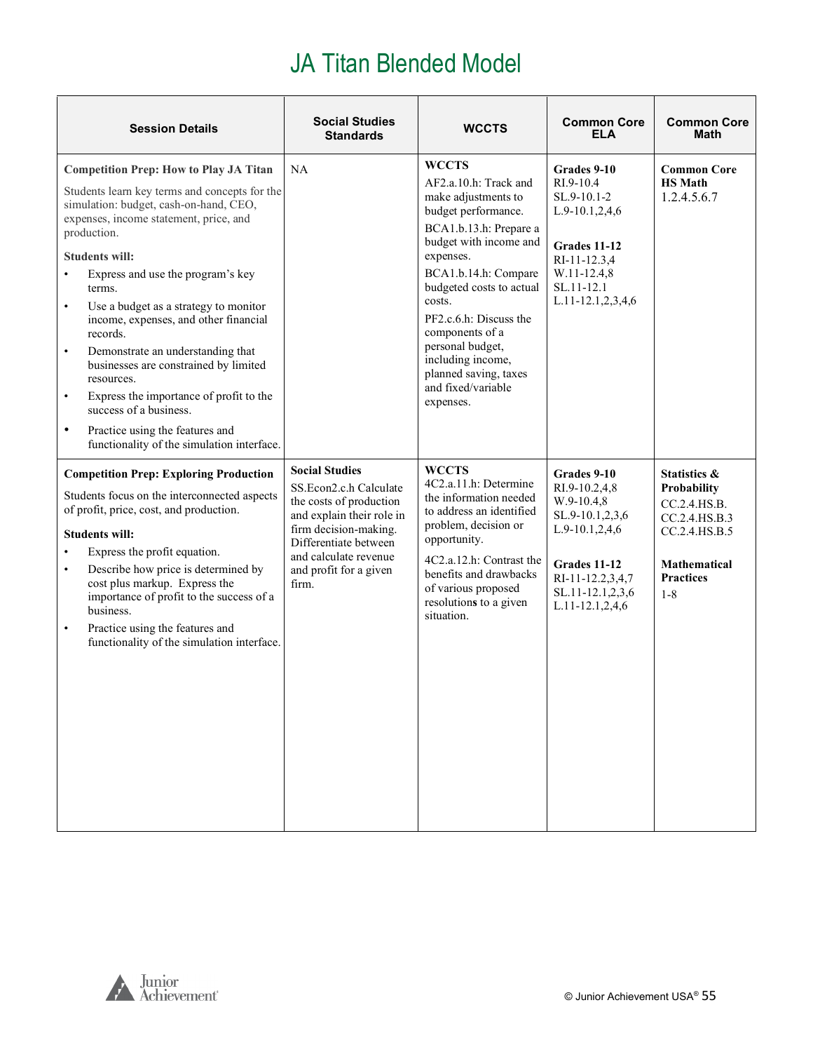# JA Titan Blended Model

| Session Details | Social Studies Standards | WCCTS | Common Core ELA | Common Core Math |
|---|---|---|---|---|
| **Competition Prep: How to Play JA Titan**<br><br>Students learn key terms and concepts for the simulation: budget, cash-on-hand, CEO, expenses, income statement, price, and production.<br><br>**Students will:**<br>• Express and use the program's key terms.<br>• Use a budget as a strategy to monitor income, expenses, and other financial records.<br>• Demonstrate an understanding that businesses are constrained by limited resources.<br>• Express the importance of profit to the success of a business.<br>• Practice using the features and functionality of the simulation interface. | NA | **WCCTS**<br>AF2.a.10.h: Track and make adjustments to budget performance.<br>BCA1.b.13.h: Prepare a budget with income and expenses.<br>BCA1.b.14.h: Compare budgeted costs to actual costs.<br>PF2.c.6.h: Discuss the components of a personal budget, including income, planned saving, taxes and fixed/variable expenses. | **Grades 9-10**<br>RI.9-10.4<br>SL.9-10.1-2<br>L.9-10.1,2,4,6<br><br>**Grades 11-12**<br>RI-11-12.3,4<br>W.11-12.4,8<br>SL.11-12.1<br>L.11-12.1,2,3,4,6 | **Common Core HS Math**<br>1.2.4.5.6.7 |
| **Competition Prep: Exploring Production**<br><br>Students focus on the interconnected aspects of profit, price, cost, and production.<br><br>**Students will:**<br>• Express the profit equation.<br>• Describe how price is determined by cost plus markup. Express the importance of profit to the success of a business.<br>• Practice using the features and functionality of the simulation interface. | **Social Studies**<br>SS.Econ2.c.h Calculate the costs of production and explain their role in firm decision-making. Differentiate between and calculate revenue and profit for a given firm. | **WCCTS**<br>4C2.a.11.h: Determine the information needed to address an identified problem, decision or opportunity.<br>4C2.a.12.h: Contrast the benefits and drawbacks of various proposed resolutions to a given situation. | **Grades 9-10**<br>RI.9-10.2,4,8<br>W.9-10.4,8<br>SL.9-10.1,2,3,6<br>L.9-10.1,2,4,6<br><br>**Grades 11-12**<br>RI-11-12.2,3,4,7<br>SL.11-12.1,2,3,6<br>L.11-12.1,2,4,6 | **Statistics & Probability**<br>CC.2.4.HS.B.<br>CC.2.4.HS.B.3<br>CC.2.4.HS.B.5<br><br>**Mathematical Practices**<br>1-8 |

© Junior Achievement USA®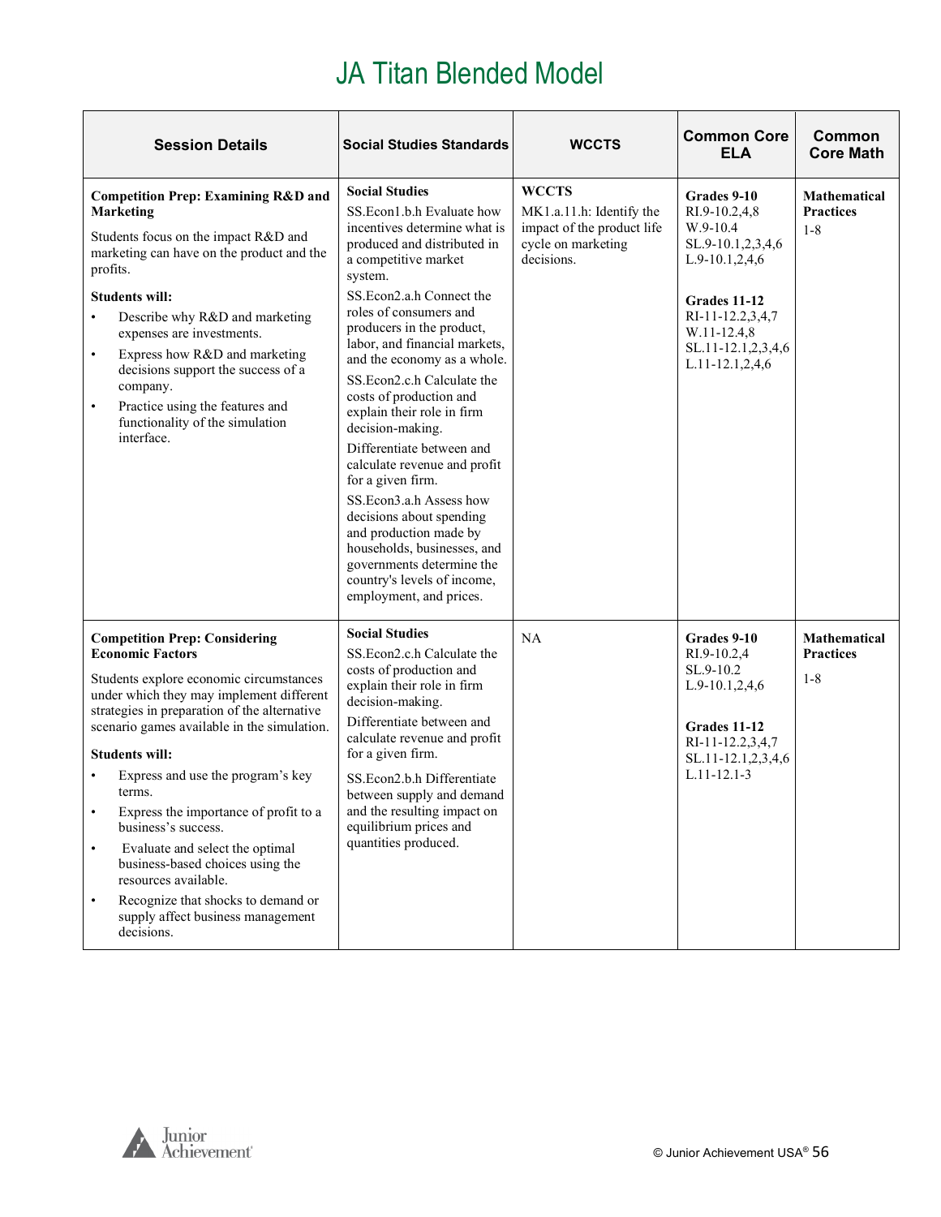# JA Titan Blended Model

| Session Details | Social Studies Standards | WCCTS | Common Core ELA | Common Core Math |
|---|---|---|---|---|
| **Competition Prep: Examining R&D and Marketing**<br><br>Students focus on the impact R&D and marketing can have on the product and the profits.<br><br>**Students will:**<br>• Describe why R&D and marketing expenses are investments.<br>• Express how R&D and marketing decisions support the success of a company.<br>• Practice using the features and functionality of the simulation interface. | **Social Studies**<br>SS.Econ1.b.h Evaluate how incentives determine what is produced and distributed in a competitive market system.<br>SS.Econ2.a.h Connect the roles of consumers and producers in the product, labor, and financial markets, and the economy as a whole.<br>SS.Econ2.c.h Calculate the costs of production and explain their role in firm decision-making.<br>Differentiate between and calculate revenue and profit for a given firm.<br>SS.Econ3.a.h Assess how decisions about spending and production made by households, businesses, and governments determine the country's levels of income, employment, and prices. | **WCCTS**<br>MK1.a.11.h: Identify the impact of the product life cycle on marketing decisions. | **Grades 9-10**<br>RI.9-10.2,4,8<br>W.9-10.4<br>SL.9-10.1,2,3,4,6<br>L.9-10.1,2,4,6<br><br>**Grades 11-12**<br>RI-11-12.2,3,4,7<br>W.11-12.4,8<br>SL.11-12.1,2,3,4,6<br>L.11-12.1,2,4,6 | **Mathematical Practices**<br>1-8 |
| **Competition Prep: Considering Economic Factors**<br><br>Students explore economic circumstances under which they may implement different strategies in preparation of the alternative scenario games available in the simulation.<br><br>**Students will:**<br>• Express and use the program's key terms.<br>• Express the importance of profit to a business's success.<br>• Evaluate and select the optimal business-based choices using the resources available.<br>• Recognize that shocks to demand or supply affect business management decisions. | **Social Studies**<br>SS.Econ2.c.h Calculate the costs of production and explain their role in firm decision-making.<br>Differentiate between and calculate revenue and profit for a given firm.<br>SS.Econ2.b.h Differentiate between supply and demand and the resulting impact on equilibrium prices and quantities produced. | NA | **Grades 9-10**<br>RI.9-10.2,4<br>SL.9-10.2<br>L.9-10.1,2,4,6<br><br>**Grades 11-12**<br>RI-11-12.2,3,4,7<br>SL.11-12.1,2,3,4,6<br>L.11-12.1-3 | **Mathematical Practices**<br>1-8 |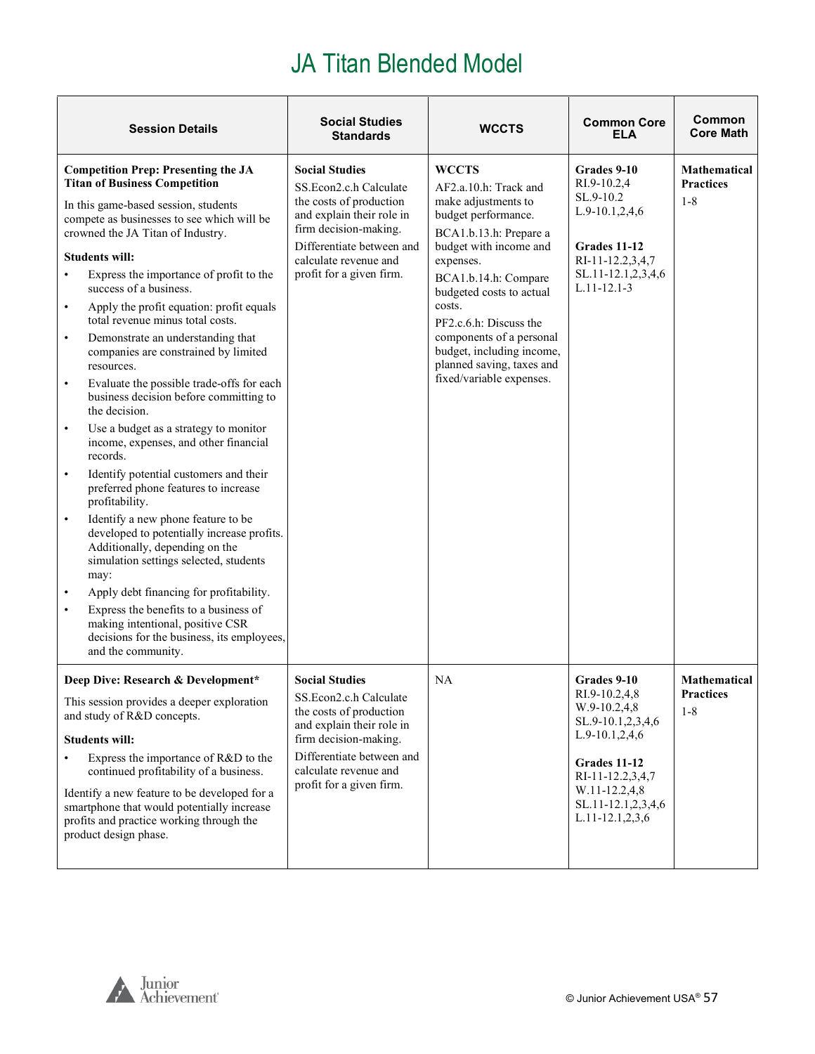# JA Titan Blended Model

| Session Details | Social Studies Standards | WCCTS | Common Core ELA | Common Core Math |
|---|---|---|---|---|
| **Competition Prep: Presenting the JA Titan of Business Competition**<br>In this game-based session, students compete as businesses to see which will be crowned the JA Titan of Industry.<br>**Students will:**<br>• Express the importance of profit to the success of a business.<br>• Apply the profit equation: profit equals total revenue minus total costs.<br>• Demonstrate an understanding that companies are constrained by limited resources.<br>• Evaluate the possible trade-offs for each business decision before committing to the decision.<br>• Use a budget as a strategy to monitor income, expenses, and other financial records.<br>• Identify potential customers and their preferred phone features to increase profitability.<br>• Identify a new phone feature to be developed to potentially increase profits. Additionally, depending on the simulation settings selected, students may:<br>• Apply debt financing for profitability.<br>• Express the benefits to a business of making intentional, positive CSR decisions for the business, its employees, and the community. | **Social Studies**<br>SS.Econ2.c.h Calculate the costs of production and explain their role in firm decision-making.<br>Differentiate between and calculate revenue and profit for a given firm. | **WCCTS**<br>AF2.a.10.h: Track and make adjustments to budget performance.<br>BCA1.b.13.h: Prepare a budget with income and expenses.<br>BCA1.b.14.h: Compare budgeted costs to actual costs.<br>PF2.c.6.h: Discuss the components of a personal budget, including income, planned saving, taxes and fixed/variable expenses. | **Grades 9-10**<br>RI.9-10.2,4<br>SL.9-10.2<br>L.9-10.1,2,4,6<br><br>**Grades 11-12**<br>RI-11-12.2,3,4,7<br>SL.11-12.1,2,3,4,6<br>L.11-12.1-3 | **Mathematical Practices**<br>1-8 |
| **Deep Dive: Research & Development***<br>This session provides a deeper exploration and study of R&D concepts.<br>**Students will:**<br>• Express the importance of R&D to the continued profitability of a business.<br>Identify a new feature to be developed for a smartphone that would potentially increase profits and practice working through the product design phase. | **Social Studies**<br>SS.Econ2.c.h Calculate the costs of production and explain their role in firm decision-making.<br>Differentiate between and calculate revenue and profit for a given firm. | NA | **Grades 9-10**<br>RI.9-10.2,4,8<br>W.9-10.2,4,8<br>SL.9-10.1,2,3,4,6<br>L.9-10.1,2,4,6<br><br>**Grades 11-12**<br>RI-11-12.2,3,4,7<br>W.11-12.2,4,8<br>SL.11-12.1,2,3,4,6<br>L.11-12.1,2,3,6 | **Mathematical Practices**<br>1-8 |

© Junior Achievement USA®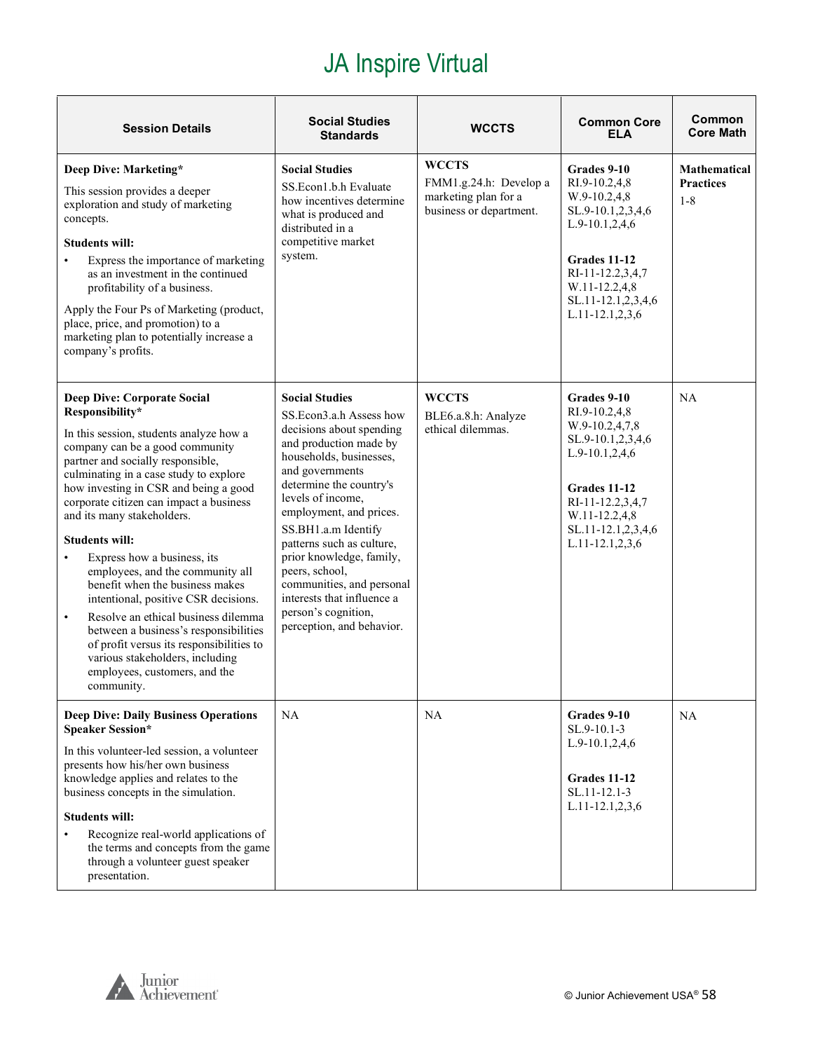# JA Inspire Virtual

| Session Details | Social Studies Standards | WCCTS | Common Core ELA | Common Core Math |
|---|---|---|---|---|
| **Deep Dive: Marketing*** <br><br> This session provides a deeper exploration and study of marketing concepts. <br><br> **Students will:** <br> • Express the importance of marketing as an investment in the continued profitability of a business. <br><br> Apply the Four Ps of Marketing (product, place, price, and promotion) to a marketing plan to potentially increase a company's profits. | **Social Studies** <br> SS.Econ1.b.h Evaluate how incentives determine what is produced and distributed in a competitive market system. | **WCCTS** <br> FMM1.g.24.h: Develop a marketing plan for a business or department. | **Grades 9-10** <br> RI.9-10.2,4,8 <br> W.9-10.2,4,8 <br> SL.9-10.1,2,3,4,6 <br> L.9-10.1,2,4,6 <br><br> **Grades 11-12** <br> RI-11-12.2,3,4,7 <br> W.11-12.2,4,8 <br> SL.11-12.1,2,3,4,6 <br> L.11-12.1,2,3,6 | **Mathematical Practices** <br> 1-8 |
| **Deep Dive: Corporate Social Responsibility*** <br><br> In this session, students analyze how a company can be a good community partner and socially responsible, culminating in a case study to explore how investing in CSR and being a good corporate citizen can impact a business and its many stakeholders. <br><br> **Students will:** <br> • Express how a business, its employees, and the community all benefit when the business makes intentional, positive CSR decisions. <br> • Resolve an ethical business dilemma between a business's responsibilities of profit versus its responsibilities to various stakeholders, including employees, customers, and the community. | **Social Studies** <br> SS.Econ3.a.h Assess how decisions about spending and production made by households, businesses, and governments determine the country's levels of income, employment, and prices. <br> SS.BH1.a.m Identify patterns such as culture, prior knowledge, family, peers, school, communities, and personal interests that influence a person's cognition, perception, and behavior. | **WCCTS** <br> BLE6.a.8.h: Analyze ethical dilemmas. | **Grades 9-10** <br> RI.9-10.2,4,8 <br> W.9-10.2,4,7,8 <br> SL.9-10.1,2,3,4,6 <br> L.9-10.1,2,4,6 <br><br> **Grades 11-12** <br> RI-11-12.2,3,4,7 <br> W.11-12.2,4,8 <br> SL.11-12.1,2,3,4,6 <br> L.11-12.1,2,3,6 | NA |
| **Deep Dive: Daily Business Operations Speaker Session*** <br><br> In this volunteer-led session, a volunteer presents how his/her own business knowledge applies and relates to the business concepts in the simulation. <br><br> **Students will:** <br> • Recognize real-world applications of the terms and concepts from the game through a volunteer guest speaker presentation. | NA | NA | **Grades 9-10** <br> SL.9-10.1-3 <br> L.9-10.1,2,4,6 <br><br> **Grades 11-12** <br> SL.11-12.1-3 <br> L.11-12.1,2,3,6 | NA |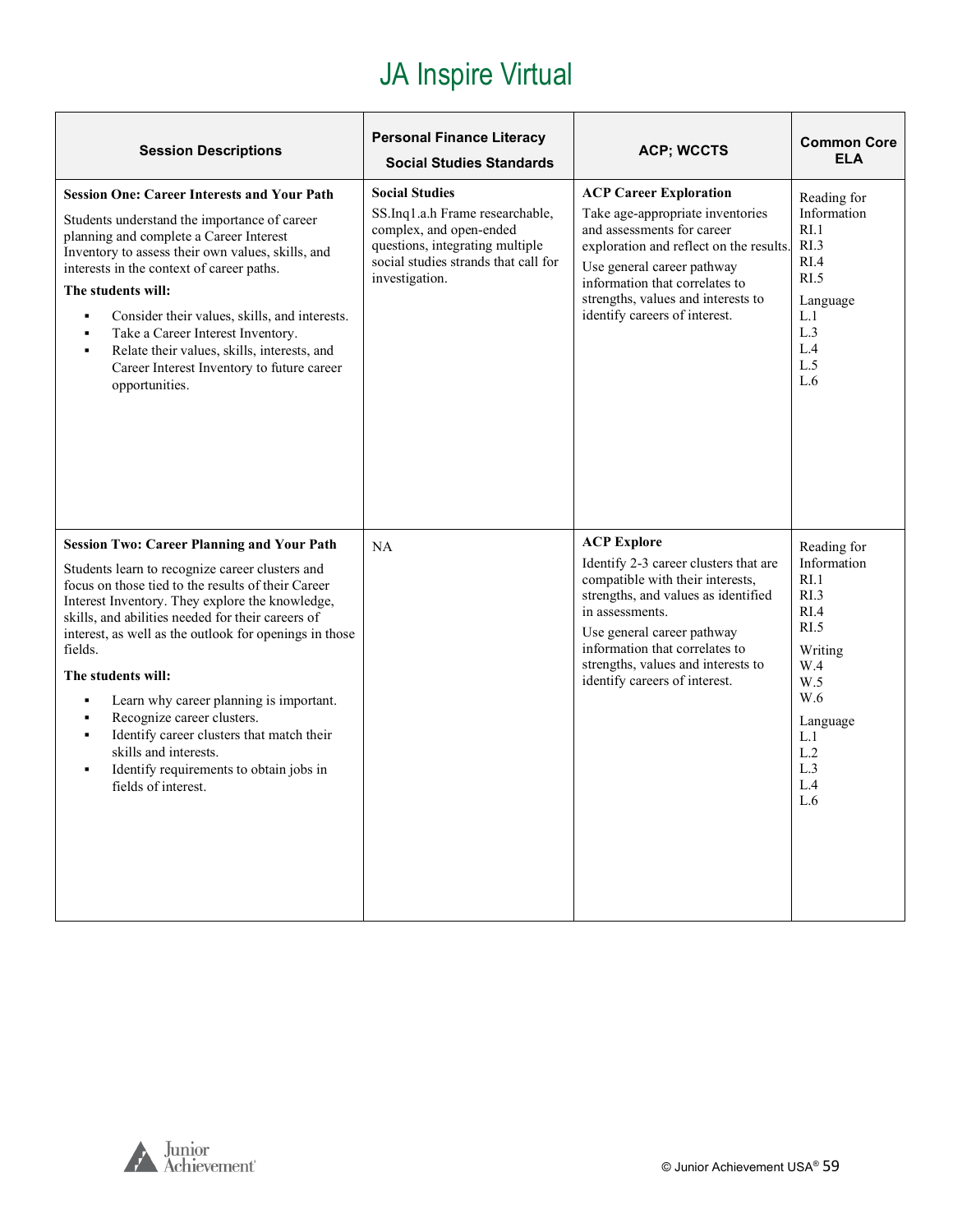# JA Inspire Virtual

| Session Descriptions | Personal Finance Literacy<br>Social Studies Standards | ACP; WCCTS | Common Core ELA |
|---|---|---|---|
| **Session One: Career Interests and Your Path**<br><br>Students understand the importance of career planning and complete a Career Interest Inventory to assess their own values, skills, and interests in the context of career paths.<br><br>**The students will:**<br>▪ Consider their values, skills, and interests.<br>▪ Take a Career Interest Inventory.<br>▪ Relate their values, skills, interests, and Career Interest Inventory to future career opportunities. | **Social Studies**<br>SS.Inq1.a.h Frame researchable, complex, and open-ended questions, integrating multiple social studies strands that call for investigation. | **ACP Career Exploration**<br>Take age-appropriate inventories and assessments for career exploration and reflect on the results.<br><br>Use general career pathway information that correlates to strengths, values and interests to identify careers of interest. | Reading for Information<br>RI.1<br>RI.3<br>RI.4<br>RI.5<br><br>Language<br>L.1<br>L.3<br>L.4<br>L.5<br>L.6 |
| **Session Two: Career Planning and Your Path**<br><br>Students learn to recognize career clusters and focus on those tied to the results of their Career Interest Inventory. They explore the knowledge, skills, and abilities needed for their careers of interest, as well as the outlook for openings in those fields.<br><br>**The students will:**<br>▪ Learn why career planning is important.<br>▪ Recognize career clusters.<br>▪ Identify career clusters that match their skills and interests.<br>▪ Identify requirements to obtain jobs in fields of interest. | NA | **ACP Explore**<br>Identify 2-3 career clusters that are compatible with their interests, strengths, and values as identified in assessments.<br><br>Use general career pathway information that correlates to strengths, values and interests to identify careers of interest. | Reading for Information<br>RI.1<br>RI.3<br>RI.4<br>RI.5<br><br>Writing<br>W.4<br>W.5<br>W.6<br><br>Language<br>L.1<br>L.2<br>L.3<br>L.4<br>L.6 |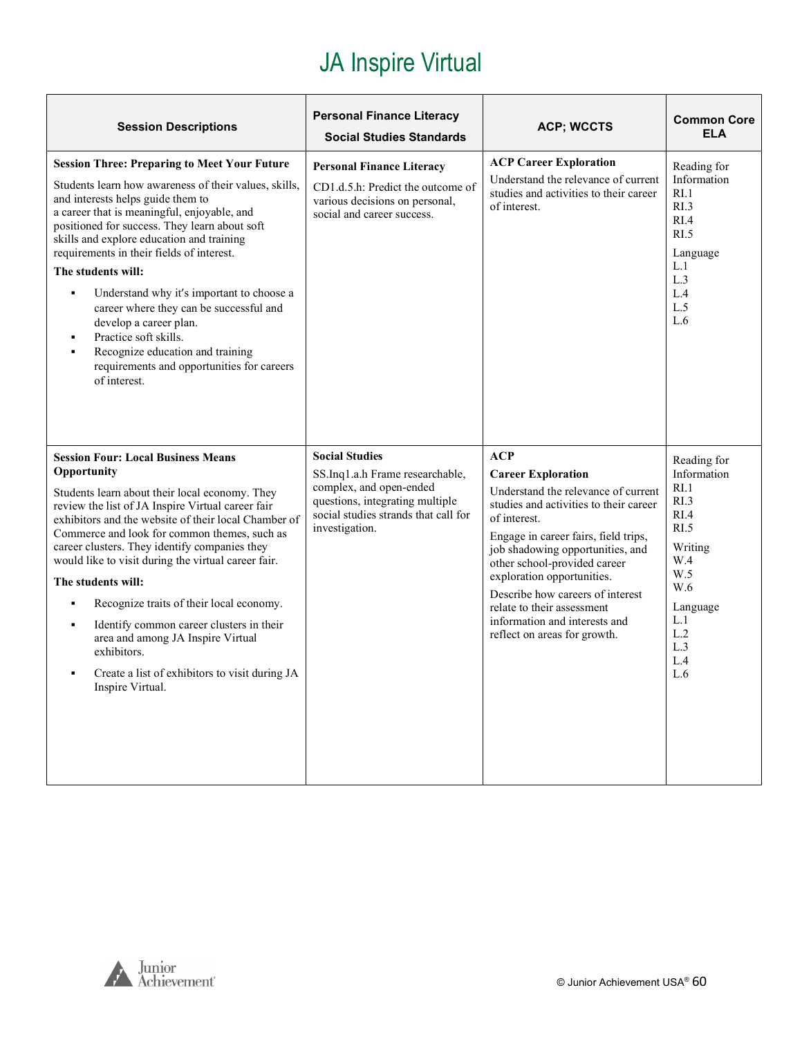# JA Inspire Virtual

| Session Descriptions | Personal Finance Literacy Social Studies Standards | ACP; WCCTS | Common Core ELA |
| --- | --- | --- | --- |
| **Session Three: Preparing to Meet Your Future**<br><br>Students learn how awareness of their values, skills, and interests helps guide them to a career that is meaningful, enjoyable, and positioned for success. They learn about soft skills and explore education and training requirements in their fields of interest.<br><br>**The students will:**<br>▪ Understand why it's important to choose a career where they can be successful and develop a career plan.<br>▪ Practice soft skills.<br>▪ Recognize education and training requirements and opportunities for careers of interest. | **Personal Finance Literacy**<br><br>CD1.d.5.h: Predict the outcome of various decisions on personal, social and career success. | **ACP Career Exploration**<br><br>Understand the relevance of current studies and activities to their career of interest. | Reading for Information<br>RI.1<br>RI.3<br>RI.4<br>RI.5<br><br>Language<br>L.1<br>L.3<br>L.4<br>L.5<br>L.6 |
| **Session Four: Local Business Means Opportunity**<br><br>Students learn about their local economy. They review the list of JA Inspire Virtual career fair exhibitors and the website of their local Chamber of Commerce and look for common themes, such as career clusters. They identify companies they would like to visit during the virtual career fair.<br><br>**The students will:**<br>▪ Recognize traits of their local economy.<br>▪ Identify common career clusters in their area and among JA Inspire Virtual exhibitors.<br>▪ Create a list of exhibitors to visit during JA Inspire Virtual. | **Social Studies**<br><br>SS.Inq1.a.h Frame researchable, complex, and open-ended questions, integrating multiple social studies strands that call for investigation. | **ACP**<br><br>**Career Exploration**<br><br>Understand the relevance of current studies and activities to their career of interest.<br><br>Engage in career fairs, field trips, job shadowing opportunities, and other school-provided career exploration opportunities.<br><br>Describe how careers of interest relate to their assessment information and interests and reflect on areas for growth. | Reading for Information<br>RI.1<br>RI.3<br>RI.4<br>RI.5<br><br>Writing<br>W.4<br>W.5<br>W.6<br><br>Language<br>L.1<br>L.2<br>L.3<br>L.4<br>L.6 |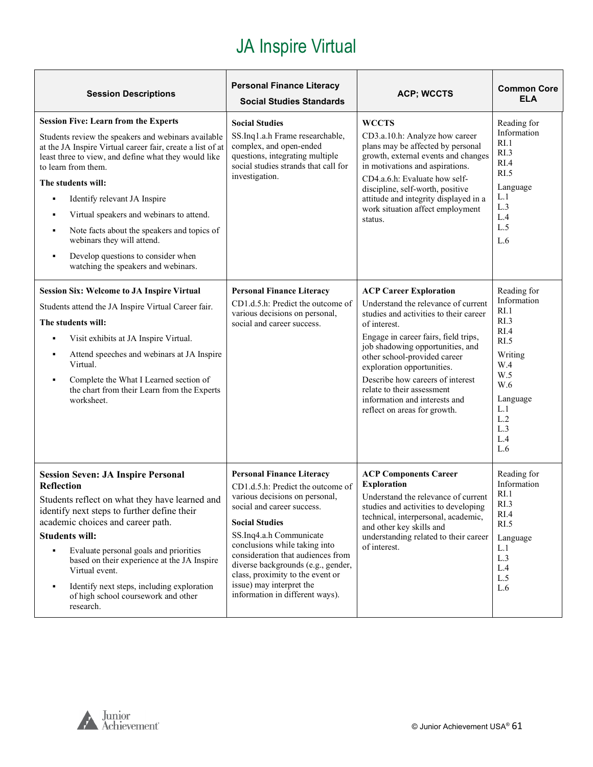# JA Inspire Virtual

| Session Descriptions | Personal Finance Literacy Social Studies Standards | ACP; WCCTS | Common Core ELA |
|---|---|---|---|
| **Session Five: Learn from the Experts**<br><br>Students review the speakers and webinars available at the JA Inspire Virtual career fair, create a list of at least three to view, and define what they would like to learn from them.<br><br>**The students will:**<br><br>▪ Identify relevant JA Inspire<br>▪ Virtual speakers and webinars to attend.<br>▪ Note facts about the speakers and topics of webinars they will attend.<br>▪ Develop questions to consider when watching the speakers and webinars. | **Social Studies**<br><br>SS.Inq1.a.h Frame researchable, complex, and open-ended questions, integrating multiple social studies strands that call for investigation. | **WCCTS**<br><br>CD3.a.10.h: Analyze how career plans may be affected by personal growth, external events and changes in motivations and aspirations.<br><br>CD4.a.6.h: Evaluate how self-discipline, self-worth, positive attitude and integrity displayed in a work situation affect employment status. | Reading for Information<br>RI.1<br>RI.3<br>RI.4<br>RI.5<br><br>Language<br>L.1<br>L.3<br>L.4<br>L.5<br>L.6 |
| **Session Six: Welcome to JA Inspire Virtual**<br><br>Students attend the JA Inspire Virtual Career fair.<br><br>**The students will:**<br><br>▪ Visit exhibits at JA Inspire Virtual.<br>▪ Attend speeches and webinars at JA Inspire Virtual.<br>▪ Complete the What I Learned section of the chart from their Learn from the Experts worksheet. | **Personal Finance Literacy**<br><br>CD1.d.5.h: Predict the outcome of various decisions on personal, social and career success. | **ACP Career Exploration**<br><br>Understand the relevance of current studies and activities to their career of interest.<br><br>Engage in career fairs, field trips, job shadowing opportunities, and other school-provided career exploration opportunities.<br><br>Describe how careers of interest relate to their assessment information and interests and reflect on areas for growth. | Reading for Information<br>RI.1<br>RI.3<br>RI.4<br>RI.5<br><br>Writing<br>W.4<br>W.5<br>W.6<br><br>Language<br>L.1<br>L.2<br>L.3<br>L.4<br>L.6 |
| **Session Seven: JA Inspire Personal Reflection**<br><br>Students reflect on what they have learned and identify next steps to further define their academic choices and career path.<br><br>**Students will:**<br><br>▪ Evaluate personal goals and priorities based on their experience at the JA Inspire Virtual event.<br>▪ Identify next steps, including exploration of high school coursework and other research. | **Personal Finance Literacy**<br><br>CD1.d.5.h: Predict the outcome of various decisions on personal, social and career success.<br><br>**Social Studies**<br><br>SS.Inq4.a.h Communicate conclusions while taking into consideration that audiences from diverse backgrounds (e.g., gender, class, proximity to the event or issue) may interpret the information in different ways). | **ACP Components Career Exploration**<br><br>Understand the relevance of current studies and activities to developing technical, interpersonal, academic, and other key skills and understanding related to their career of interest. | Reading for Information<br>RI.1<br>RI.3<br>RI.4<br>RI.5<br><br>Language<br>L.1<br>L.3<br>L.4<br>L.5<br>L.6 |